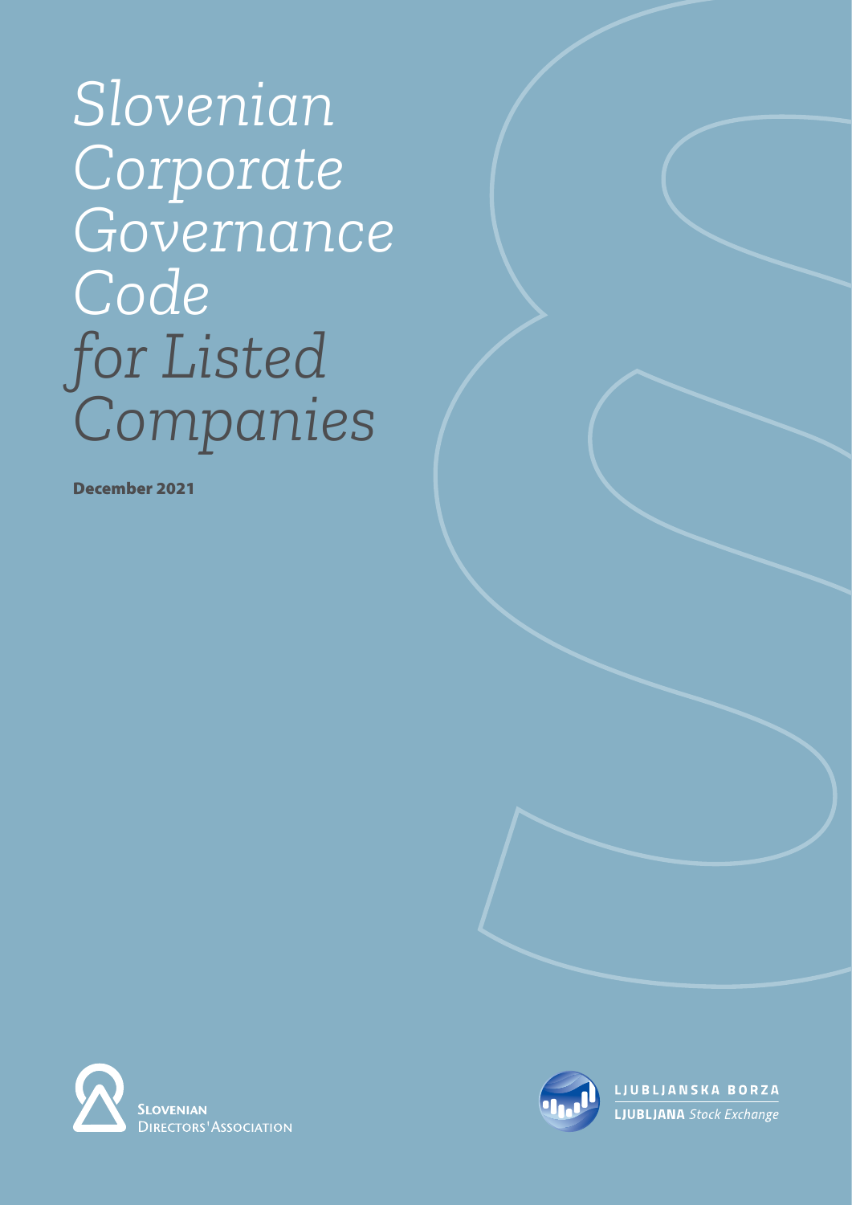# Slovenian Corporate Governance Code for Listed Companies

**December 2021**

SLOVENIAN DIRECTORS' ASSOCIATION

LJUBLJANSKA BORZA
LJUBLJANA *Stock Exchange*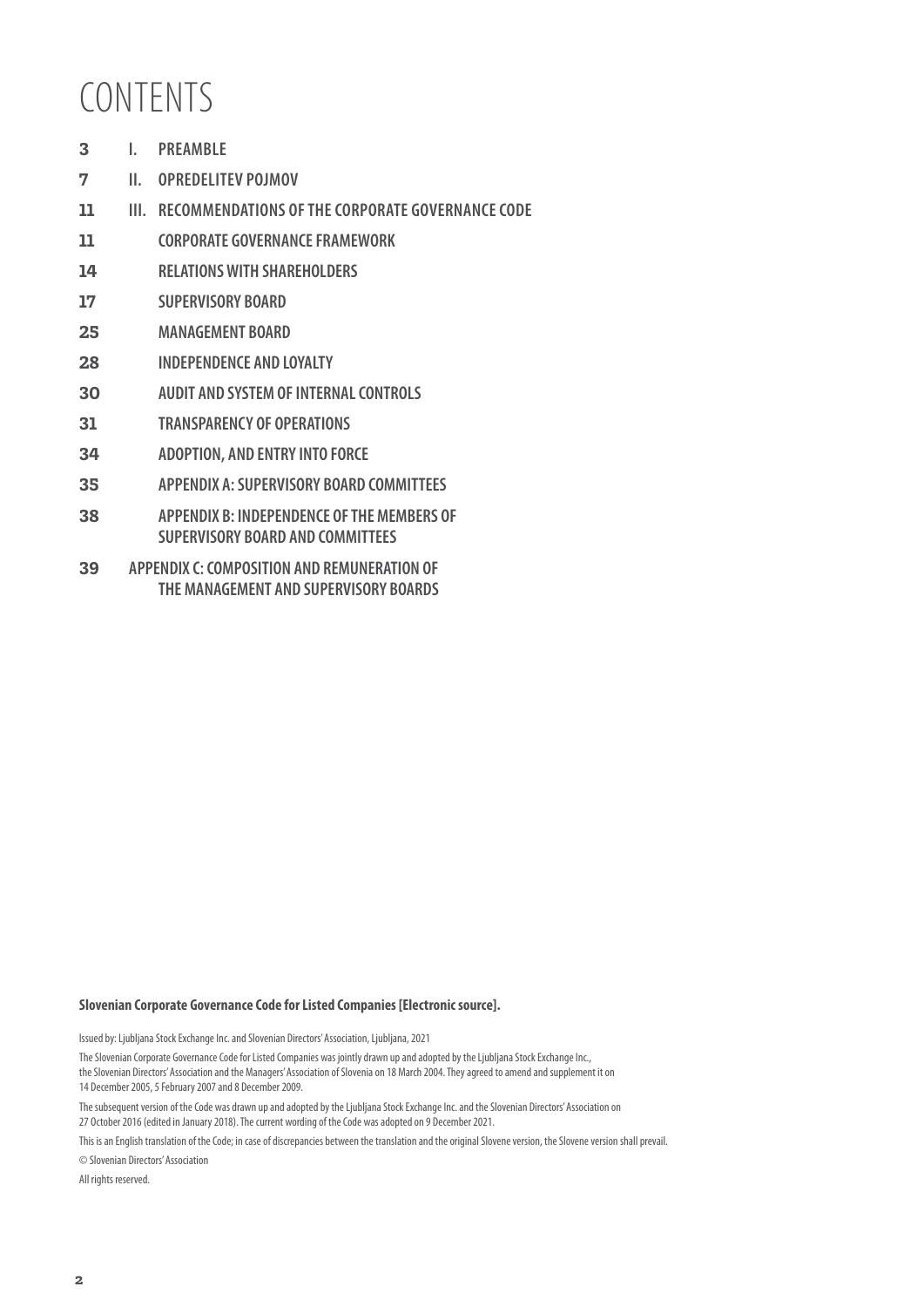# CONTENTS

| | | |
|---|---|---|
| 3 | I. | PREAMBLE |
| 7 | II. | OPREDELITEV POJMOV |
| 11 | III. | RECOMMENDATIONS OF THE CORPORATE GOVERNANCE CODE |
| 11 | | CORPORATE GOVERNANCE FRAMEWORK |
| 14 | | RELATIONS WITH SHAREHOLDERS |
| 17 | | SUPERVISORY BOARD |
| 25 | | MANAGEMENT BOARD |
| 28 | | INDEPENDENCE AND LOYALTY |
| 30 | | AUDIT AND SYSTEM OF INTERNAL CONTROLS |
| 31 | | TRANSPARENCY OF OPERATIONS |
| 34 | | ADOPTION, AND ENTRY INTO FORCE |
| 35 | | APPENDIX A: SUPERVISORY BOARD COMMITTEES |
| 38 | | APPENDIX B: INDEPENDENCE OF THE MEMBERS OF SUPERVISORY BOARD AND COMMITTEES |
| 39 | | APPENDIX C: COMPOSITION AND REMUNERATION OF THE MANAGEMENT AND SUPERVISORY BOARDS |

**Slovenian Corporate Governance Code for Listed Companies [Electronic source].**

Issued by: Ljubljana Stock Exchange Inc. and Slovenian Directors' Association, Ljubljana, 2021

The Slovenian Corporate Governance Code for Listed Companies was jointly drawn up and adopted by the Ljubljana Stock Exchange Inc., the Slovenian Directors' Association and the Managers' Association of Slovenia on 18 March 2004. They agreed to amend and supplement it on 14 December 2005, 5 February 2007 and 8 December 2009.

The subsequent version of the Code was drawn up and adopted by the Ljubljana Stock Exchange Inc. and the Slovenian Directors' Association on 27 October 2016 (edited in January 2018). The current wording of the Code was adopted on 9 December 2021.

This is an English translation of the Code; in case of discrepancies between the translation and the original Slovene version, the Slovene version shall prevail.

© Slovenian Directors' Association

All rights reserved.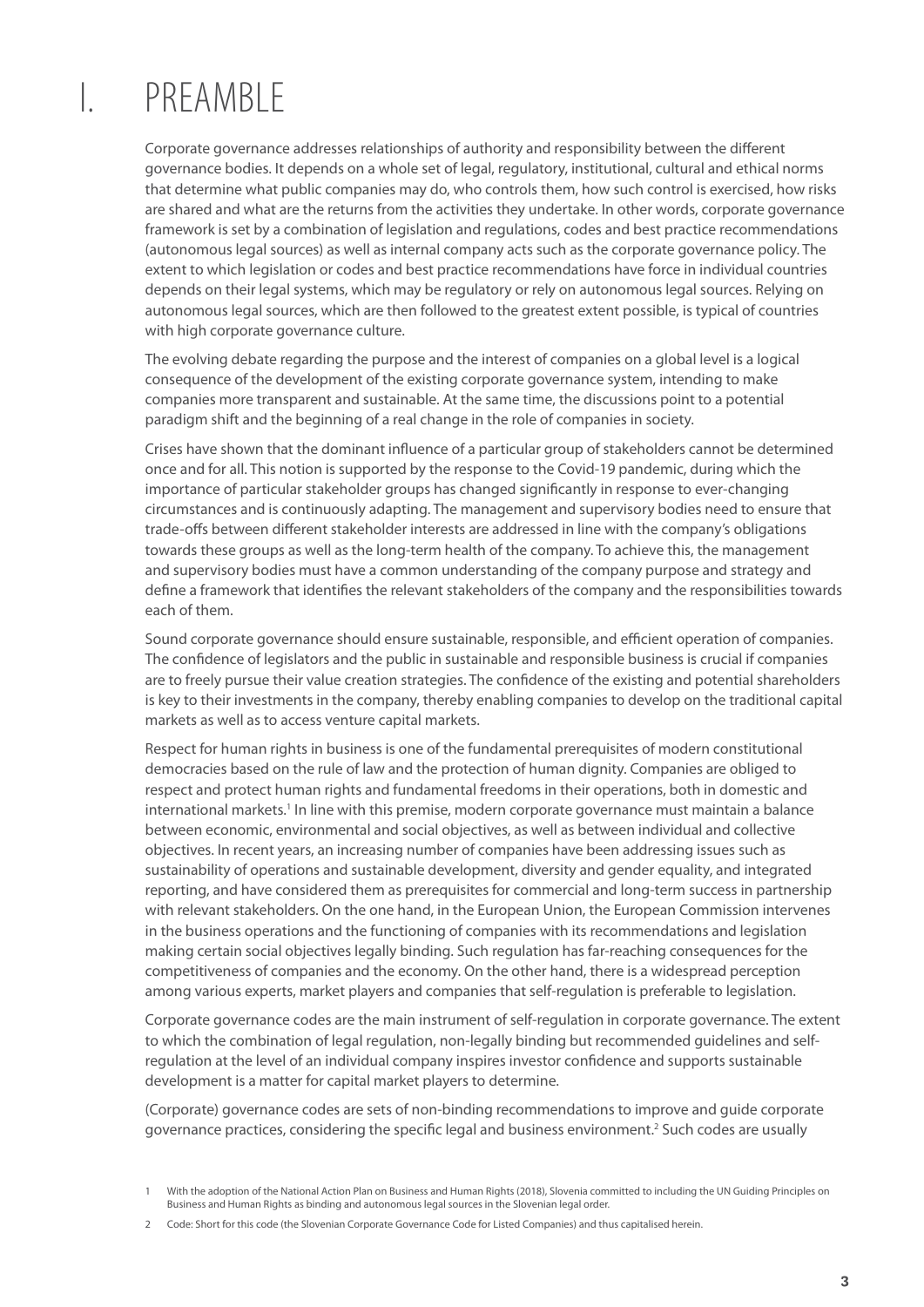# I. PREAMBLE

Corporate governance addresses relationships of authority and responsibility between the different governance bodies. It depends on a whole set of legal, regulatory, institutional, cultural and ethical norms that determine what public companies may do, who controls them, how such control is exercised, how risks are shared and what are the returns from the activities they undertake. In other words, corporate governance framework is set by a combination of legislation and regulations, codes and best practice recommendations (autonomous legal sources) as well as internal company acts such as the corporate governance policy. The extent to which legislation or codes and best practice recommendations have force in individual countries depends on their legal systems, which may be regulatory or rely on autonomous legal sources. Relying on autonomous legal sources, which are then followed to the greatest extent possible, is typical of countries with high corporate governance culture.

The evolving debate regarding the purpose and the interest of companies on a global level is a logical consequence of the development of the existing corporate governance system, intending to make companies more transparent and sustainable. At the same time, the discussions point to a potential paradigm shift and the beginning of a real change in the role of companies in society.

Crises have shown that the dominant influence of a particular group of stakeholders cannot be determined once and for all. This notion is supported by the response to the Covid-19 pandemic, during which the importance of particular stakeholder groups has changed significantly in response to ever-changing circumstances and is continuously adapting. The management and supervisory bodies need to ensure that trade-offs between different stakeholder interests are addressed in line with the company's obligations towards these groups as well as the long-term health of the company. To achieve this, the management and supervisory bodies must have a common understanding of the company purpose and strategy and define a framework that identifies the relevant stakeholders of the company and the responsibilities towards each of them.

Sound corporate governance should ensure sustainable, responsible, and efficient operation of companies. The confidence of legislators and the public in sustainable and responsible business is crucial if companies are to freely pursue their value creation strategies. The confidence of the existing and potential shareholders is key to their investments in the company, thereby enabling companies to develop on the traditional capital markets as well as to access venture capital markets.

Respect for human rights in business is one of the fundamental prerequisites of modern constitutional democracies based on the rule of law and the protection of human dignity. Companies are obliged to respect and protect human rights and fundamental freedoms in their operations, both in domestic and international markets.[1] In line with this premise, modern corporate governance must maintain a balance between economic, environmental and social objectives, as well as between individual and collective objectives. In recent years, an increasing number of companies have been addressing issues such as sustainability of operations and sustainable development, diversity and gender equality, and integrated reporting, and have considered them as prerequisites for commercial and long-term success in partnership with relevant stakeholders. On the one hand, in the European Union, the European Commission intervenes in the business operations and the functioning of companies with its recommendations and legislation making certain social objectives legally binding. Such regulation has far-reaching consequences for the competitiveness of companies and the economy. On the other hand, there is a widespread perception among various experts, market players and companies that self-regulation is preferable to legislation.

Corporate governance codes are the main instrument of self-regulation in corporate governance. The extent to which the combination of legal regulation, non-legally binding but recommended guidelines and self-regulation at the level of an individual company inspires investor confidence and supports sustainable development is a matter for capital market players to determine.

(Corporate) governance codes are sets of non-binding recommendations to improve and guide corporate governance practices, considering the specific legal and business environment.[2] Such codes are usually

---

1 With the adoption of the National Action Plan on Business and Human Rights (2018), Slovenia committed to including the UN Guiding Principles on Business and Human Rights as binding and autonomous legal sources in the Slovenian legal order.

2 Code: Short for this code (the Slovenian Corporate Governance Code for Listed Companies) and thus capitalised herein.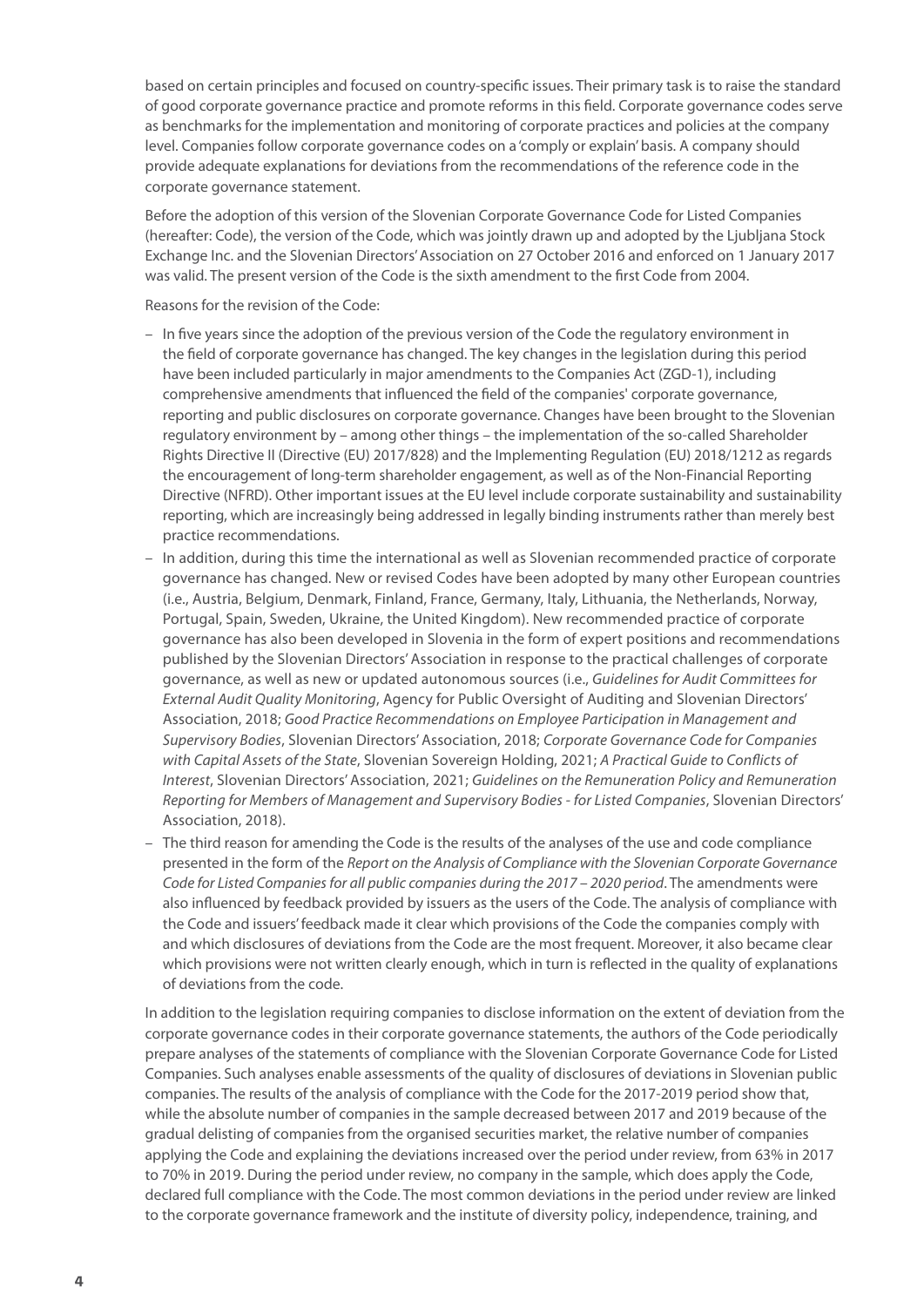based on certain principles and focused on country-specific issues. Their primary task is to raise the standard of good corporate governance practice and promote reforms in this field. Corporate governance codes serve as benchmarks for the implementation and monitoring of corporate practices and policies at the company level. Companies follow corporate governance codes on a 'comply or explain' basis. A company should provide adequate explanations for deviations from the recommendations of the reference code in the corporate governance statement.

Before the adoption of this version of the Slovenian Corporate Governance Code for Listed Companies (hereafter: Code), the version of the Code, which was jointly drawn up and adopted by the Ljubljana Stock Exchange Inc. and the Slovenian Directors' Association on 27 October 2016 and enforced on 1 January 2017 was valid. The present version of the Code is the sixth amendment to the first Code from 2004.

Reasons for the revision of the Code:

- In five years since the adoption of the previous version of the Code the regulatory environment in the field of corporate governance has changed. The key changes in the legislation during this period have been included particularly in major amendments to the Companies Act (ZGD-1), including comprehensive amendments that influenced the field of the companies' corporate governance, reporting and public disclosures on corporate governance. Changes have been brought to the Slovenian regulatory environment by – among other things – the implementation of the so-called Shareholder Rights Directive II (Directive (EU) 2017/828) and the Implementing Regulation (EU) 2018/1212 as regards the encouragement of long-term shareholder engagement, as well as of the Non-Financial Reporting Directive (NFRD). Other important issues at the EU level include corporate sustainability and sustainability reporting, which are increasingly being addressed in legally binding instruments rather than merely best practice recommendations.
- In addition, during this time the international as well as Slovenian recommended practice of corporate governance has changed. New or revised Codes have been adopted by many other European countries (i.e., Austria, Belgium, Denmark, Finland, France, Germany, Italy, Lithuania, the Netherlands, Norway, Portugal, Spain, Sweden, Ukraine, the United Kingdom). New recommended practice of corporate governance has also been developed in Slovenia in the form of expert positions and recommendations published by the Slovenian Directors' Association in response to the practical challenges of corporate governance, as well as new or updated autonomous sources (i.e., *Guidelines for Audit Committees for External Audit Quality Monitoring*, Agency for Public Oversight of Auditing and Slovenian Directors' Association, 2018; *Good Practice Recommendations on Employee Participation in Management and Supervisory Bodies*, Slovenian Directors' Association, 2018; *Corporate Governance Code for Companies with Capital Assets of the State*, Slovenian Sovereign Holding, 2021; *A Practical Guide to Conflicts of Interest*, Slovenian Directors' Association, 2021; *Guidelines on the Remuneration Policy and Remuneration Reporting for Members of Management and Supervisory Bodies - for Listed Companies*, Slovenian Directors' Association, 2018).
- The third reason for amending the Code is the results of the analyses of the use and code compliance presented in the form of the *Report on the Analysis of Compliance with the Slovenian Corporate Governance Code for Listed Companies for all public companies during the 2017 – 2020 period*. The amendments were also influenced by feedback provided by issuers as the users of the Code. The analysis of compliance with the Code and issuers' feedback made it clear which provisions of the Code the companies comply with and which disclosures of deviations from the Code are the most frequent. Moreover, it also became clear which provisions were not written clearly enough, which in turn is reflected in the quality of explanations of deviations from the code.

In addition to the legislation requiring companies to disclose information on the extent of deviation from the corporate governance codes in their corporate governance statements, the authors of the Code periodically prepare analyses of the statements of compliance with the Slovenian Corporate Governance Code for Listed Companies. Such analyses enable assessments of the quality of disclosures of deviations in Slovenian public companies. The results of the analysis of compliance with the Code for the 2017-2019 period show that, while the absolute number of companies in the sample decreased between 2017 and 2019 because of the gradual delisting of companies from the organised securities market, the relative number of companies applying the Code and explaining the deviations increased over the period under review, from 63% in 2017 to 70% in 2019. During the period under review, no company in the sample, which does apply the Code, declared full compliance with the Code. The most common deviations in the period under review are linked to the corporate governance framework and the institute of diversity policy, independence, training, and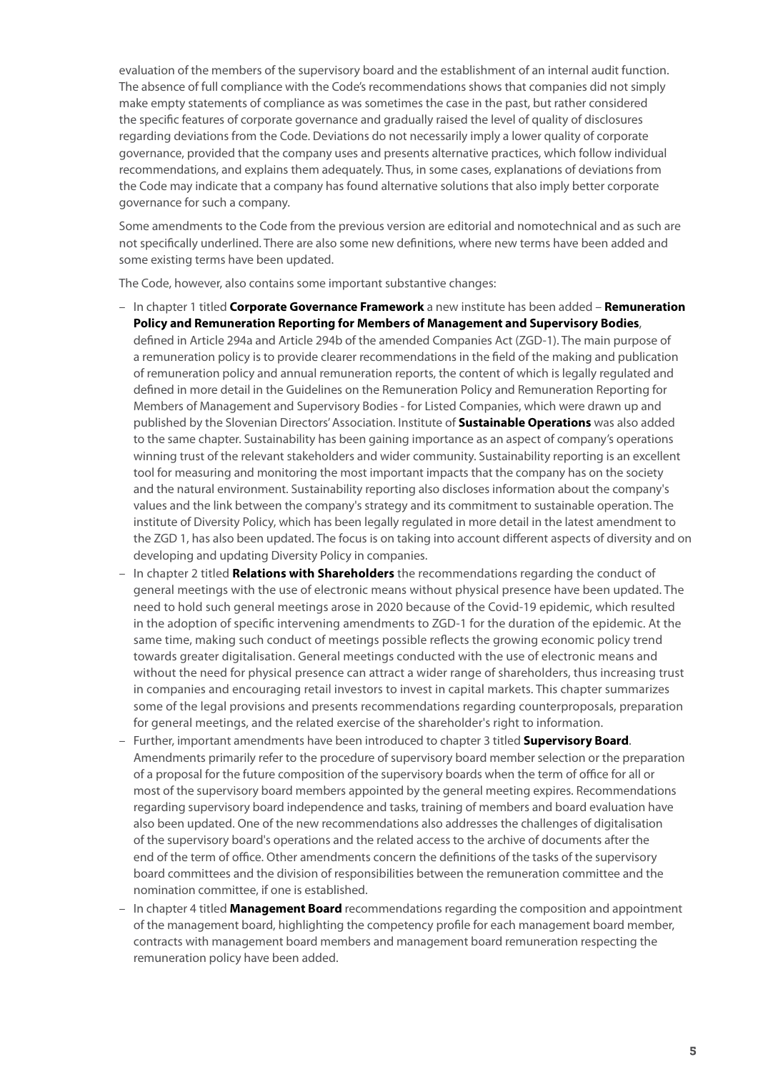evaluation of the members of the supervisory board and the establishment of an internal audit function. The absence of full compliance with the Code's recommendations shows that companies did not simply make empty statements of compliance as was sometimes the case in the past, but rather considered the specific features of corporate governance and gradually raised the level of quality of disclosures regarding deviations from the Code. Deviations do not necessarily imply a lower quality of corporate governance, provided that the company uses and presents alternative practices, which follow individual recommendations, and explains them adequately. Thus, in some cases, explanations of deviations from the Code may indicate that a company has found alternative solutions that also imply better corporate governance for such a company.

Some amendments to the Code from the previous version are editorial and nomotechnical and as such are not specifically underlined. There are also some new definitions, where new terms have been added and some existing terms have been updated.

The Code, however, also contains some important substantive changes:

– In chapter 1 titled **Corporate Governance Framework** a new institute has been added – **Remuneration Policy and Remuneration Reporting for Members of Management and Supervisory Bodies**, defined in Article 294a and Article 294b of the amended Companies Act (ZGD-1). The main purpose of a remuneration policy is to provide clearer recommendations in the field of the making and publication of remuneration policy and annual remuneration reports, the content of which is legally regulated and defined in more detail in the Guidelines on the Remuneration Policy and Remuneration Reporting for Members of Management and Supervisory Bodies - for Listed Companies, which were drawn up and published by the Slovenian Directors' Association. Institute of **Sustainable Operations** was also added to the same chapter. Sustainability has been gaining importance as an aspect of company's operations winning trust of the relevant stakeholders and wider community. Sustainability reporting is an excellent tool for measuring and monitoring the most important impacts that the company has on the society and the natural environment. Sustainability reporting also discloses information about the company's values and the link between the company's strategy and its commitment to sustainable operation. The institute of Diversity Policy, which has been legally regulated in more detail in the latest amendment to the ZGD 1, has also been updated. The focus is on taking into account different aspects of diversity and on developing and updating Diversity Policy in companies.
– In chapter 2 titled **Relations with Shareholders** the recommendations regarding the conduct of general meetings with the use of electronic means without physical presence have been updated. The need to hold such general meetings arose in 2020 because of the Covid-19 epidemic, which resulted in the adoption of specific intervening amendments to ZGD-1 for the duration of the epidemic. At the same time, making such conduct of meetings possible reflects the growing economic policy trend towards greater digitalisation. General meetings conducted with the use of electronic means and without the need for physical presence can attract a wider range of shareholders, thus increasing trust in companies and encouraging retail investors to invest in capital markets. This chapter summarizes some of the legal provisions and presents recommendations regarding counterproposals, preparation for general meetings, and the related exercise of the shareholder's right to information.
– Further, important amendments have been introduced to chapter 3 titled **Supervisory Board**. Amendments primarily refer to the procedure of supervisory board member selection or the preparation of a proposal for the future composition of the supervisory boards when the term of office for all or most of the supervisory board members appointed by the general meeting expires. Recommendations regarding supervisory board independence and tasks, training of members and board evaluation have also been updated. One of the new recommendations also addresses the challenges of digitalisation of the supervisory board's operations and the related access to the archive of documents after the end of the term of office. Other amendments concern the definitions of the tasks of the supervisory board committees and the division of responsibilities between the remuneration committee and the nomination committee, if one is established.
– In chapter 4 titled **Management Board** recommendations regarding the composition and appointment of the management board, highlighting the competency profile for each management board member, contracts with management board members and management board remuneration respecting the remuneration policy have been added.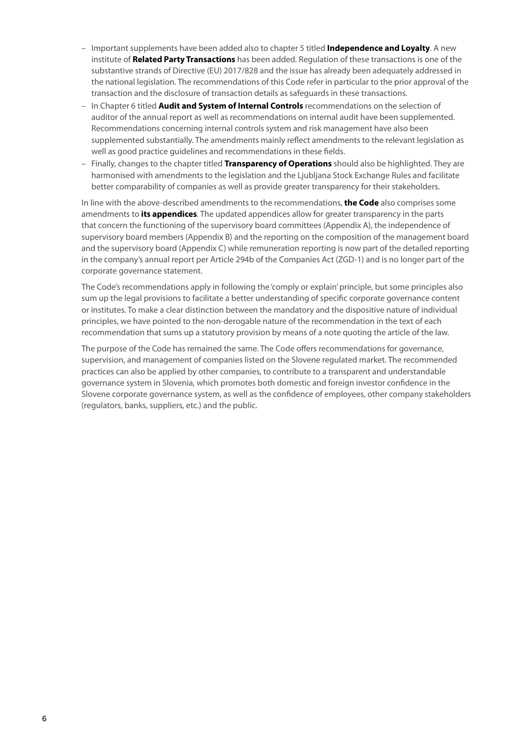- Important supplements have been added also to chapter 5 titled **Independence and Loyalty**. A new institute of **Related Party Transactions** has been added. Regulation of these transactions is one of the substantive strands of Directive (EU) 2017/828 and the issue has already been adequately addressed in the national legislation. The recommendations of this Code refer in particular to the prior approval of the transaction and the disclosure of transaction details as safeguards in these transactions.
- In Chapter 6 titled **Audit and System of Internal Controls** recommendations on the selection of auditor of the annual report as well as recommendations on internal audit have been supplemented. Recommendations concerning internal controls system and risk management have also been supplemented substantially. The amendments mainly reflect amendments to the relevant legislation as well as good practice guidelines and recommendations in these fields.
- Finally, changes to the chapter titled **Transparency of Operations** should also be highlighted. They are harmonised with amendments to the legislation and the Ljubljana Stock Exchange Rules and facilitate better comparability of companies as well as provide greater transparency for their stakeholders.

In line with the above-described amendments to the recommendations, **the Code** also comprises some amendments to **its appendices**. The updated appendices allow for greater transparency in the parts that concern the functioning of the supervisory board committees (Appendix A), the independence of supervisory board members (Appendix B) and the reporting on the composition of the management board and the supervisory board (Appendix C) while remuneration reporting is now part of the detailed reporting in the company's annual report per Article 294b of the Companies Act (ZGD-1) and is no longer part of the corporate governance statement.

The Code's recommendations apply in following the 'comply or explain' principle, but some principles also sum up the legal provisions to facilitate a better understanding of specific corporate governance content or institutes. To make a clear distinction between the mandatory and the dispositive nature of individual principles, we have pointed to the non-derogable nature of the recommendation in the text of each recommendation that sums up a statutory provision by means of a note quoting the article of the law.

The purpose of the Code has remained the same. The Code offers recommendations for governance, supervision, and management of companies listed on the Slovene regulated market. The recommended practices can also be applied by other companies, to contribute to a transparent and understandable governance system in Slovenia, which promotes both domestic and foreign investor confidence in the Slovene corporate governance system, as well as the confidence of employees, other company stakeholders (regulators, banks, suppliers, etc.) and the public.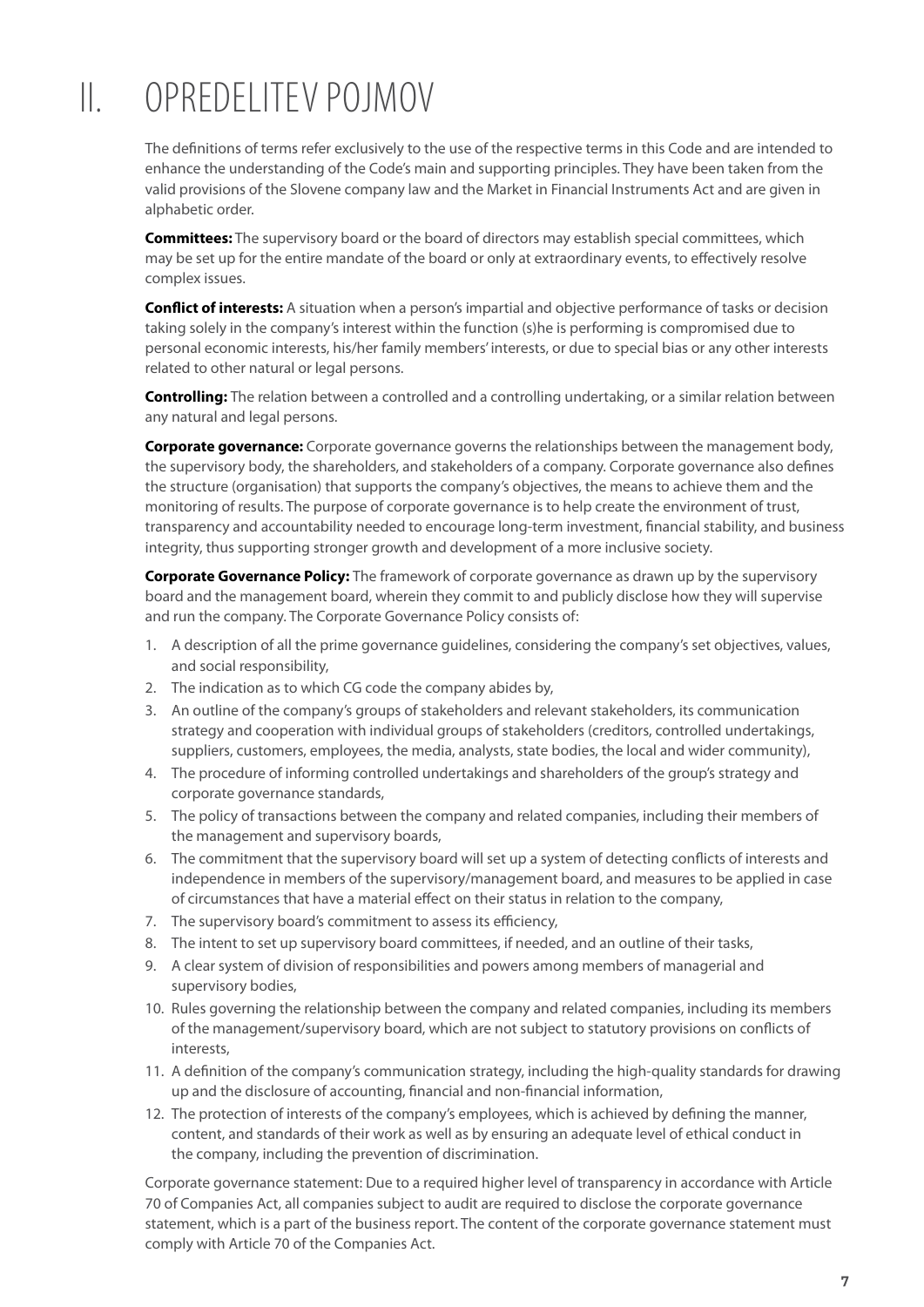# II. OPREDELITEV POJMOV

The definitions of terms refer exclusively to the use of the respective terms in this Code and are intended to enhance the understanding of the Code's main and supporting principles. They have been taken from the valid provisions of the Slovene company law and the Market in Financial Instruments Act and are given in alphabetic order.

**Committees:** The supervisory board or the board of directors may establish special committees, which may be set up for the entire mandate of the board or only at extraordinary events, to effectively resolve complex issues.

**Conflict of interests:** A situation when a person's impartial and objective performance of tasks or decision taking solely in the company's interest within the function (s)he is performing is compromised due to personal economic interests, his/her family members' interests, or due to special bias or any other interests related to other natural or legal persons.

**Controlling:** The relation between a controlled and a controlling undertaking, or a similar relation between any natural and legal persons.

**Corporate governance:** Corporate governance governs the relationships between the management body, the supervisory body, the shareholders, and stakeholders of a company. Corporate governance also defines the structure (organisation) that supports the company's objectives, the means to achieve them and the monitoring of results. The purpose of corporate governance is to help create the environment of trust, transparency and accountability needed to encourage long-term investment, financial stability, and business integrity, thus supporting stronger growth and development of a more inclusive society.

**Corporate Governance Policy:** The framework of corporate governance as drawn up by the supervisory board and the management board, wherein they commit to and publicly disclose how they will supervise and run the company. The Corporate Governance Policy consists of:

1. A description of all the prime governance guidelines, considering the company's set objectives, values, and social responsibility,
2. The indication as to which CG code the company abides by,
3. An outline of the company's groups of stakeholders and relevant stakeholders, its communication strategy and cooperation with individual groups of stakeholders (creditors, controlled undertakings, suppliers, customers, employees, the media, analysts, state bodies, the local and wider community),
4. The procedure of informing controlled undertakings and shareholders of the group's strategy and corporate governance standards,
5. The policy of transactions between the company and related companies, including their members of the management and supervisory boards,
6. The commitment that the supervisory board will set up a system of detecting conflicts of interests and independence in members of the supervisory/management board, and measures to be applied in case of circumstances that have a material effect on their status in relation to the company,
7. The supervisory board's commitment to assess its efficiency,
8. The intent to set up supervisory board committees, if needed, and an outline of their tasks,
9. A clear system of division of responsibilities and powers among members of managerial and supervisory bodies,
10. Rules governing the relationship between the company and related companies, including its members of the management/supervisory board, which are not subject to statutory provisions on conflicts of interests,
11. A definition of the company's communication strategy, including the high-quality standards for drawing up and the disclosure of accounting, financial and non-financial information,
12. The protection of interests of the company's employees, which is achieved by defining the manner, content, and standards of their work as well as by ensuring an adequate level of ethical conduct in the company, including the prevention of discrimination.

Corporate governance statement: Due to a required higher level of transparency in accordance with Article 70 of Companies Act, all companies subject to audit are required to disclose the corporate governance statement, which is a part of the business report. The content of the corporate governance statement must comply with Article 70 of the Companies Act.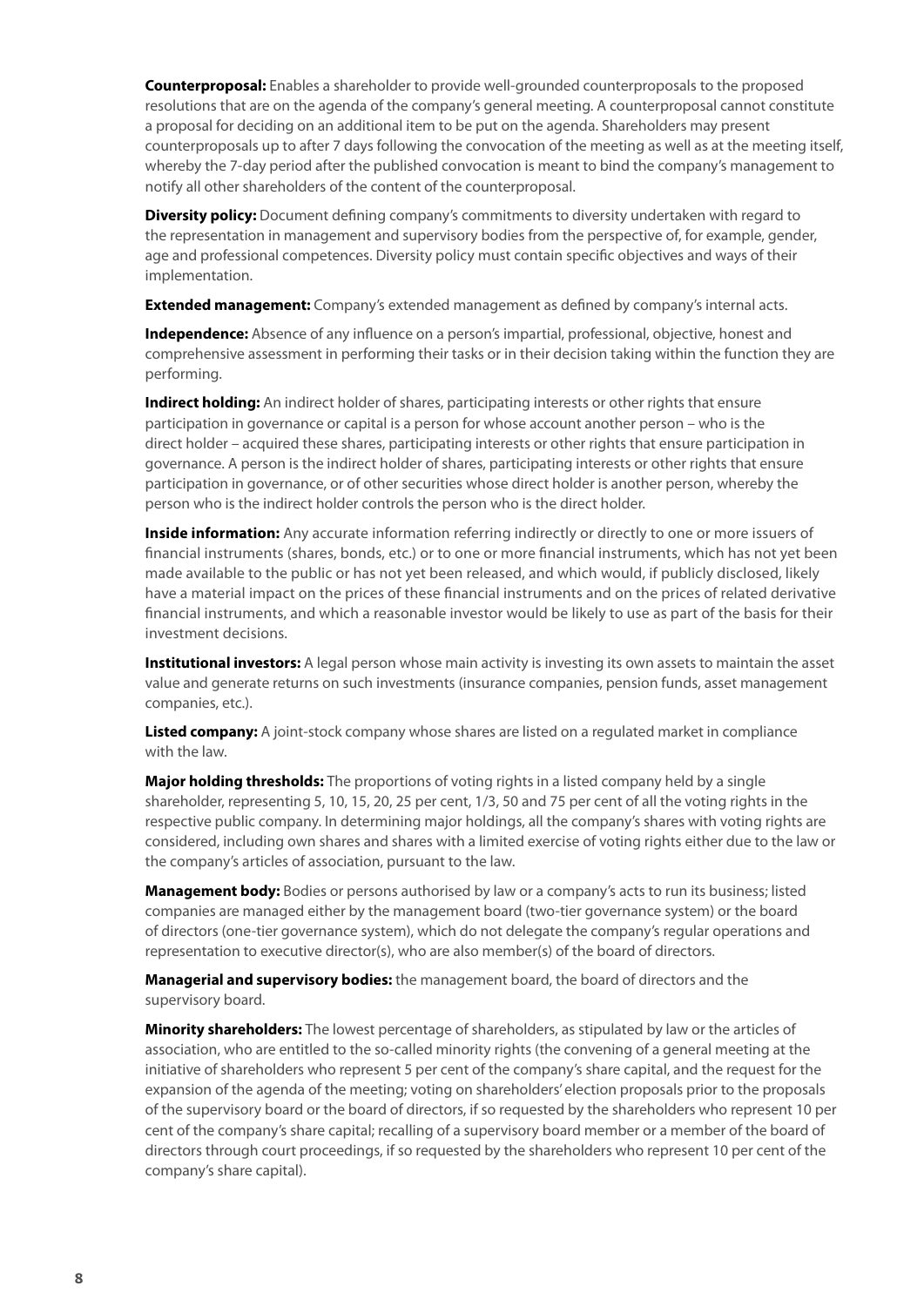**Counterproposal:** Enables a shareholder to provide well-grounded counterproposals to the proposed resolutions that are on the agenda of the company's general meeting. A counterproposal cannot constitute a proposal for deciding on an additional item to be put on the agenda. Shareholders may present counterproposals up to after 7 days following the convocation of the meeting as well as at the meeting itself, whereby the 7-day period after the published convocation is meant to bind the company's management to notify all other shareholders of the content of the counterproposal.

**Diversity policy:** Document defining company's commitments to diversity undertaken with regard to the representation in management and supervisory bodies from the perspective of, for example, gender, age and professional competences. Diversity policy must contain specific objectives and ways of their implementation.

**Extended management:** Company's extended management as defined by company's internal acts.

**Independence:** Absence of any influence on a person's impartial, professional, objective, honest and comprehensive assessment in performing their tasks or in their decision taking within the function they are performing.

**Indirect holding:** An indirect holder of shares, participating interests or other rights that ensure participation in governance or capital is a person for whose account another person – who is the direct holder – acquired these shares, participating interests or other rights that ensure participation in governance. A person is the indirect holder of shares, participating interests or other rights that ensure participation in governance, or of other securities whose direct holder is another person, whereby the person who is the indirect holder controls the person who is the direct holder.

**Inside information:** Any accurate information referring indirectly or directly to one or more issuers of financial instruments (shares, bonds, etc.) or to one or more financial instruments, which has not yet been made available to the public or has not yet been released, and which would, if publicly disclosed, likely have a material impact on the prices of these financial instruments and on the prices of related derivative financial instruments, and which a reasonable investor would be likely to use as part of the basis for their investment decisions.

**Institutional investors:** A legal person whose main activity is investing its own assets to maintain the asset value and generate returns on such investments (insurance companies, pension funds, asset management companies, etc.).

**Listed company:** A joint-stock company whose shares are listed on a regulated market in compliance with the law.

**Major holding thresholds:** The proportions of voting rights in a listed company held by a single shareholder, representing 5, 10, 15, 20, 25 per cent, 1/3, 50 and 75 per cent of all the voting rights in the respective public company. In determining major holdings, all the company's shares with voting rights are considered, including own shares and shares with a limited exercise of voting rights either due to the law or the company's articles of association, pursuant to the law.

**Management body:** Bodies or persons authorised by law or a company's acts to run its business; listed companies are managed either by the management board (two-tier governance system) or the board of directors (one-tier governance system), which do not delegate the company's regular operations and representation to executive director(s), who are also member(s) of the board of directors.

**Managerial and supervisory bodies:** the management board, the board of directors and the supervisory board.

**Minority shareholders:** The lowest percentage of shareholders, as stipulated by law or the articles of association, who are entitled to the so-called minority rights (the convening of a general meeting at the initiative of shareholders who represent 5 per cent of the company's share capital, and the request for the expansion of the agenda of the meeting; voting on shareholders' election proposals prior to the proposals of the supervisory board or the board of directors, if so requested by the shareholders who represent 10 per cent of the company's share capital; recalling of a supervisory board member or a member of the board of directors through court proceedings, if so requested by the shareholders who represent 10 per cent of the company's share capital).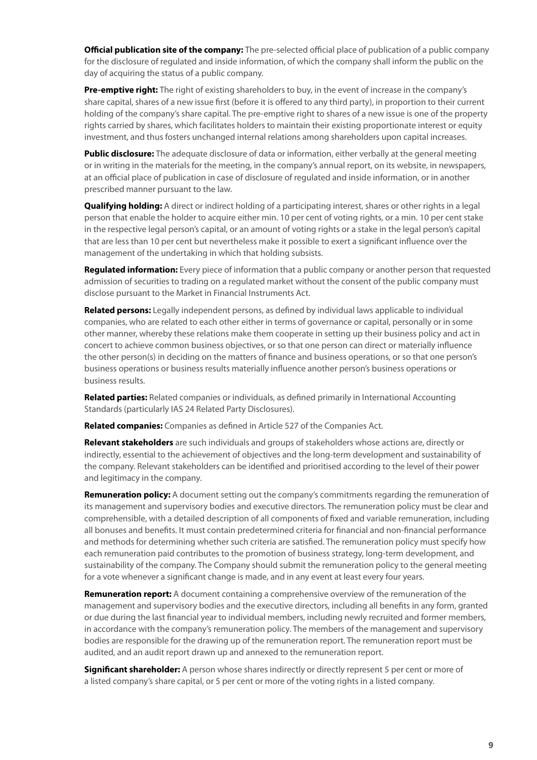**Official publication site of the company:** The pre-selected official place of publication of a public company for the disclosure of regulated and inside information, of which the company shall inform the public on the day of acquiring the status of a public company.

**Pre-emptive right:** The right of existing shareholders to buy, in the event of increase in the company's share capital, shares of a new issue first (before it is offered to any third party), in proportion to their current holding of the company's share capital. The pre-emptive right to shares of a new issue is one of the property rights carried by shares, which facilitates holders to maintain their existing proportionate interest or equity investment, and thus fosters unchanged internal relations among shareholders upon capital increases.

**Public disclosure:** The adequate disclosure of data or information, either verbally at the general meeting or in writing in the materials for the meeting, in the company's annual report, on its website, in newspapers, at an official place of publication in case of disclosure of regulated and inside information, or in another prescribed manner pursuant to the law.

**Qualifying holding:** A direct or indirect holding of a participating interest, shares or other rights in a legal person that enable the holder to acquire either min. 10 per cent of voting rights, or a min. 10 per cent stake in the respective legal person's capital, or an amount of voting rights or a stake in the legal person's capital that are less than 10 per cent but nevertheless make it possible to exert a significant influence over the management of the undertaking in which that holding subsists.

**Regulated information:** Every piece of information that a public company or another person that requested admission of securities to trading on a regulated market without the consent of the public company must disclose pursuant to the Market in Financial Instruments Act.

**Related persons:** Legally independent persons, as defined by individual laws applicable to individual companies, who are related to each other either in terms of governance or capital, personally or in some other manner, whereby these relations make them cooperate in setting up their business policy and act in concert to achieve common business objectives, or so that one person can direct or materially influence the other person(s) in deciding on the matters of finance and business operations, or so that one person's business operations or business results materially influence another person's business operations or business results.

**Related parties:** Related companies or individuals, as defined primarily in International Accounting Standards (particularly IAS 24 Related Party Disclosures).

**Related companies:** Companies as defined in Article 527 of the Companies Act.

**Relevant stakeholders** are such individuals and groups of stakeholders whose actions are, directly or indirectly, essential to the achievement of objectives and the long-term development and sustainability of the company. Relevant stakeholders can be identified and prioritised according to the level of their power and legitimacy in the company.

**Remuneration policy:** A document setting out the company's commitments regarding the remuneration of its management and supervisory bodies and executive directors. The remuneration policy must be clear and comprehensible, with a detailed description of all components of fixed and variable remuneration, including all bonuses and benefits. It must contain predetermined criteria for financial and non-financial performance and methods for determining whether such criteria are satisfied. The remuneration policy must specify how each remuneration paid contributes to the promotion of business strategy, long-term development, and sustainability of the company. The Company should submit the remuneration policy to the general meeting for a vote whenever a significant change is made, and in any event at least every four years.

**Remuneration report:** A document containing a comprehensive overview of the remuneration of the management and supervisory bodies and the executive directors, including all benefits in any form, granted or due during the last financial year to individual members, including newly recruited and former members, in accordance with the company's remuneration policy. The members of the management and supervisory bodies are responsible for the drawing up of the remuneration report. The remuneration report must be audited, and an audit report drawn up and annexed to the remuneration report.

**Significant shareholder:** A person whose shares indirectly or directly represent 5 per cent or more of a listed company's share capital, or 5 per cent or more of the voting rights in a listed company.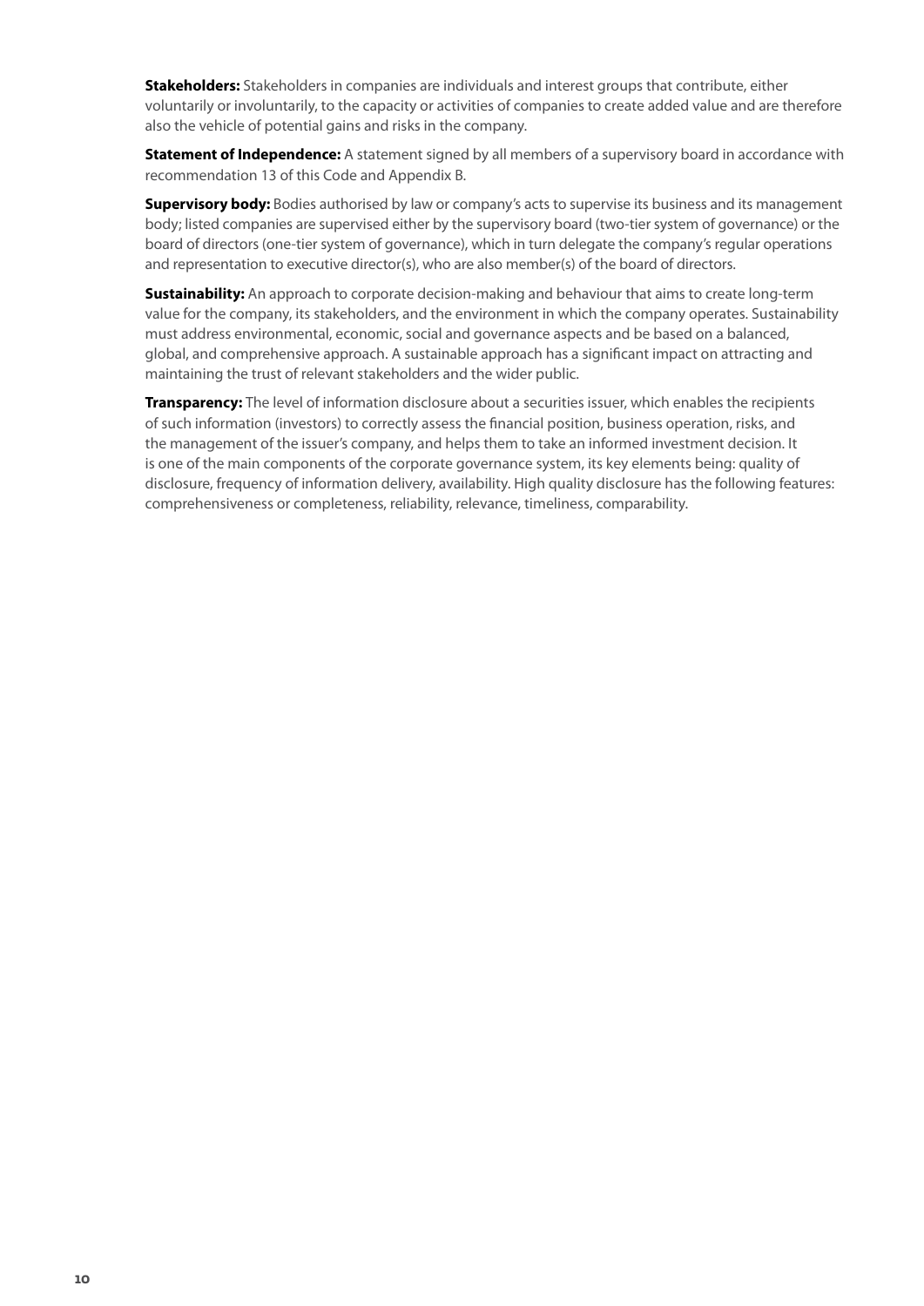**Stakeholders:** Stakeholders in companies are individuals and interest groups that contribute, either voluntarily or involuntarily, to the capacity or activities of companies to create added value and are therefore also the vehicle of potential gains and risks in the company.

**Statement of Independence:** A statement signed by all members of a supervisory board in accordance with recommendation 13 of this Code and Appendix B.

**Supervisory body:** Bodies authorised by law or company's acts to supervise its business and its management body; listed companies are supervised either by the supervisory board (two-tier system of governance) or the board of directors (one-tier system of governance), which in turn delegate the company's regular operations and representation to executive director(s), who are also member(s) of the board of directors.

**Sustainability:** An approach to corporate decision-making and behaviour that aims to create long-term value for the company, its stakeholders, and the environment in which the company operates. Sustainability must address environmental, economic, social and governance aspects and be based on a balanced, global, and comprehensive approach. A sustainable approach has a significant impact on attracting and maintaining the trust of relevant stakeholders and the wider public.

**Transparency:** The level of information disclosure about a securities issuer, which enables the recipients of such information (investors) to correctly assess the financial position, business operation, risks, and the management of the issuer's company, and helps them to take an informed investment decision. It is one of the main components of the corporate governance system, its key elements being: quality of disclosure, frequency of information delivery, availability. High quality disclosure has the following features: comprehensiveness or completeness, reliability, relevance, timeliness, comparability.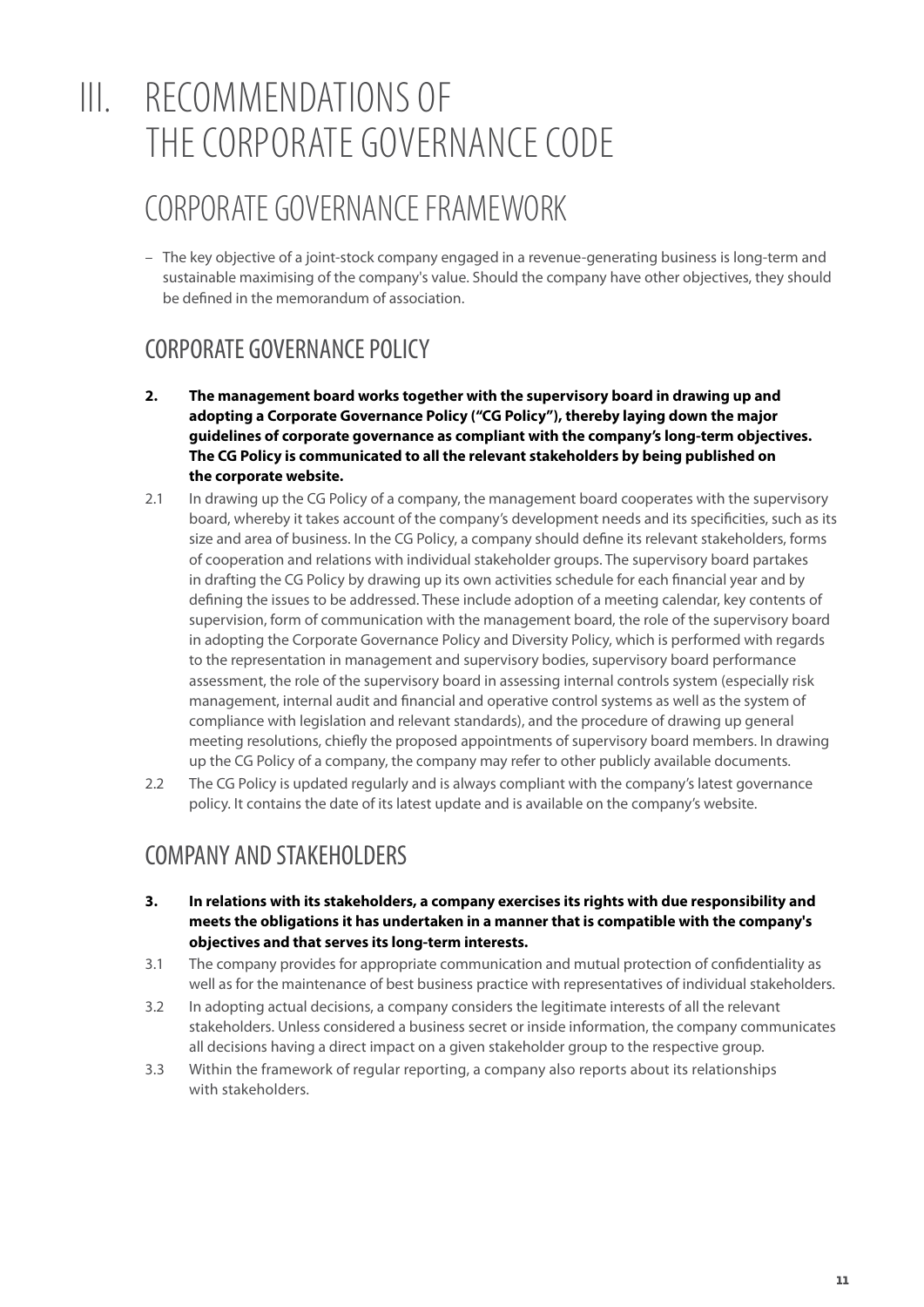# III. RECOMMENDATIONS OF THE CORPORATE GOVERNANCE CODE

## CORPORATE GOVERNANCE FRAMEWORK

– The key objective of a joint-stock company engaged in a revenue-generating business is long-term and sustainable maximising of the company's value. Should the company have other objectives, they should be defined in the memorandum of association.

### CORPORATE GOVERNANCE POLICY

**2. The management board works together with the supervisory board in drawing up and adopting a Corporate Governance Policy ("CG Policy"), thereby laying down the major guidelines of corporate governance as compliant with the company's long-term objectives. The CG Policy is communicated to all the relevant stakeholders by being published on the corporate website.**

2.1 In drawing up the CG Policy of a company, the management board cooperates with the supervisory board, whereby it takes account of the company's development needs and its specificities, such as its size and area of business. In the CG Policy, a company should define its relevant stakeholders, forms of cooperation and relations with individual stakeholder groups. The supervisory board partakes in drafting the CG Policy by drawing up its own activities schedule for each financial year and by defining the issues to be addressed. These include adoption of a meeting calendar, key contents of supervision, form of communication with the management board, the role of the supervisory board in adopting the Corporate Governance Policy and Diversity Policy, which is performed with regards to the representation in management and supervisory bodies, supervisory board performance assessment, the role of the supervisory board in assessing internal controls system (especially risk management, internal audit and financial and operative control systems as well as the system of compliance with legislation and relevant standards), and the procedure of drawing up general meeting resolutions, chiefly the proposed appointments of supervisory board members. In drawing up the CG Policy of a company, the company may refer to other publicly available documents.

2.2 The CG Policy is updated regularly and is always compliant with the company's latest governance policy. It contains the date of its latest update and is available on the company's website.

### COMPANY AND STAKEHOLDERS

**3. In relations with its stakeholders, a company exercises its rights with due responsibility and meets the obligations it has undertaken in a manner that is compatible with the company's objectives and that serves its long-term interests.**

3.1 The company provides for appropriate communication and mutual protection of confidentiality as well as for the maintenance of best business practice with representatives of individual stakeholders.

3.2 In adopting actual decisions, a company considers the legitimate interests of all the relevant stakeholders. Unless considered a business secret or inside information, the company communicates all decisions having a direct impact on a given stakeholder group to the respective group.

3.3 Within the framework of regular reporting, a company also reports about its relationships with stakeholders.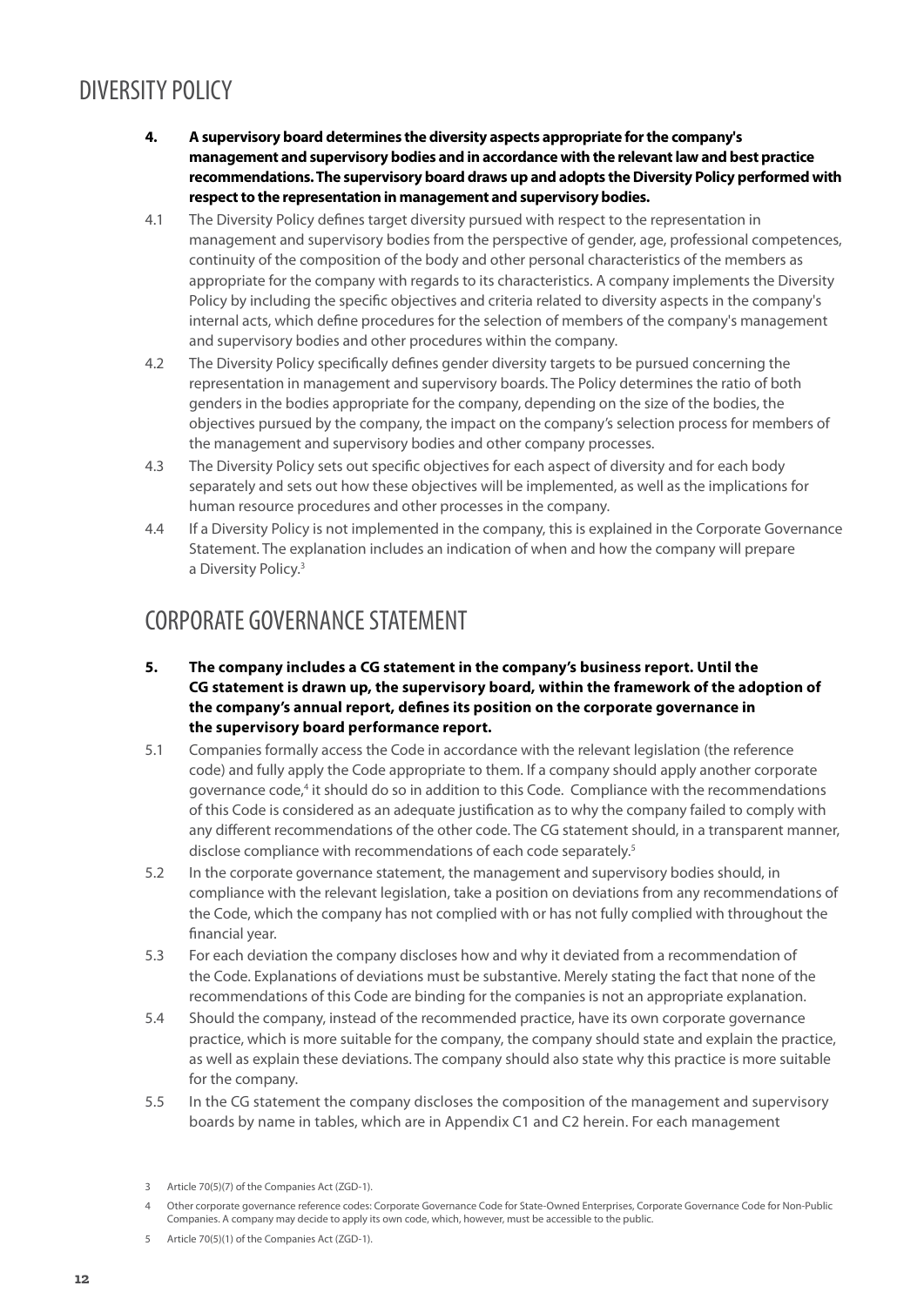# DIVERSITY POLICY

**4. A supervisory board determines the diversity aspects appropriate for the company's management and supervisory bodies and in accordance with the relevant law and best practice recommendations. The supervisory board draws up and adopts the Diversity Policy performed with respect to the representation in management and supervisory bodies.**

4.1 The Diversity Policy defines target diversity pursued with respect to the representation in management and supervisory bodies from the perspective of gender, age, professional competences, continuity of the composition of the body and other personal characteristics of the members as appropriate for the company with regards to its characteristics. A company implements the Diversity Policy by including the specific objectives and criteria related to diversity aspects in the company's internal acts, which define procedures for the selection of members of the company's management and supervisory bodies and other procedures within the company.

4.2 The Diversity Policy specifically defines gender diversity targets to be pursued concerning the representation in management and supervisory boards. The Policy determines the ratio of both genders in the bodies appropriate for the company, depending on the size of the bodies, the objectives pursued by the company, the impact on the company's selection process for members of the management and supervisory bodies and other company processes.

4.3 The Diversity Policy sets out specific objectives for each aspect of diversity and for each body separately and sets out how these objectives will be implemented, as well as the implications for human resource procedures and other processes in the company.

4.4 If a Diversity Policy is not implemented in the company, this is explained in the Corporate Governance Statement. The explanation includes an indication of when and how the company will prepare a Diversity Policy.[3]

# CORPORATE GOVERNANCE STATEMENT

**5. The company includes a CG statement in the company's business report. Until the CG statement is drawn up, the supervisory board, within the framework of the adoption of the company's annual report, defines its position on the corporate governance in the supervisory board performance report.**

5.1 Companies formally access the Code in accordance with the relevant legislation (the reference code) and fully apply the Code appropriate to them. If a company should apply another corporate governance code,[4] it should do so in addition to this Code. Compliance with the recommendations of this Code is considered as an adequate justification as to why the company failed to comply with any different recommendations of the other code. The CG statement should, in a transparent manner, disclose compliance with recommendations of each code separately.[5]

5.2 In the corporate governance statement, the management and supervisory bodies should, in compliance with the relevant legislation, take a position on deviations from any recommendations of the Code, which the company has not complied with or has not fully complied with throughout the financial year.

5.3 For each deviation the company discloses how and why it deviated from a recommendation of the Code. Explanations of deviations must be substantive. Merely stating the fact that none of the recommendations of this Code are binding for the companies is not an appropriate explanation.

5.4 Should the company, instead of the recommended practice, have its own corporate governance practice, which is more suitable for the company, the company should state and explain the practice, as well as explain these deviations. The company should also state why this practice is more suitable for the company.

5.5 In the CG statement the company discloses the composition of the management and supervisory boards by name in tables, which are in Appendix C1 and C2 herein. For each management

---

3 Article 70(5)(7) of the Companies Act (ZGD-1).

4 Other corporate governance reference codes: Corporate Governance Code for State-Owned Enterprises, Corporate Governance Code for Non-Public Companies. A company may decide to apply its own code, which, however, must be accessible to the public.

5 Article 70(5)(1) of the Companies Act (ZGD-1).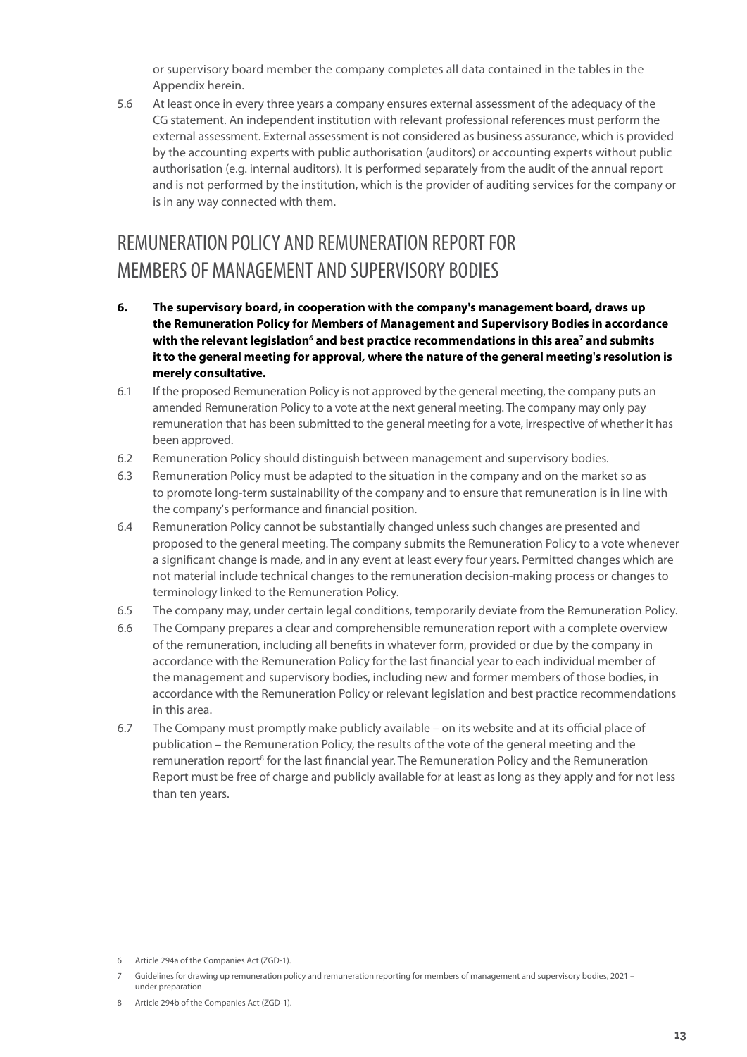or supervisory board member the company completes all data contained in the tables in the Appendix herein.

5.6 At least once in every three years a company ensures external assessment of the adequacy of the CG statement. An independent institution with relevant professional references must perform the external assessment. External assessment is not considered as business assurance, which is provided by the accounting experts with public authorisation (auditors) or accounting experts without public authorisation (e.g. internal auditors). It is performed separately from the audit of the annual report and is not performed by the institution, which is the provider of auditing services for the company or is in any way connected with them.

## REMUNERATION POLICY AND REMUNERATION REPORT FOR MEMBERS OF MANAGEMENT AND SUPERVISORY BODIES

**6. The supervisory board, in cooperation with the company's management board, draws up the Remuneration Policy for Members of Management and Supervisory Bodies in accordance with the relevant legislation[6] and best practice recommendations in this area[7] and submits it to the general meeting for approval, where the nature of the general meeting's resolution is merely consultative.**

6.1 If the proposed Remuneration Policy is not approved by the general meeting, the company puts an amended Remuneration Policy to a vote at the next general meeting. The company may only pay remuneration that has been submitted to the general meeting for a vote, irrespective of whether it has been approved.

6.2 Remuneration Policy should distinguish between management and supervisory bodies.

6.3 Remuneration Policy must be adapted to the situation in the company and on the market so as to promote long-term sustainability of the company and to ensure that remuneration is in line with the company's performance and financial position.

6.4 Remuneration Policy cannot be substantially changed unless such changes are presented and proposed to the general meeting. The company submits the Remuneration Policy to a vote whenever a significant change is made, and in any event at least every four years. Permitted changes which are not material include technical changes to the remuneration decision-making process or changes to terminology linked to the Remuneration Policy.

6.5 The company may, under certain legal conditions, temporarily deviate from the Remuneration Policy.

6.6 The Company prepares a clear and comprehensible remuneration report with a complete overview of the remuneration, including all benefits in whatever form, provided or due by the company in accordance with the Remuneration Policy for the last financial year to each individual member of the management and supervisory bodies, including new and former members of those bodies, in accordance with the Remuneration Policy or relevant legislation and best practice recommendations in this area.

6.7 The Company must promptly make publicly available – on its website and at its official place of publication – the Remuneration Policy, the results of the vote of the general meeting and the remuneration report[8] for the last financial year. The Remuneration Policy and the Remuneration Report must be free of charge and publicly available for at least as long as they apply and for not less than ten years.

---

6 Article 294a of the Companies Act (ZGD-1).

7 Guidelines for drawing up remuneration policy and remuneration reporting for members of management and supervisory bodies, 2021 – under preparation

8 Article 294b of the Companies Act (ZGD-1).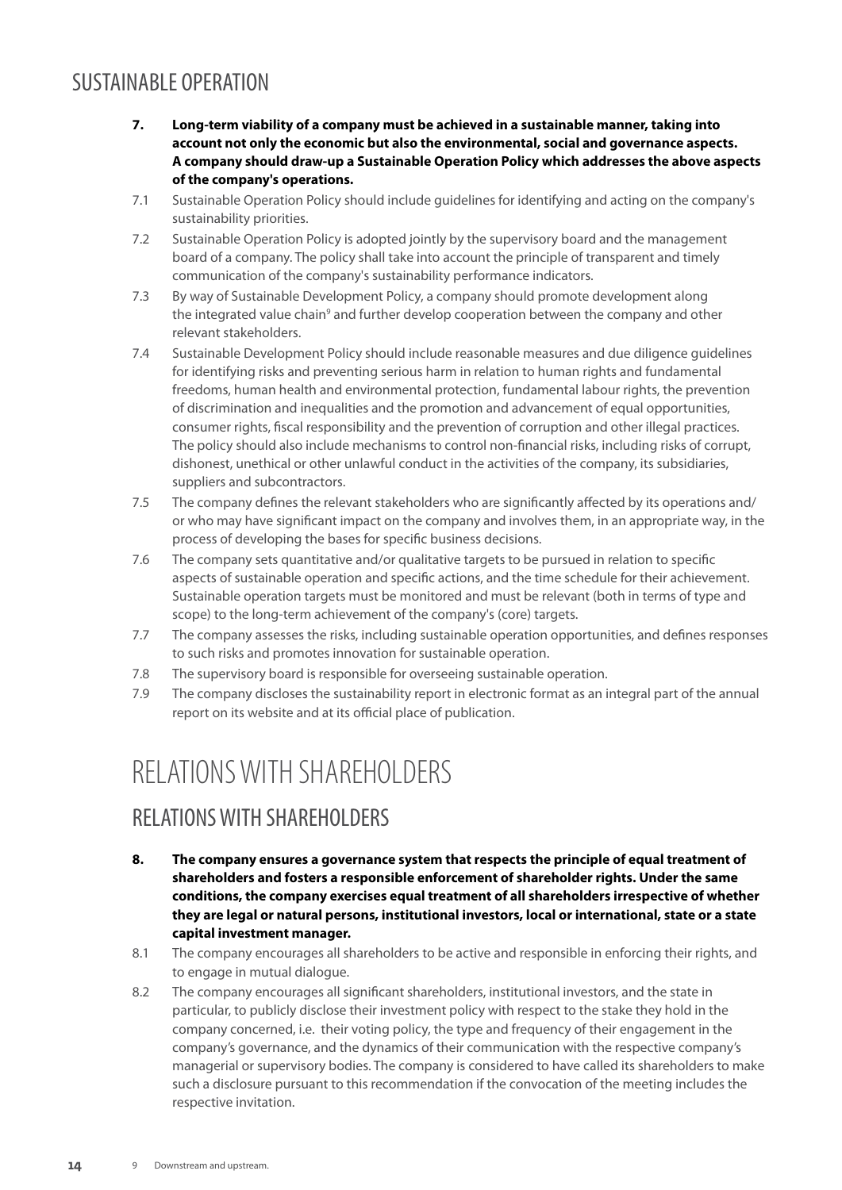## SUSTAINABLE OPERATION

**7. Long-term viability of a company must be achieved in a sustainable manner, taking into account not only the economic but also the environmental, social and governance aspects. A company should draw-up a Sustainable Operation Policy which addresses the above aspects of the company's operations.**

7.1 Sustainable Operation Policy should include guidelines for identifying and acting on the company's sustainability priorities.

7.2 Sustainable Operation Policy is adopted jointly by the supervisory board and the management board of a company. The policy shall take into account the principle of transparent and timely communication of the company's sustainability performance indicators.

7.3 By way of Sustainable Development Policy, a company should promote development along the integrated value chain[9] and further develop cooperation between the company and other relevant stakeholders.

7.4 Sustainable Development Policy should include reasonable measures and due diligence guidelines for identifying risks and preventing serious harm in relation to human rights and fundamental freedoms, human health and environmental protection, fundamental labour rights, the prevention of discrimination and inequalities and the promotion and advancement of equal opportunities, consumer rights, fiscal responsibility and the prevention of corruption and other illegal practices. The policy should also include mechanisms to control non-financial risks, including risks of corrupt, dishonest, unethical or other unlawful conduct in the activities of the company, its subsidiaries, suppliers and subcontractors.

7.5 The company defines the relevant stakeholders who are significantly affected by its operations and/or who may have significant impact on the company and involves them, in an appropriate way, in the process of developing the bases for specific business decisions.

7.6 The company sets quantitative and/or qualitative targets to be pursued in relation to specific aspects of sustainable operation and specific actions, and the time schedule for their achievement. Sustainable operation targets must be monitored and must be relevant (both in terms of type and scope) to the long-term achievement of the company's (core) targets.

7.7 The company assesses the risks, including sustainable operation opportunities, and defines responses to such risks and promotes innovation for sustainable operation.

7.8 The supervisory board is responsible for overseeing sustainable operation.

7.9 The company discloses the sustainability report in electronic format as an integral part of the annual report on its website and at its official place of publication.

# RELATIONS WITH SHAREHOLDERS

## RELATIONS WITH SHAREHOLDERS

**8. The company ensures a governance system that respects the principle of equal treatment of shareholders and fosters a responsible enforcement of shareholder rights. Under the same conditions, the company exercises equal treatment of all shareholders irrespective of whether they are legal or natural persons, institutional investors, local or international, state or a state capital investment manager.**

8.1 The company encourages all shareholders to be active and responsible in enforcing their rights, and to engage in mutual dialogue.

8.2 The company encourages all significant shareholders, institutional investors, and the state in particular, to publicly disclose their investment policy with respect to the stake they hold in the company concerned, i.e. their voting policy, the type and frequency of their engagement in the company's governance, and the dynamics of their communication with the respective company's managerial or supervisory bodies. The company is considered to have called its shareholders to make such a disclosure pursuant to this recommendation if the convocation of the meeting includes the respective invitation.

9 Downstream and upstream.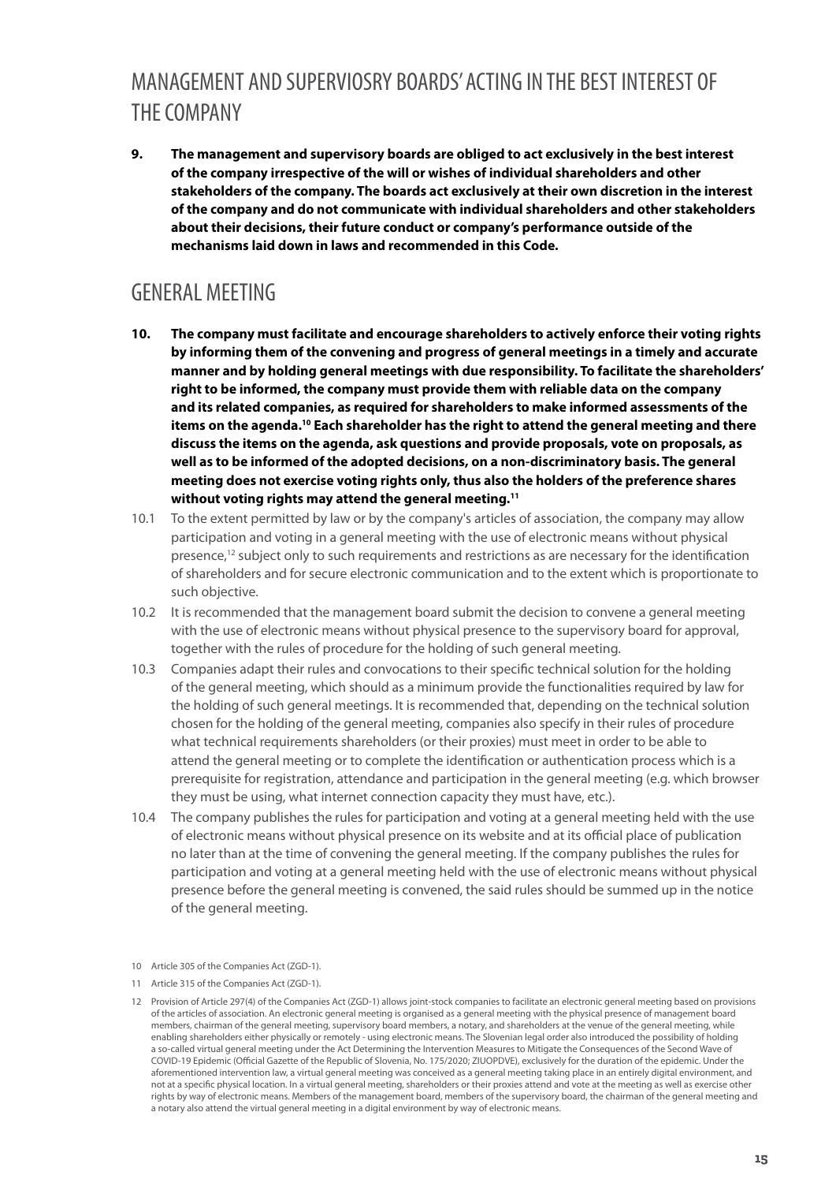## MANAGEMENT AND SUPERVIOSRY BOARDS' ACTING IN THE BEST INTEREST OF THE COMPANY

**9. The management and supervisory boards are obliged to act exclusively in the best interest of the company irrespective of the will or wishes of individual shareholders and other stakeholders of the company. The boards act exclusively at their own discretion in the interest of the company and do not communicate with individual shareholders and other stakeholders about their decisions, their future conduct or company's performance outside of the mechanisms laid down in laws and recommended in this Code.**

## GENERAL MEETING

**10. The company must facilitate and encourage shareholders to actively enforce their voting rights by informing them of the convening and progress of general meetings in a timely and accurate manner and by holding general meetings with due responsibility. To facilitate the shareholders' right to be informed, the company must provide them with reliable data on the company and its related companies, as required for shareholders to make informed assessments of the items on the agenda.[10] Each shareholder has the right to attend the general meeting and there discuss the items on the agenda, ask questions and provide proposals, vote on proposals, as well as to be informed of the adopted decisions, on a non-discriminatory basis. The general meeting does not exercise voting rights only, thus also the holders of the preference shares without voting rights may attend the general meeting.[11]**

10.1 To the extent permitted by law or by the company's articles of association, the company may allow participation and voting in a general meeting with the use of electronic means without physical presence,[12] subject only to such requirements and restrictions as are necessary for the identification of shareholders and for secure electronic communication and to the extent which is proportionate to such objective.

10.2 It is recommended that the management board submit the decision to convene a general meeting with the use of electronic means without physical presence to the supervisory board for approval, together with the rules of procedure for the holding of such general meeting.

10.3 Companies adapt their rules and convocations to their specific technical solution for the holding of the general meeting, which should as a minimum provide the functionalities required by law for the holding of such general meetings. It is recommended that, depending on the technical solution chosen for the holding of the general meeting, companies also specify in their rules of procedure what technical requirements shareholders (or their proxies) must meet in order to be able to attend the general meeting or to complete the identification or authentication process which is a prerequisite for registration, attendance and participation in the general meeting (e.g. which browser they must be using, what internet connection capacity they must have, etc.).

10.4 The company publishes the rules for participation and voting at a general meeting held with the use of electronic means without physical presence on its website and at its official place of publication no later than at the time of convening the general meeting. If the company publishes the rules for participation and voting at a general meeting held with the use of electronic means without physical presence before the general meeting is convened, the said rules should be summed up in the notice of the general meeting.

---

10 Article 305 of the Companies Act (ZGD-1).

11 Article 315 of the Companies Act (ZGD-1).

12 Provision of Article 297(4) of the Companies Act (ZGD-1) allows joint-stock companies to facilitate an electronic general meeting based on provisions of the articles of association. An electronic general meeting is organised as a general meeting with the physical presence of management board members, chairman of the general meeting, supervisory board members, a notary, and shareholders at the venue of the general meeting, while enabling shareholders either physically or remotely - using electronic means. The Slovenian legal order also introduced the possibility of holding a so-called virtual general meeting under the Act Determining the Intervention Measures to Mitigate the Consequences of the Second Wave of COVID-19 Epidemic (Official Gazette of the Republic of Slovenia, No. 175/2020; ZIUOPDVE), exclusively for the duration of the epidemic. Under the aforementioned intervention law, a virtual general meeting was conceived as a general meeting taking place in an entirely digital environment, and not at a specific physical location. In a virtual general meeting, shareholders or their proxies attend and vote at the meeting as well as exercise other rights by way of electronic means. Members of the management board, members of the supervisory board, the chairman of the general meeting and a notary also attend the virtual general meeting in a digital environment by way of electronic means.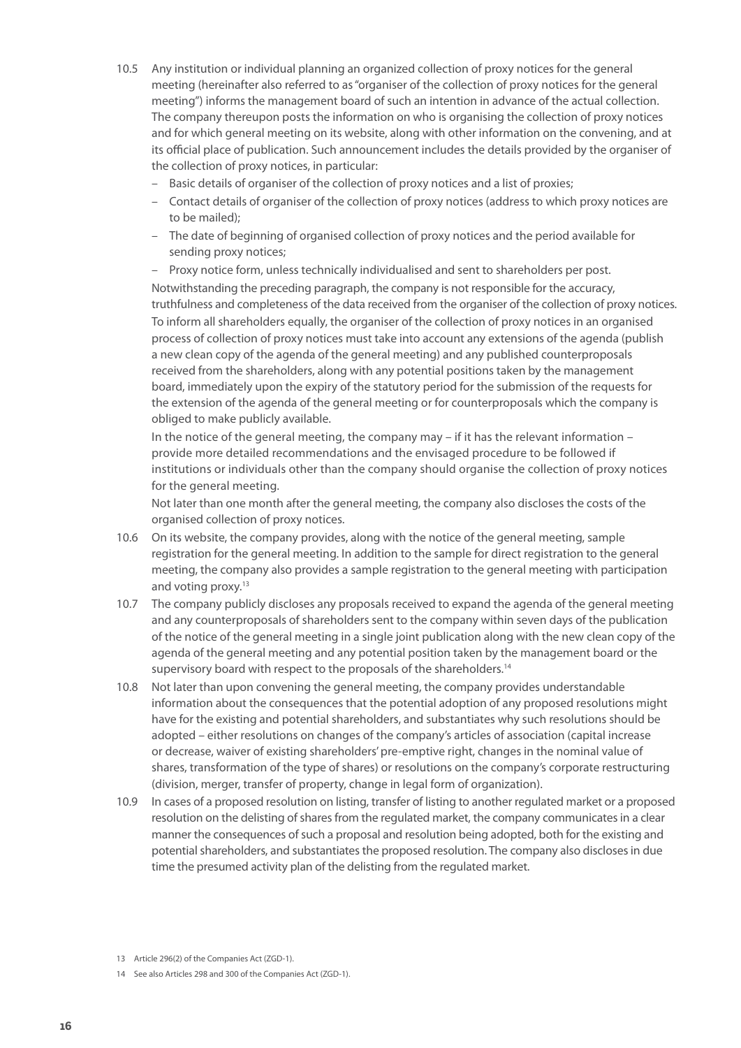10.5 Any institution or individual planning an organized collection of proxy notices for the general meeting (hereinafter also referred to as "organiser of the collection of proxy notices for the general meeting") informs the management board of such an intention in advance of the actual collection. The company thereupon posts the information on who is organising the collection of proxy notices and for which general meeting on its website, along with other information on the convening, and at its official place of publication. Such announcement includes the details provided by the organiser of the collection of proxy notices, in particular:

- Basic details of organiser of the collection of proxy notices and a list of proxies;
- Contact details of organiser of the collection of proxy notices (address to which proxy notices are to be mailed);
- The date of beginning of organised collection of proxy notices and the period available for sending proxy notices;
- Proxy notice form, unless technically individualised and sent to shareholders per post.

Notwithstanding the preceding paragraph, the company is not responsible for the accuracy, truthfulness and completeness of the data received from the organiser of the collection of proxy notices.

To inform all shareholders equally, the organiser of the collection of proxy notices in an organised process of collection of proxy notices must take into account any extensions of the agenda (publish a new clean copy of the agenda of the general meeting) and any published counterproposals received from the shareholders, along with any potential positions taken by the management board, immediately upon the expiry of the statutory period for the submission of the requests for the extension of the agenda of the general meeting or for counterproposals which the company is obliged to make publicly available.

In the notice of the general meeting, the company may – if it has the relevant information – provide more detailed recommendations and the envisaged procedure to be followed if institutions or individuals other than the company should organise the collection of proxy notices for the general meeting.

Not later than one month after the general meeting, the company also discloses the costs of the organised collection of proxy notices.

10.6 On its website, the company provides, along with the notice of the general meeting, sample registration for the general meeting. In addition to the sample for direct registration to the general meeting, the company also provides a sample registration to the general meeting with participation and voting proxy.[13]

10.7 The company publicly discloses any proposals received to expand the agenda of the general meeting and any counterproposals of shareholders sent to the company within seven days of the publication of the notice of the general meeting in a single joint publication along with the new clean copy of the agenda of the general meeting and any potential position taken by the management board or the supervisory board with respect to the proposals of the shareholders.[14]

10.8 Not later than upon convening the general meeting, the company provides understandable information about the consequences that the potential adoption of any proposed resolutions might have for the existing and potential shareholders, and substantiates why such resolutions should be adopted – either resolutions on changes of the company's articles of association (capital increase or decrease, waiver of existing shareholders' pre-emptive right, changes in the nominal value of shares, transformation of the type of shares) or resolutions on the company's corporate restructuring (division, merger, transfer of property, change in legal form of organization).

10.9 In cases of a proposed resolution on listing, transfer of listing to another regulated market or a proposed resolution on the delisting of shares from the regulated market, the company communicates in a clear manner the consequences of such a proposal and resolution being adopted, both for the existing and potential shareholders, and substantiates the proposed resolution. The company also discloses in due time the presumed activity plan of the delisting from the regulated market.

13 Article 296(2) of the Companies Act (ZGD-1).

14 See also Articles 298 and 300 of the Companies Act (ZGD-1).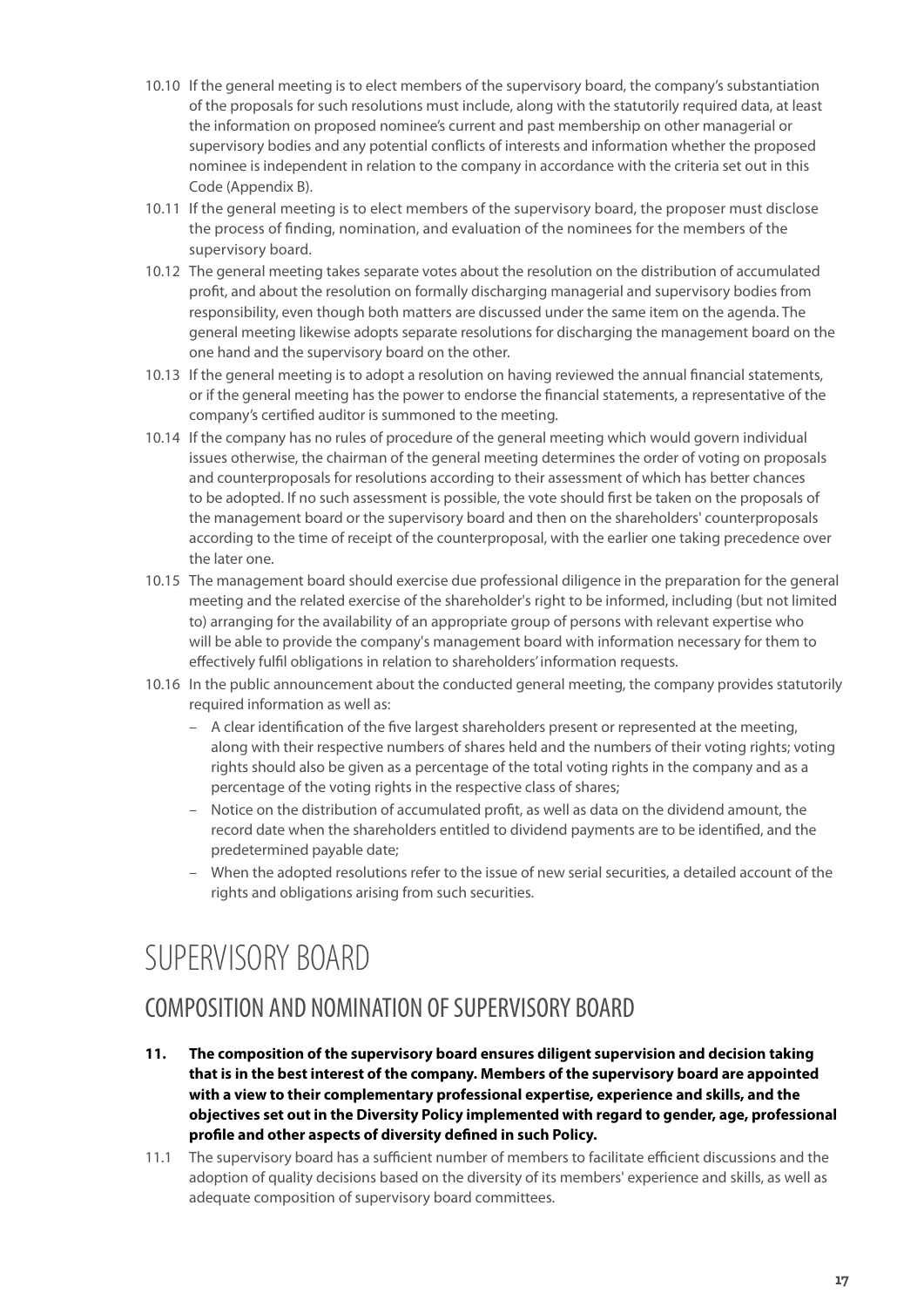10.10 If the general meeting is to elect members of the supervisory board, the company's substantiation of the proposals for such resolutions must include, along with the statutorily required data, at least the information on proposed nominee's current and past membership on other managerial or supervisory bodies and any potential conflicts of interests and information whether the proposed nominee is independent in relation to the company in accordance with the criteria set out in this Code (Appendix B).

10.11 If the general meeting is to elect members of the supervisory board, the proposer must disclose the process of finding, nomination, and evaluation of the nominees for the members of the supervisory board.

10.12 The general meeting takes separate votes about the resolution on the distribution of accumulated profit, and about the resolution on formally discharging managerial and supervisory bodies from responsibility, even though both matters are discussed under the same item on the agenda. The general meeting likewise adopts separate resolutions for discharging the management board on the one hand and the supervisory board on the other.

10.13 If the general meeting is to adopt a resolution on having reviewed the annual financial statements, or if the general meeting has the power to endorse the financial statements, a representative of the company's certified auditor is summoned to the meeting.

10.14 If the company has no rules of procedure of the general meeting which would govern individual issues otherwise, the chairman of the general meeting determines the order of voting on proposals and counterproposals for resolutions according to their assessment of which has better chances to be adopted. If no such assessment is possible, the vote should first be taken on the proposals of the management board or the supervisory board and then on the shareholders' counterproposals according to the time of receipt of the counterproposal, with the earlier one taking precedence over the later one.

10.15 The management board should exercise due professional diligence in the preparation for the general meeting and the related exercise of the shareholder's right to be informed, including (but not limited to) arranging for the availability of an appropriate group of persons with relevant expertise who will be able to provide the company's management board with information necessary for them to effectively fulfil obligations in relation to shareholders' information requests.

10.16 In the public announcement about the conducted general meeting, the company provides statutorily required information as well as:

- A clear identification of the five largest shareholders present or represented at the meeting, along with their respective numbers of shares held and the numbers of their voting rights; voting rights should also be given as a percentage of the total voting rights in the company and as a percentage of the voting rights in the respective class of shares;
- Notice on the distribution of accumulated profit, as well as data on the dividend amount, the record date when the shareholders entitled to dividend payments are to be identified, and the predetermined payable date;
- When the adopted resolutions refer to the issue of new serial securities, a detailed account of the rights and obligations arising from such securities.

# SUPERVISORY BOARD

## COMPOSITION AND NOMINATION OF SUPERVISORY BOARD

**11. The composition of the supervisory board ensures diligent supervision and decision taking that is in the best interest of the company. Members of the supervisory board are appointed with a view to their complementary professional expertise, experience and skills, and the objectives set out in the Diversity Policy implemented with regard to gender, age, professional profile and other aspects of diversity defined in such Policy.**

11.1 The supervisory board has a sufficient number of members to facilitate efficient discussions and the adoption of quality decisions based on the diversity of its members' experience and skills, as well as adequate composition of supervisory board committees.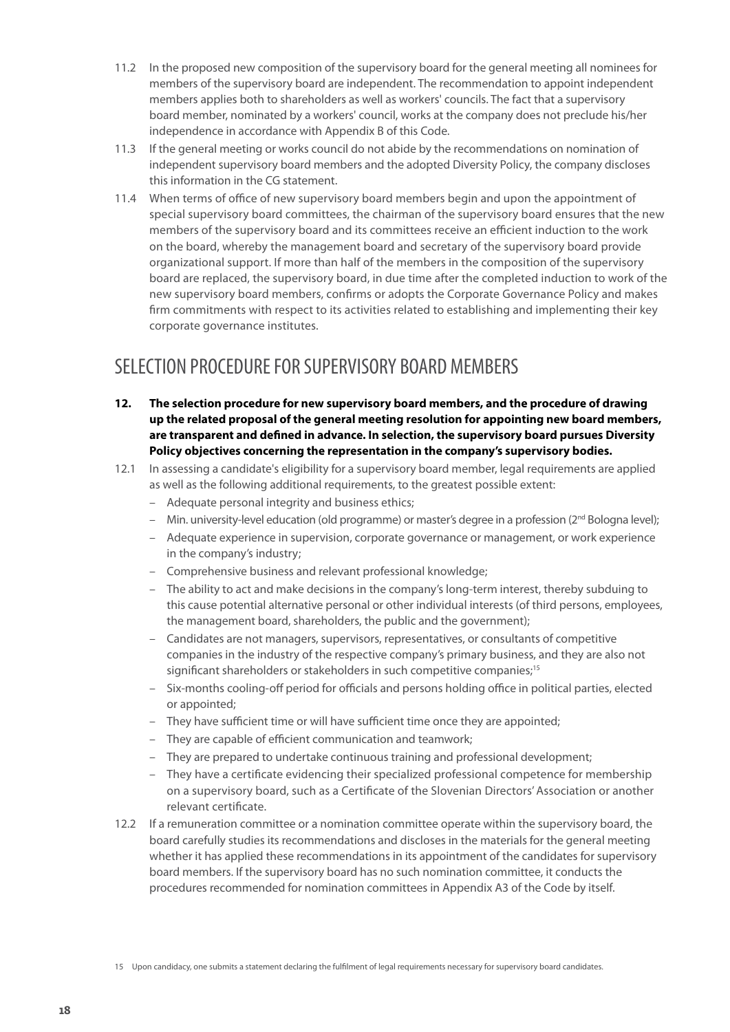11.2 In the proposed new composition of the supervisory board for the general meeting all nominees for members of the supervisory board are independent. The recommendation to appoint independent members applies both to shareholders as well as workers' councils. The fact that a supervisory board member, nominated by a workers' council, works at the company does not preclude his/her independence in accordance with Appendix B of this Code.

11.3 If the general meeting or works council do not abide by the recommendations on nomination of independent supervisory board members and the adopted Diversity Policy, the company discloses this information in the CG statement.

11.4 When terms of office of new supervisory board members begin and upon the appointment of special supervisory board committees, the chairman of the supervisory board ensures that the new members of the supervisory board and its committees receive an efficient induction to the work on the board, whereby the management board and secretary of the supervisory board provide organizational support. If more than half of the members in the composition of the supervisory board are replaced, the supervisory board, in due time after the completed induction to work of the new supervisory board members, confirms or adopts the Corporate Governance Policy and makes firm commitments with respect to its activities related to establishing and implementing their key corporate governance institutes.

## SELECTION PROCEDURE FOR SUPERVISORY BOARD MEMBERS

**12. The selection procedure for new supervisory board members, and the procedure of drawing up the related proposal of the general meeting resolution for appointing new board members, are transparent and defined in advance. In selection, the supervisory board pursues Diversity Policy objectives concerning the representation in the company's supervisory bodies.**

12.1 In assessing a candidate's eligibility for a supervisory board member, legal requirements are applied as well as the following additional requirements, to the greatest possible extent:

- Adequate personal integrity and business ethics;
- Min. university-level education (old programme) or master's degree in a profession (2nd Bologna level);
- Adequate experience in supervision, corporate governance or management, or work experience in the company's industry;
- Comprehensive business and relevant professional knowledge;
- The ability to act and make decisions in the company's long-term interest, thereby subduing to this cause potential alternative personal or other individual interests (of third persons, employees, the management board, shareholders, the public and the government);
- Candidates are not managers, supervisors, representatives, or consultants of competitive companies in the industry of the respective company's primary business, and they are also not significant shareholders or stakeholders in such competitive companies;[15]
- Six-months cooling-off period for officials and persons holding office in political parties, elected or appointed;
- They have sufficient time or will have sufficient time once they are appointed;
- They are capable of efficient communication and teamwork;
- They are prepared to undertake continuous training and professional development;
- They have a certificate evidencing their specialized professional competence for membership on a supervisory board, such as a Certificate of the Slovenian Directors' Association or another relevant certificate.

12.2 If a remuneration committee or a nomination committee operate within the supervisory board, the board carefully studies its recommendations and discloses in the materials for the general meeting whether it has applied these recommendations in its appointment of the candidates for supervisory board members. If the supervisory board has no such nomination committee, it conducts the procedures recommended for nomination committees in Appendix A3 of the Code by itself.

15 Upon candidacy, one submits a statement declaring the fulfilment of legal requirements necessary for supervisory board candidates.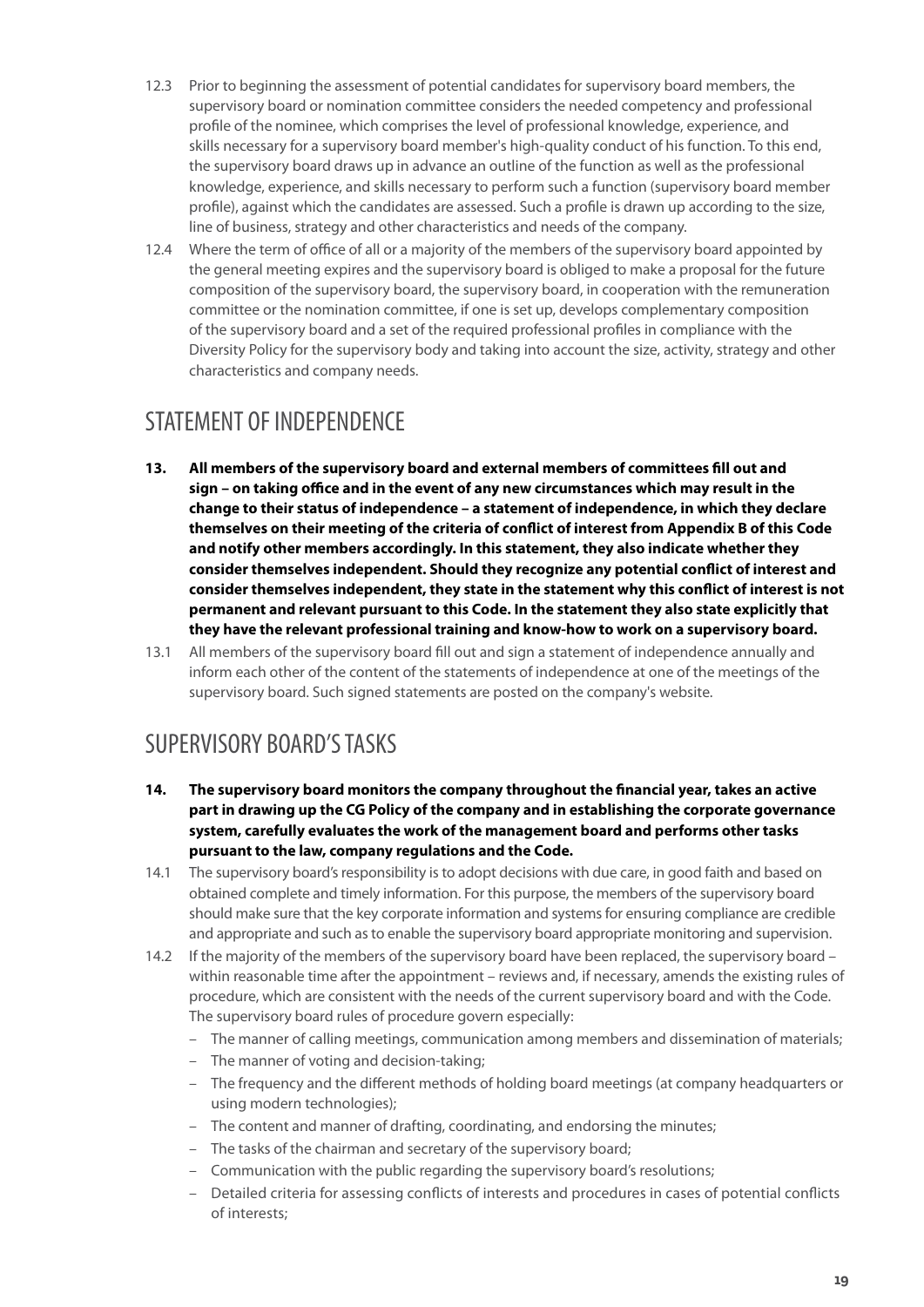12.3 Prior to beginning the assessment of potential candidates for supervisory board members, the supervisory board or nomination committee considers the needed competency and professional profile of the nominee, which comprises the level of professional knowledge, experience, and skills necessary for a supervisory board member's high-quality conduct of his function. To this end, the supervisory board draws up in advance an outline of the function as well as the professional knowledge, experience, and skills necessary to perform such a function (supervisory board member profile), against which the candidates are assessed. Such a profile is drawn up according to the size, line of business, strategy and other characteristics and needs of the company.

12.4 Where the term of office of all or a majority of the members of the supervisory board appointed by the general meeting expires and the supervisory board is obliged to make a proposal for the future composition of the supervisory board, the supervisory board, in cooperation with the remuneration committee or the nomination committee, if one is set up, develops complementary composition of the supervisory board and a set of the required professional profiles in compliance with the Diversity Policy for the supervisory body and taking into account the size, activity, strategy and other characteristics and company needs.

## STATEMENT OF INDEPENDENCE

**13. All members of the supervisory board and external members of committees fill out and sign – on taking office and in the event of any new circumstances which may result in the change to their status of independence – a statement of independence, in which they declare themselves on their meeting of the criteria of conflict of interest from Appendix B of this Code and notify other members accordingly. In this statement, they also indicate whether they consider themselves independent. Should they recognize any potential conflict of interest and consider themselves independent, they state in the statement why this conflict of interest is not permanent and relevant pursuant to this Code. In the statement they also state explicitly that they have the relevant professional training and know-how to work on a supervisory board.**

13.1 All members of the supervisory board fill out and sign a statement of independence annually and inform each other of the content of the statements of independence at one of the meetings of the supervisory board. Such signed statements are posted on the company's website.

## SUPERVISORY BOARD'S TASKS

**14. The supervisory board monitors the company throughout the financial year, takes an active part in drawing up the CG Policy of the company and in establishing the corporate governance system, carefully evaluates the work of the management board and performs other tasks pursuant to the law, company regulations and the Code.**

14.1 The supervisory board's responsibility is to adopt decisions with due care, in good faith and based on obtained complete and timely information. For this purpose, the members of the supervisory board should make sure that the key corporate information and systems for ensuring compliance are credible and appropriate and such as to enable the supervisory board appropriate monitoring and supervision.

14.2 If the majority of the members of the supervisory board have been replaced, the supervisory board – within reasonable time after the appointment – reviews and, if necessary, amends the existing rules of procedure, which are consistent with the needs of the current supervisory board and with the Code. The supervisory board rules of procedure govern especially:

- The manner of calling meetings, communication among members and dissemination of materials;
- The manner of voting and decision-taking;
- The frequency and the different methods of holding board meetings (at company headquarters or using modern technologies);
- The content and manner of drafting, coordinating, and endorsing the minutes;
- The tasks of the chairman and secretary of the supervisory board;
- Communication with the public regarding the supervisory board's resolutions;
- Detailed criteria for assessing conflicts of interests and procedures in cases of potential conflicts of interests;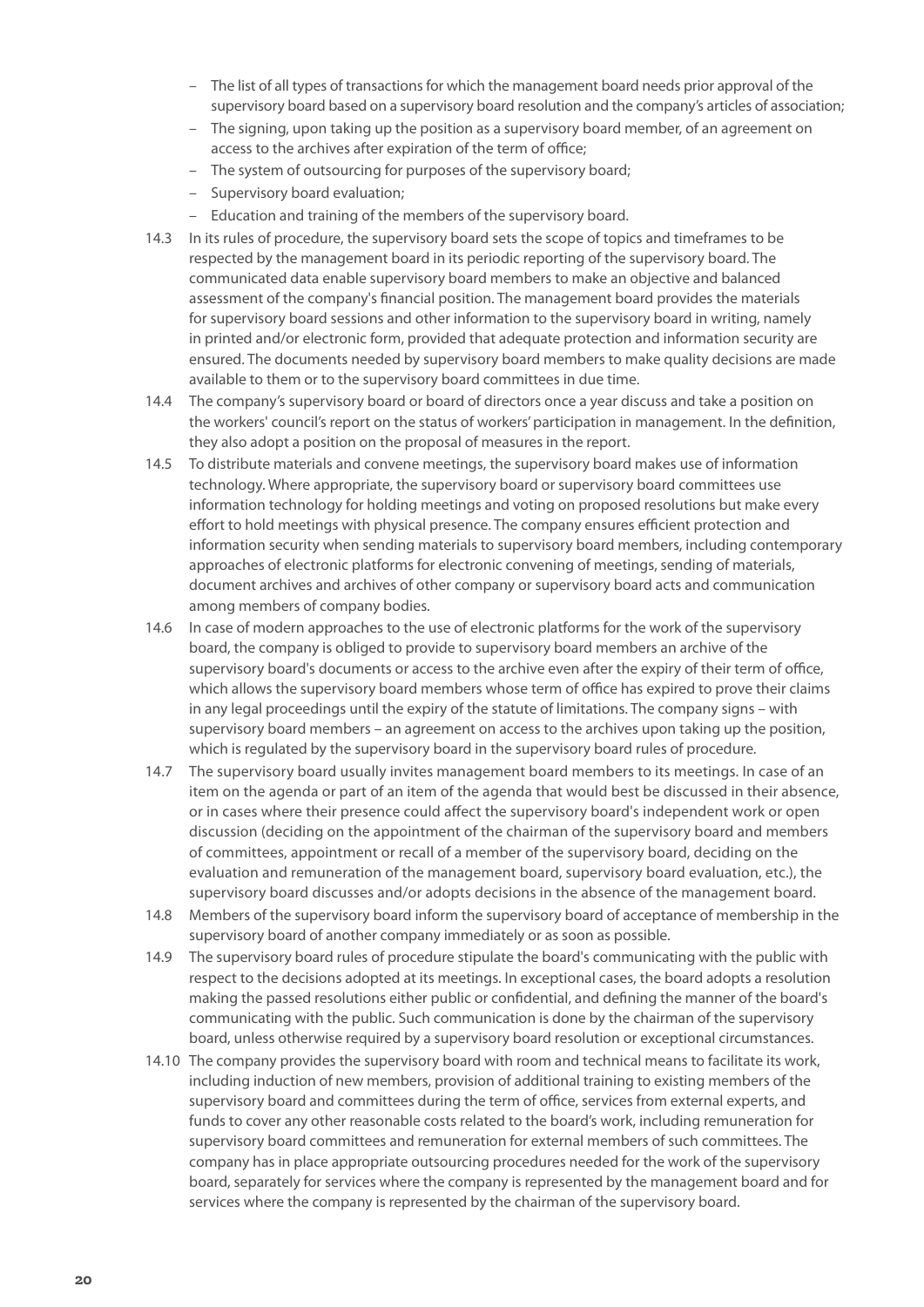- The list of all types of transactions for which the management board needs prior approval of the supervisory board based on a supervisory board resolution and the company's articles of association;
- The signing, upon taking up the position as a supervisory board member, of an agreement on access to the archives after expiration of the term of office;
- The system of outsourcing for purposes of the supervisory board;
- Supervisory board evaluation;
- Education and training of the members of the supervisory board.

14.3 In its rules of procedure, the supervisory board sets the scope of topics and timeframes to be respected by the management board in its periodic reporting of the supervisory board. The communicated data enable supervisory board members to make an objective and balanced assessment of the company's financial position. The management board provides the materials for supervisory board sessions and other information to the supervisory board in writing, namely in printed and/or electronic form, provided that adequate protection and information security are ensured. The documents needed by supervisory board members to make quality decisions are made available to them or to the supervisory board committees in due time.

14.4 The company's supervisory board or board of directors once a year discuss and take a position on the workers' council's report on the status of workers' participation in management. In the definition, they also adopt a position on the proposal of measures in the report.

14.5 To distribute materials and convene meetings, the supervisory board makes use of information technology. Where appropriate, the supervisory board or supervisory board committees use information technology for holding meetings and voting on proposed resolutions but make every effort to hold meetings with physical presence. The company ensures efficient protection and information security when sending materials to supervisory board members, including contemporary approaches of electronic platforms for electronic convening of meetings, sending of materials, document archives and archives of other company or supervisory board acts and communication among members of company bodies.

14.6 In case of modern approaches to the use of electronic platforms for the work of the supervisory board, the company is obliged to provide to supervisory board members an archive of the supervisory board's documents or access to the archive even after the expiry of their term of office, which allows the supervisory board members whose term of office has expired to prove their claims in any legal proceedings until the expiry of the statute of limitations. The company signs – with supervisory board members – an agreement on access to the archives upon taking up the position, which is regulated by the supervisory board in the supervisory board rules of procedure.

14.7 The supervisory board usually invites management board members to its meetings. In case of an item on the agenda or part of an item of the agenda that would best be discussed in their absence, or in cases where their presence could affect the supervisory board's independent work or open discussion (deciding on the appointment of the chairman of the supervisory board and members of committees, appointment or recall of a member of the supervisory board, deciding on the evaluation and remuneration of the management board, supervisory board evaluation, etc.), the supervisory board discusses and/or adopts decisions in the absence of the management board.

14.8 Members of the supervisory board inform the supervisory board of acceptance of membership in the supervisory board of another company immediately or as soon as possible.

14.9 The supervisory board rules of procedure stipulate the board's communicating with the public with respect to the decisions adopted at its meetings. In exceptional cases, the board adopts a resolution making the passed resolutions either public or confidential, and defining the manner of the board's communicating with the public. Such communication is done by the chairman of the supervisory board, unless otherwise required by a supervisory board resolution or exceptional circumstances.

14.10 The company provides the supervisory board with room and technical means to facilitate its work, including induction of new members, provision of additional training to existing members of the supervisory board and committees during the term of office, services from external experts, and funds to cover any other reasonable costs related to the board's work, including remuneration for supervisory board committees and remuneration for external members of such committees. The company has in place appropriate outsourcing procedures needed for the work of the supervisory board, separately for services where the company is represented by the management board and for services where the company is represented by the chairman of the supervisory board.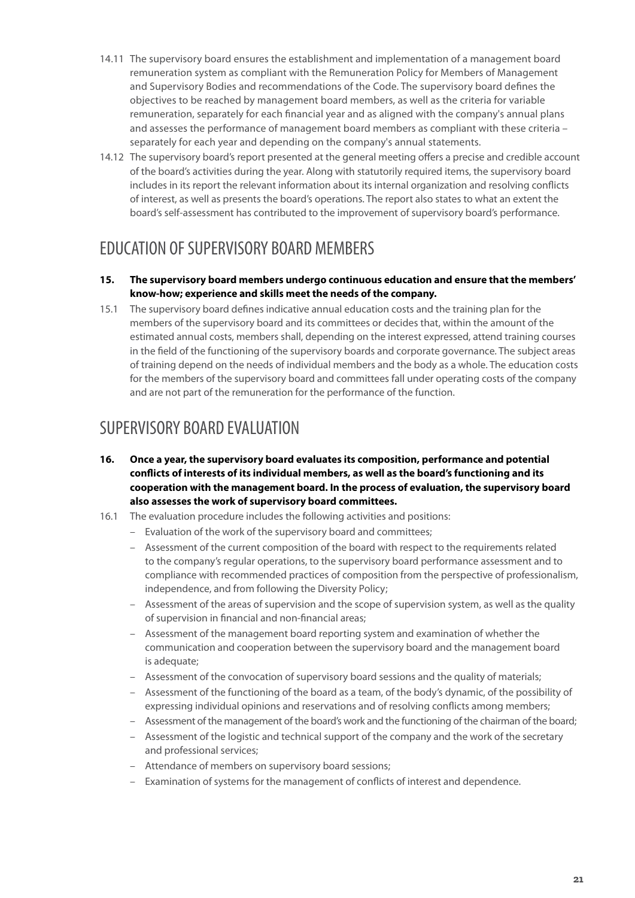14.11 The supervisory board ensures the establishment and implementation of a management board remuneration system as compliant with the Remuneration Policy for Members of Management and Supervisory Bodies and recommendations of the Code. The supervisory board defines the objectives to be reached by management board members, as well as the criteria for variable remuneration, separately for each financial year and as aligned with the company's annual plans and assesses the performance of management board members as compliant with these criteria – separately for each year and depending on the company's annual statements.

14.12 The supervisory board's report presented at the general meeting offers a precise and credible account of the board's activities during the year. Along with statutorily required items, the supervisory board includes in its report the relevant information about its internal organization and resolving conflicts of interest, as well as presents the board's operations. The report also states to what an extent the board's self-assessment has contributed to the improvement of supervisory board's performance.

## EDUCATION OF SUPERVISORY BOARD MEMBERS

**15. The supervisory board members undergo continuous education and ensure that the members' know-how; experience and skills meet the needs of the company.**

15.1 The supervisory board defines indicative annual education costs and the training plan for the members of the supervisory board and its committees or decides that, within the amount of the estimated annual costs, members shall, depending on the interest expressed, attend training courses in the field of the functioning of the supervisory boards and corporate governance. The subject areas of training depend on the needs of individual members and the body as a whole. The education costs for the members of the supervisory board and committees fall under operating costs of the company and are not part of the remuneration for the performance of the function.

## SUPERVISORY BOARD EVALUATION

**16. Once a year, the supervisory board evaluates its composition, performance and potential conflicts of interests of its individual members, as well as the board's functioning and its cooperation with the management board. In the process of evaluation, the supervisory board also assesses the work of supervisory board committees.**

16.1 The evaluation procedure includes the following activities and positions:

- Evaluation of the work of the supervisory board and committees;
- Assessment of the current composition of the board with respect to the requirements related to the company's regular operations, to the supervisory board performance assessment and to compliance with recommended practices of composition from the perspective of professionalism, independence, and from following the Diversity Policy;
- Assessment of the areas of supervision and the scope of supervision system, as well as the quality of supervision in financial and non-financial areas;
- Assessment of the management board reporting system and examination of whether the communication and cooperation between the supervisory board and the management board is adequate;
- Assessment of the convocation of supervisory board sessions and the quality of materials;
- Assessment of the functioning of the board as a team, of the body's dynamic, of the possibility of expressing individual opinions and reservations and of resolving conflicts among members;
- Assessment of the management of the board's work and the functioning of the chairman of the board;
- Assessment of the logistic and technical support of the company and the work of the secretary and professional services;
- Attendance of members on supervisory board sessions;
- Examination of systems for the management of conflicts of interest and dependence.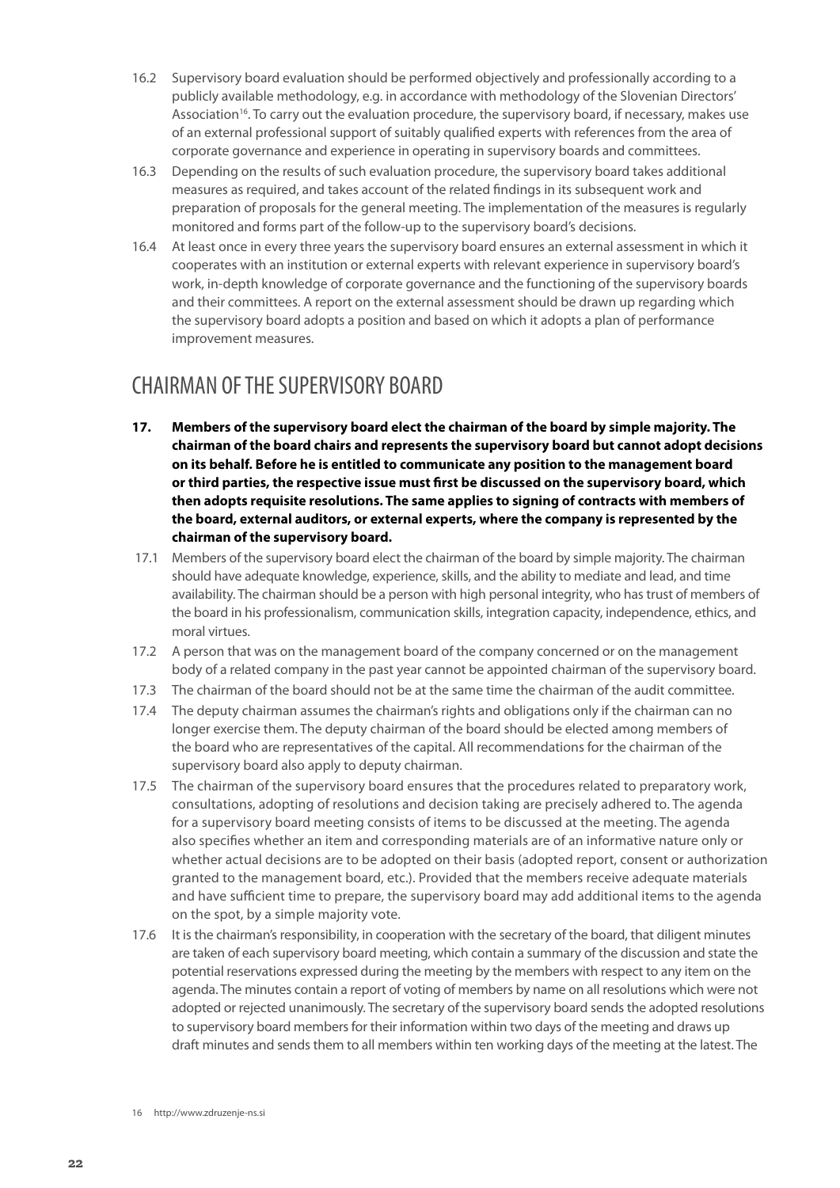16.2 Supervisory board evaluation should be performed objectively and professionally according to a publicly available methodology, e.g. in accordance with methodology of the Slovenian Directors' Association[16]. To carry out the evaluation procedure, the supervisory board, if necessary, makes use of an external professional support of suitably qualified experts with references from the area of corporate governance and experience in operating in supervisory boards and committees.

16.3 Depending on the results of such evaluation procedure, the supervisory board takes additional measures as required, and takes account of the related findings in its subsequent work and preparation of proposals for the general meeting. The implementation of the measures is regularly monitored and forms part of the follow-up to the supervisory board's decisions.

16.4 At least once in every three years the supervisory board ensures an external assessment in which it cooperates with an institution or external experts with relevant experience in supervisory board's work, in-depth knowledge of corporate governance and the functioning of the supervisory boards and their committees. A report on the external assessment should be drawn up regarding which the supervisory board adopts a position and based on which it adopts a plan of performance improvement measures.

## CHAIRMAN OF THE SUPERVISORY BOARD

**17. Members of the supervisory board elect the chairman of the board by simple majority. The chairman of the board chairs and represents the supervisory board but cannot adopt decisions on its behalf. Before he is entitled to communicate any position to the management board or third parties, the respective issue must first be discussed on the supervisory board, which then adopts requisite resolutions. The same applies to signing of contracts with members of the board, external auditors, or external experts, where the company is represented by the chairman of the supervisory board.**

17.1 Members of the supervisory board elect the chairman of the board by simple majority. The chairman should have adequate knowledge, experience, skills, and the ability to mediate and lead, and time availability. The chairman should be a person with high personal integrity, who has trust of members of the board in his professionalism, communication skills, integration capacity, independence, ethics, and moral virtues.

17.2 A person that was on the management board of the company concerned or on the management body of a related company in the past year cannot be appointed chairman of the supervisory board.

17.3 The chairman of the board should not be at the same time the chairman of the audit committee.

17.4 The deputy chairman assumes the chairman's rights and obligations only if the chairman can no longer exercise them. The deputy chairman of the board should be elected among members of the board who are representatives of the capital. All recommendations for the chairman of the supervisory board also apply to deputy chairman.

17.5 The chairman of the supervisory board ensures that the procedures related to preparatory work, consultations, adopting of resolutions and decision taking are precisely adhered to. The agenda for a supervisory board meeting consists of items to be discussed at the meeting. The agenda also specifies whether an item and corresponding materials are of an informative nature only or whether actual decisions are to be adopted on their basis (adopted report, consent or authorization granted to the management board, etc.). Provided that the members receive adequate materials and have sufficient time to prepare, the supervisory board may add additional items to the agenda on the spot, by a simple majority vote.

17.6 It is the chairman's responsibility, in cooperation with the secretary of the board, that diligent minutes are taken of each supervisory board meeting, which contain a summary of the discussion and state the potential reservations expressed during the meeting by the members with respect to any item on the agenda. The minutes contain a report of voting of members by name on all resolutions which were not adopted or rejected unanimously. The secretary of the supervisory board sends the adopted resolutions to supervisory board members for their information within two days of the meeting and draws up draft minutes and sends them to all members within ten working days of the meeting at the latest. The

16 http://www.zdruzenje-ns.si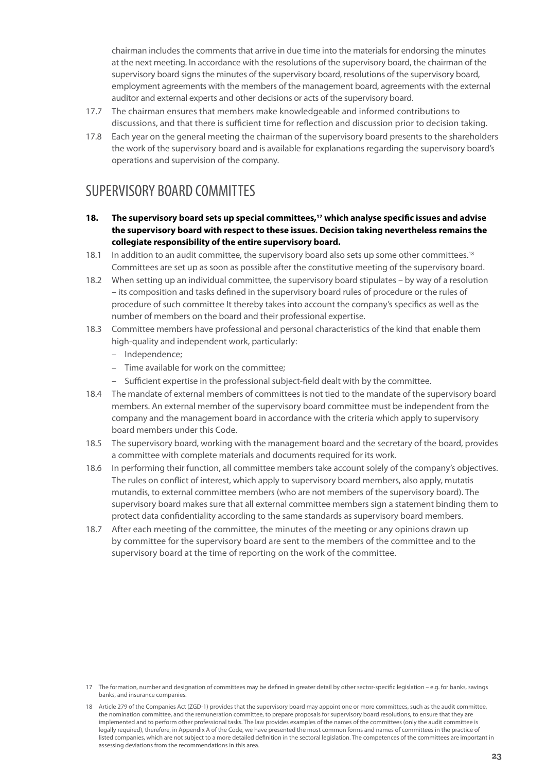chairman includes the comments that arrive in due time into the materials for endorsing the minutes at the next meeting. In accordance with the resolutions of the supervisory board, the chairman of the supervisory board signs the minutes of the supervisory board, resolutions of the supervisory board, employment agreements with the members of the management board, agreements with the external auditor and external experts and other decisions or acts of the supervisory board.

17.7 The chairman ensures that members make knowledgeable and informed contributions to discussions, and that there is sufficient time for reflection and discussion prior to decision taking.

17.8 Each year on the general meeting the chairman of the supervisory board presents to the shareholders the work of the supervisory board and is available for explanations regarding the supervisory board's operations and supervision of the company.

## SUPERVISORY BOARD COMMITTES

**18. The supervisory board sets up special committees,[17] which analyse specific issues and advise the supervisory board with respect to these issues. Decision taking nevertheless remains the collegiate responsibility of the entire supervisory board.**

18.1 In addition to an audit committee, the supervisory board also sets up some other committees.[18] Committees are set up as soon as possible after the constitutive meeting of the supervisory board.

18.2 When setting up an individual committee, the supervisory board stipulates – by way of a resolution – its composition and tasks defined in the supervisory board rules of procedure or the rules of procedure of such committee It thereby takes into account the company's specifics as well as the number of members on the board and their professional expertise.

18.3 Committee members have professional and personal characteristics of the kind that enable them high-quality and independent work, particularly:

- Independence;
- Time available for work on the committee;
- Sufficient expertise in the professional subject-field dealt with by the committee.

18.4 The mandate of external members of committees is not tied to the mandate of the supervisory board members. An external member of the supervisory board committee must be independent from the company and the management board in accordance with the criteria which apply to supervisory board members under this Code.

18.5 The supervisory board, working with the management board and the secretary of the board, provides a committee with complete materials and documents required for its work.

18.6 In performing their function, all committee members take account solely of the company's objectives. The rules on conflict of interest, which apply to supervisory board members, also apply, mutatis mutandis, to external committee members (who are not members of the supervisory board). The supervisory board makes sure that all external committee members sign a statement binding them to protect data confidentiality according to the same standards as supervisory board members.

18.7 After each meeting of the committee, the minutes of the meeting or any opinions drawn up by committee for the supervisory board are sent to the members of the committee and to the supervisory board at the time of reporting on the work of the committee.

---

17 The formation, number and designation of committees may be defined in greater detail by other sector-specific legislation – e.g. for banks, savings banks, and insurance companies.

18 Article 279 of the Companies Act (ZGD-1) provides that the supervisory board may appoint one or more committees, such as the audit committee, the nomination committee, and the remuneration committee, to prepare proposals for supervisory board resolutions, to ensure that they are implemented and to perform other professional tasks. The law provides examples of the names of the committees (only the audit committee is legally required), therefore, in Appendix A of the Code, we have presented the most common forms and names of committees in the practice of listed companies, which are not subject to a more detailed definition in the sectoral legislation. The competences of the committees are important in assessing deviations from the recommendations in this area.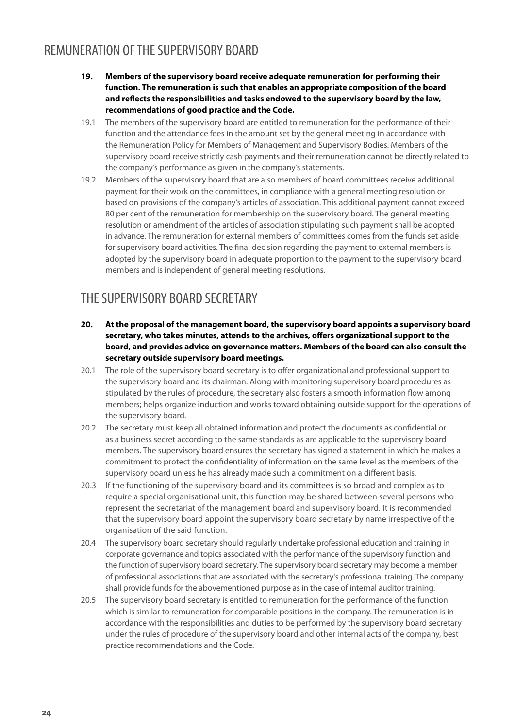# REMUNERATION OF THE SUPERVISORY BOARD

**19. Members of the supervisory board receive adequate remuneration for performing their function. The remuneration is such that enables an appropriate composition of the board and reflects the responsibilities and tasks endowed to the supervisory board by the law, recommendations of good practice and the Code.**

19.1 The members of the supervisory board are entitled to remuneration for the performance of their function and the attendance fees in the amount set by the general meeting in accordance with the Remuneration Policy for Members of Management and Supervisory Bodies. Members of the supervisory board receive strictly cash payments and their remuneration cannot be directly related to the company's performance as given in the company's statements.

19.2 Members of the supervisory board that are also members of board committees receive additional payment for their work on the committees, in compliance with a general meeting resolution or based on provisions of the company's articles of association. This additional payment cannot exceed 80 per cent of the remuneration for membership on the supervisory board. The general meeting resolution or amendment of the articles of association stipulating such payment shall be adopted in advance. The remuneration for external members of committees comes from the funds set aside for supervisory board activities. The final decision regarding the payment to external members is adopted by the supervisory board in adequate proportion to the payment to the supervisory board members and is independent of general meeting resolutions.

# THE SUPERVISORY BOARD SECRETARY

**20. At the proposal of the management board, the supervisory board appoints a supervisory board secretary, who takes minutes, attends to the archives, offers organizational support to the board, and provides advice on governance matters. Members of the board can also consult the secretary outside supervisory board meetings.**

20.1 The role of the supervisory board secretary is to offer organizational and professional support to the supervisory board and its chairman. Along with monitoring supervisory board procedures as stipulated by the rules of procedure, the secretary also fosters a smooth information flow among members; helps organize induction and works toward obtaining outside support for the operations of the supervisory board.

20.2 The secretary must keep all obtained information and protect the documents as confidential or as a business secret according to the same standards as are applicable to the supervisory board members. The supervisory board ensures the secretary has signed a statement in which he makes a commitment to protect the confidentiality of information on the same level as the members of the supervisory board unless he has already made such a commitment on a different basis.

20.3 If the functioning of the supervisory board and its committees is so broad and complex as to require a special organisational unit, this function may be shared between several persons who represent the secretariat of the management board and supervisory board. It is recommended that the supervisory board appoint the supervisory board secretary by name irrespective of the organisation of the said function.

20.4 The supervisory board secretary should regularly undertake professional education and training in corporate governance and topics associated with the performance of the supervisory function and the function of supervisory board secretary. The supervisory board secretary may become a member of professional associations that are associated with the secretary's professional training. The company shall provide funds for the abovementioned purpose as in the case of internal auditor training.

20.5 The supervisory board secretary is entitled to remuneration for the performance of the function which is similar to remuneration for comparable positions in the company. The remuneration is in accordance with the responsibilities and duties to be performed by the supervisory board secretary under the rules of procedure of the supervisory board and other internal acts of the company, best practice recommendations and the Code.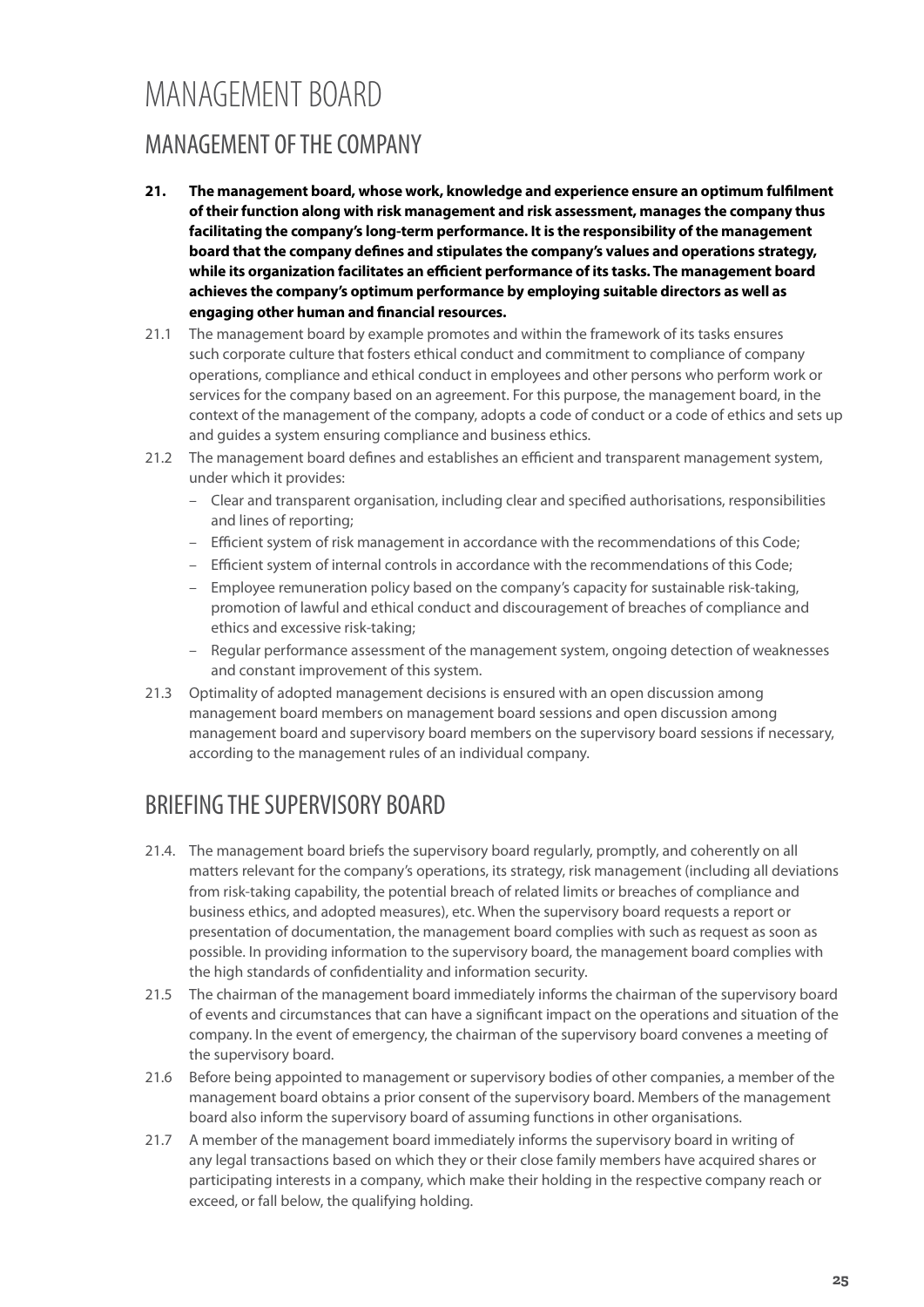# MANAGEMENT BOARD

## MANAGEMENT OF THE COMPANY

**21. The management board, whose work, knowledge and experience ensure an optimum fulfilment of their function along with risk management and risk assessment, manages the company thus facilitating the company's long-term performance. It is the responsibility of the management board that the company defines and stipulates the company's values and operations strategy, while its organization facilitates an efficient performance of its tasks. The management board achieves the company's optimum performance by employing suitable directors as well as engaging other human and financial resources.**

21.1 The management board by example promotes and within the framework of its tasks ensures such corporate culture that fosters ethical conduct and commitment to compliance of company operations, compliance and ethical conduct in employees and other persons who perform work or services for the company based on an agreement. For this purpose, the management board, in the context of the management of the company, adopts a code of conduct or a code of ethics and sets up and guides a system ensuring compliance and business ethics.

21.2 The management board defines and establishes an efficient and transparent management system, under which it provides:

- Clear and transparent organisation, including clear and specified authorisations, responsibilities and lines of reporting;
- Efficient system of risk management in accordance with the recommendations of this Code;
- Efficient system of internal controls in accordance with the recommendations of this Code;
- Employee remuneration policy based on the company's capacity for sustainable risk-taking, promotion of lawful and ethical conduct and discouragement of breaches of compliance and ethics and excessive risk-taking;
- Regular performance assessment of the management system, ongoing detection of weaknesses and constant improvement of this system.

21.3 Optimality of adopted management decisions is ensured with an open discussion among management board members on management board sessions and open discussion among management board and supervisory board members on the supervisory board sessions if necessary, according to the management rules of an individual company.

## BRIEFING THE SUPERVISORY BOARD

21.4. The management board briefs the supervisory board regularly, promptly, and coherently on all matters relevant for the company's operations, its strategy, risk management (including all deviations from risk-taking capability, the potential breach of related limits or breaches of compliance and business ethics, and adopted measures), etc. When the supervisory board requests a report or presentation of documentation, the management board complies with such as request as soon as possible. In providing information to the supervisory board, the management board complies with the high standards of confidentiality and information security.

21.5 The chairman of the management board immediately informs the chairman of the supervisory board of events and circumstances that can have a significant impact on the operations and situation of the company. In the event of emergency, the chairman of the supervisory board convenes a meeting of the supervisory board.

21.6 Before being appointed to management or supervisory bodies of other companies, a member of the management board obtains a prior consent of the supervisory board. Members of the management board also inform the supervisory board of assuming functions in other organisations.

21.7 A member of the management board immediately informs the supervisory board in writing of any legal transactions based on which they or their close family members have acquired shares or participating interests in a company, which make their holding in the respective company reach or exceed, or fall below, the qualifying holding.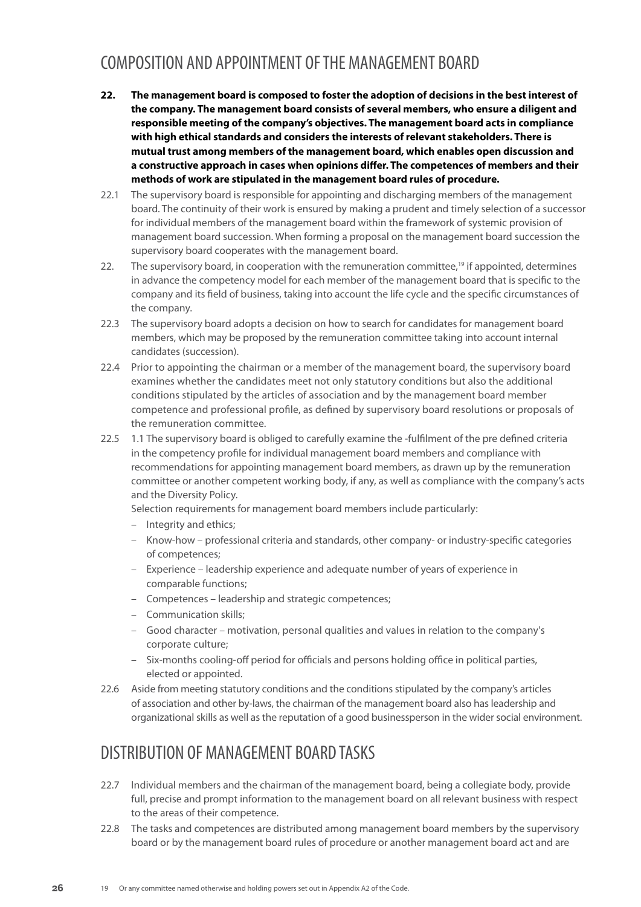## COMPOSITION AND APPOINTMENT OF THE MANAGEMENT BOARD

**22. The management board is composed to foster the adoption of decisions in the best interest of the company. The management board consists of several members, who ensure a diligent and responsible meeting of the company's objectives. The management board acts in compliance with high ethical standards and considers the interests of relevant stakeholders. There is mutual trust among members of the management board, which enables open discussion and a constructive approach in cases when opinions differ. The competences of members and their methods of work are stipulated in the management board rules of procedure.**

22.1 The supervisory board is responsible for appointing and discharging members of the management board. The continuity of their work is ensured by making a prudent and timely selection of a successor for individual members of the management board within the framework of systemic provision of management board succession. When forming a proposal on the management board succession the supervisory board cooperates with the management board.

22. The supervisory board, in cooperation with the remuneration committee,[19] if appointed, determines in advance the competency model for each member of the management board that is specific to the company and its field of business, taking into account the life cycle and the specific circumstances of the company.

22.3 The supervisory board adopts a decision on how to search for candidates for management board members, which may be proposed by the remuneration committee taking into account internal candidates (succession).

22.4 Prior to appointing the chairman or a member of the management board, the supervisory board examines whether the candidates meet not only statutory conditions but also the additional conditions stipulated by the articles of association and by the management board member competence and professional profile, as defined by supervisory board resolutions or proposals of the remuneration committee.

22.5 1.1 The supervisory board is obliged to carefully examine the -fulfilment of the pre defined criteria in the competency profile for individual management board members and compliance with recommendations for appointing management board members, as drawn up by the remuneration committee or another competent working body, if any, as well as compliance with the company's acts and the Diversity Policy.

Selection requirements for management board members include particularly:

- Integrity and ethics;
- Know-how – professional criteria and standards, other company- or industry-specific categories of competences;
- Experience – leadership experience and adequate number of years of experience in comparable functions;
- Competences – leadership and strategic competences;
- Communication skills;
- Good character – motivation, personal qualities and values in relation to the company's corporate culture;
- Six-months cooling-off period for officials and persons holding office in political parties, elected or appointed.

22.6 Aside from meeting statutory conditions and the conditions stipulated by the company's articles of association and other by-laws, the chairman of the management board also has leadership and organizational skills as well as the reputation of a good businessperson in the wider social environment.

## DISTRIBUTION OF MANAGEMENT BOARD TASKS

22.7 Individual members and the chairman of the management board, being a collegiate body, provide full, precise and prompt information to the management board on all relevant business with respect to the areas of their competence.

22.8 The tasks and competences are distributed among management board members by the supervisory board or by the management board rules of procedure or another management board act and are

19 Or any committee named otherwise and holding powers set out in Appendix A2 of the Code.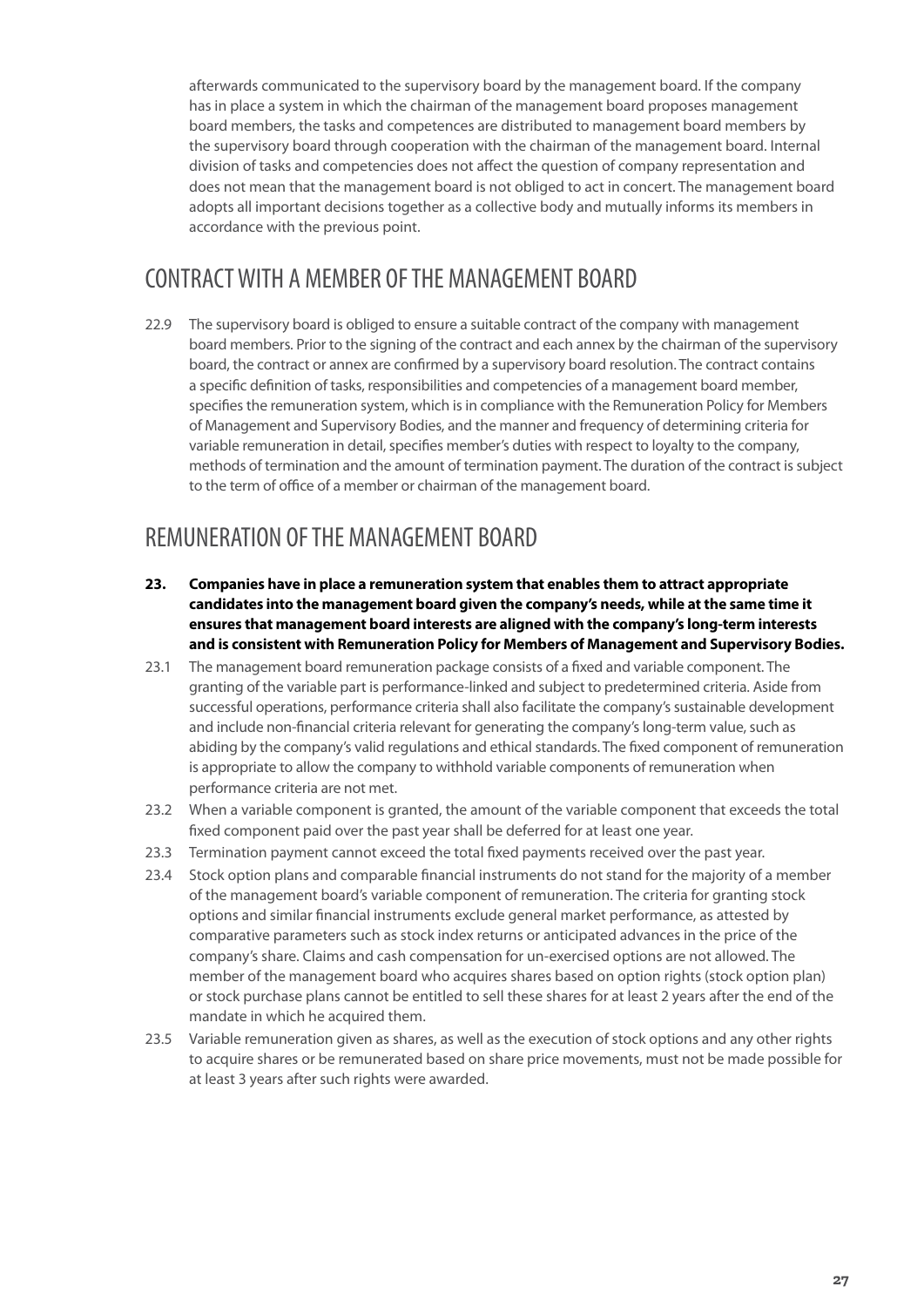afterwards communicated to the supervisory board by the management board. If the company has in place a system in which the chairman of the management board proposes management board members, the tasks and competences are distributed to management board members by the supervisory board through cooperation with the chairman of the management board. Internal division of tasks and competencies does not affect the question of company representation and does not mean that the management board is not obliged to act in concert. The management board adopts all important decisions together as a collective body and mutually informs its members in accordance with the previous point.

## CONTRACT WITH A MEMBER OF THE MANAGEMENT BOARD

22.9 The supervisory board is obliged to ensure a suitable contract of the company with management board members. Prior to the signing of the contract and each annex by the chairman of the supervisory board, the contract or annex are confirmed by a supervisory board resolution. The contract contains a specific definition of tasks, responsibilities and competencies of a management board member, specifies the remuneration system, which is in compliance with the Remuneration Policy for Members of Management and Supervisory Bodies, and the manner and frequency of determining criteria for variable remuneration in detail, specifies member's duties with respect to loyalty to the company, methods of termination and the amount of termination payment. The duration of the contract is subject to the term of office of a member or chairman of the management board.

## REMUNERATION OF THE MANAGEMENT BOARD

**23. Companies have in place a remuneration system that enables them to attract appropriate candidates into the management board given the company's needs, while at the same time it ensures that management board interests are aligned with the company's long-term interests and is consistent with Remuneration Policy for Members of Management and Supervisory Bodies.**

23.1 The management board remuneration package consists of a fixed and variable component. The granting of the variable part is performance-linked and subject to predetermined criteria. Aside from successful operations, performance criteria shall also facilitate the company's sustainable development and include non-financial criteria relevant for generating the company's long-term value, such as abiding by the company's valid regulations and ethical standards. The fixed component of remuneration is appropriate to allow the company to withhold variable components of remuneration when performance criteria are not met.

23.2 When a variable component is granted, the amount of the variable component that exceeds the total fixed component paid over the past year shall be deferred for at least one year.

23.3 Termination payment cannot exceed the total fixed payments received over the past year.

23.4 Stock option plans and comparable financial instruments do not stand for the majority of a member of the management board's variable component of remuneration. The criteria for granting stock options and similar financial instruments exclude general market performance, as attested by comparative parameters such as stock index returns or anticipated advances in the price of the company's share. Claims and cash compensation for un-exercised options are not allowed. The member of the management board who acquires shares based on option rights (stock option plan) or stock purchase plans cannot be entitled to sell these shares for at least 2 years after the end of the mandate in which he acquired them.

23.5 Variable remuneration given as shares, as well as the execution of stock options and any other rights to acquire shares or be remunerated based on share price movements, must not be made possible for at least 3 years after such rights were awarded.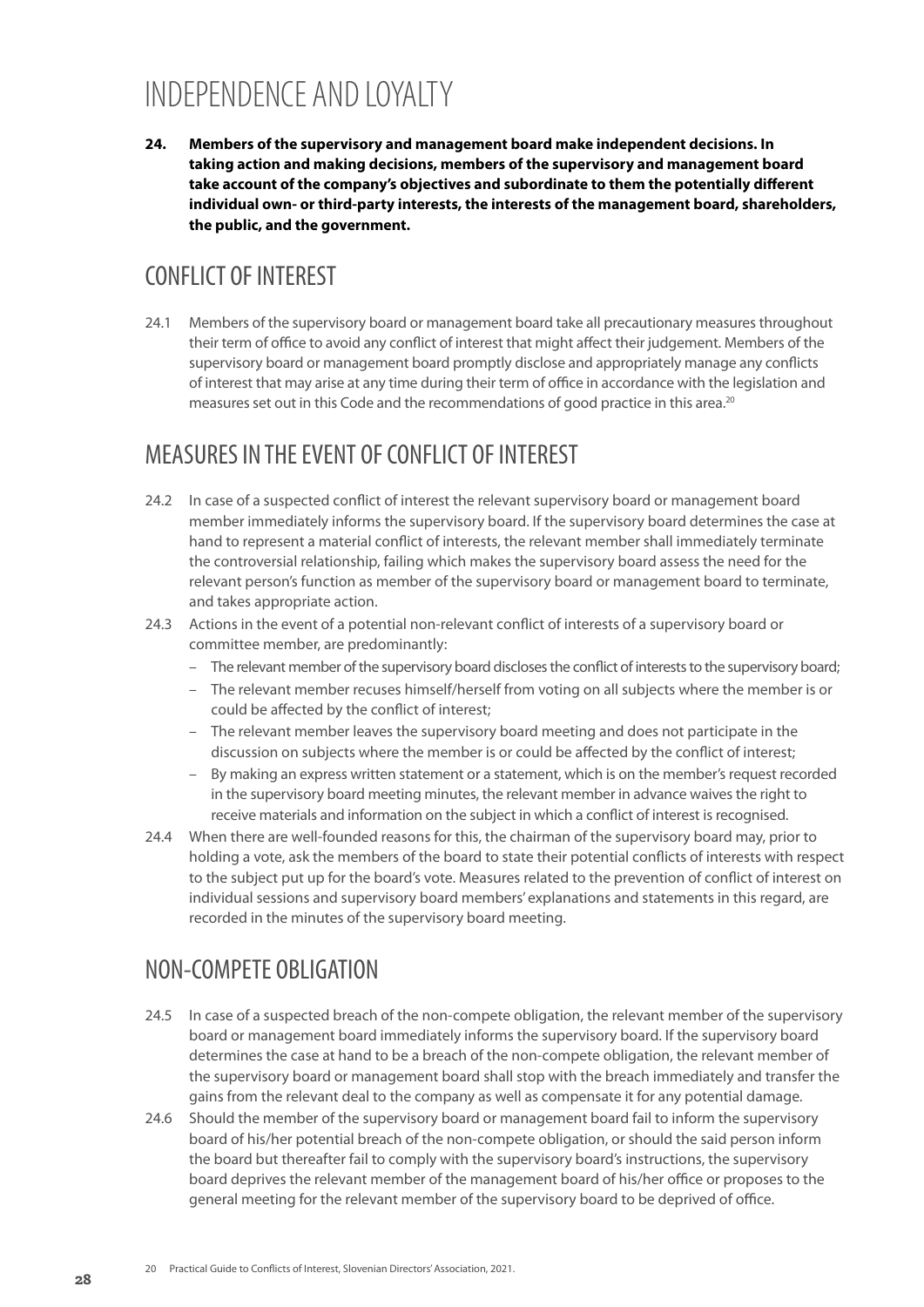# INDEPENDENCE AND LOYALTY

**24. Members of the supervisory and management board make independent decisions. In taking action and making decisions, members of the supervisory and management board take account of the company's objectives and subordinate to them the potentially different individual own- or third-party interests, the interests of the management board, shareholders, the public, and the government.**

## CONFLICT OF INTEREST

24.1 Members of the supervisory board or management board take all precautionary measures throughout their term of office to avoid any conflict of interest that might affect their judgement. Members of the supervisory board or management board promptly disclose and appropriately manage any conflicts of interest that may arise at any time during their term of office in accordance with the legislation and measures set out in this Code and the recommendations of good practice in this area.[20]

## MEASURES IN THE EVENT OF CONFLICT OF INTEREST

24.2 In case of a suspected conflict of interest the relevant supervisory board or management board member immediately informs the supervisory board. If the supervisory board determines the case at hand to represent a material conflict of interests, the relevant member shall immediately terminate the controversial relationship, failing which makes the supervisory board assess the need for the relevant person's function as member of the supervisory board or management board to terminate, and takes appropriate action.

24.3 Actions in the event of a potential non-relevant conflict of interests of a supervisory board or committee member, are predominantly:

- The relevant member of the supervisory board discloses the conflict of interests to the supervisory board;
- The relevant member recuses himself/herself from voting on all subjects where the member is or could be affected by the conflict of interest;
- The relevant member leaves the supervisory board meeting and does not participate in the discussion on subjects where the member is or could be affected by the conflict of interest;
- By making an express written statement or a statement, which is on the member's request recorded in the supervisory board meeting minutes, the relevant member in advance waives the right to receive materials and information on the subject in which a conflict of interest is recognised.

24.4 When there are well-founded reasons for this, the chairman of the supervisory board may, prior to holding a vote, ask the members of the board to state their potential conflicts of interests with respect to the subject put up for the board's vote. Measures related to the prevention of conflict of interest on individual sessions and supervisory board members' explanations and statements in this regard, are recorded in the minutes of the supervisory board meeting.

## NON-COMPETE OBLIGATION

24.5 In case of a suspected breach of the non-compete obligation, the relevant member of the supervisory board or management board immediately informs the supervisory board. If the supervisory board determines the case at hand to be a breach of the non-compete obligation, the relevant member of the supervisory board or management board shall stop with the breach immediately and transfer the gains from the relevant deal to the company as well as compensate it for any potential damage.

24.6 Should the member of the supervisory board or management board fail to inform the supervisory board of his/her potential breach of the non-compete obligation, or should the said person inform the board but thereafter fail to comply with the supervisory board's instructions, the supervisory board deprives the relevant member of the management board of his/her office or proposes to the general meeting for the relevant member of the supervisory board to be deprived of office.

[20] Practical Guide to Conflicts of Interest, Slovenian Directors' Association, 2021.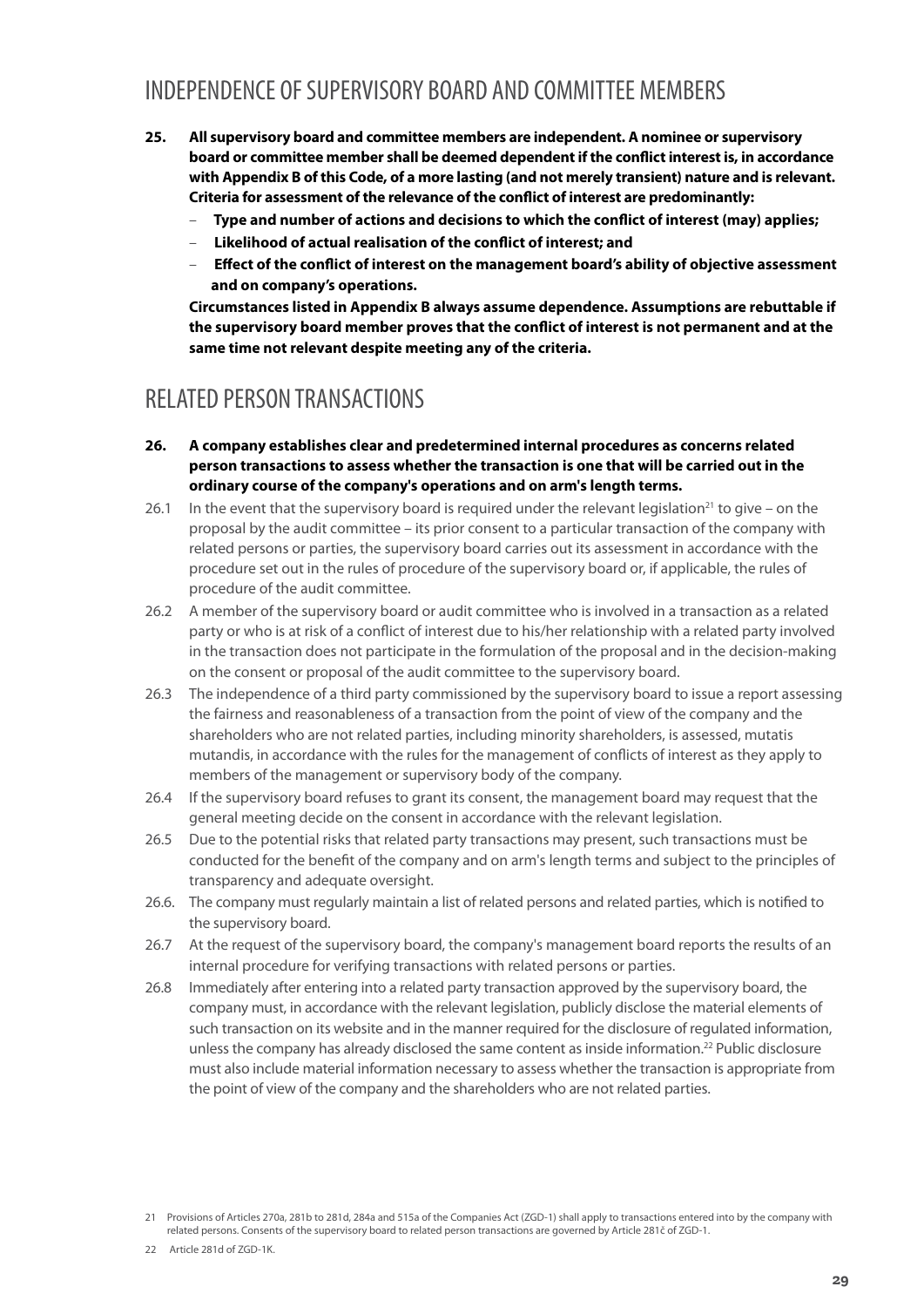## INDEPENDENCE OF SUPERVISORY BOARD AND COMMITTEE MEMBERS

**25. All supervisory board and committee members are independent. A nominee or supervisory board or committee member shall be deemed dependent if the conflict interest is, in accordance with Appendix B of this Code, of a more lasting (and not merely transient) nature and is relevant. Criteria for assessment of the relevance of the conflict of interest are predominantly:**

- **Type and number of actions and decisions to which the conflict of interest (may) applies;**
- **Likelihood of actual realisation of the conflict of interest; and**
- **Effect of the conflict of interest on the management board's ability of objective assessment and on company's operations.**

**Circumstances listed in Appendix B always assume dependence. Assumptions are rebuttable if the supervisory board member proves that the conflict of interest is not permanent and at the same time not relevant despite meeting any of the criteria.**

## RELATED PERSON TRANSACTIONS

**26. A company establishes clear and predetermined internal procedures as concerns related person transactions to assess whether the transaction is one that will be carried out in the ordinary course of the company's operations and on arm's length terms.**

26.1 In the event that the supervisory board is required under the relevant legislation[21] to give – on the proposal by the audit committee – its prior consent to a particular transaction of the company with related persons or parties, the supervisory board carries out its assessment in accordance with the procedure set out in the rules of procedure of the supervisory board or, if applicable, the rules of procedure of the audit committee.

26.2 A member of the supervisory board or audit committee who is involved in a transaction as a related party or who is at risk of a conflict of interest due to his/her relationship with a related party involved in the transaction does not participate in the formulation of the proposal and in the decision-making on the consent or proposal of the audit committee to the supervisory board.

26.3 The independence of a third party commissioned by the supervisory board to issue a report assessing the fairness and reasonableness of a transaction from the point of view of the company and the shareholders who are not related parties, including minority shareholders, is assessed, mutatis mutandis, in accordance with the rules for the management of conflicts of interest as they apply to members of the management or supervisory body of the company.

26.4 If the supervisory board refuses to grant its consent, the management board may request that the general meeting decide on the consent in accordance with the relevant legislation.

26.5 Due to the potential risks that related party transactions may present, such transactions must be conducted for the benefit of the company and on arm's length terms and subject to the principles of transparency and adequate oversight.

26.6. The company must regularly maintain a list of related persons and related parties, which is notified to the supervisory board.

26.7 At the request of the supervisory board, the company's management board reports the results of an internal procedure for verifying transactions with related persons or parties.

26.8 Immediately after entering into a related party transaction approved by the supervisory board, the company must, in accordance with the relevant legislation, publicly disclose the material elements of such transaction on its website and in the manner required for the disclosure of regulated information, unless the company has already disclosed the same content as inside information.[22] Public disclosure must also include material information necessary to assess whether the transaction is appropriate from the point of view of the company and the shareholders who are not related parties.

---

21 Provisions of Articles 270a, 281b to 281d, 284a and 515a of the Companies Act (ZGD-1) shall apply to transactions entered into by the company with related persons. Consents of the supervisory board to related person transactions are governed by Article 281č of ZGD-1.

22 Article 281d of ZGD-1K.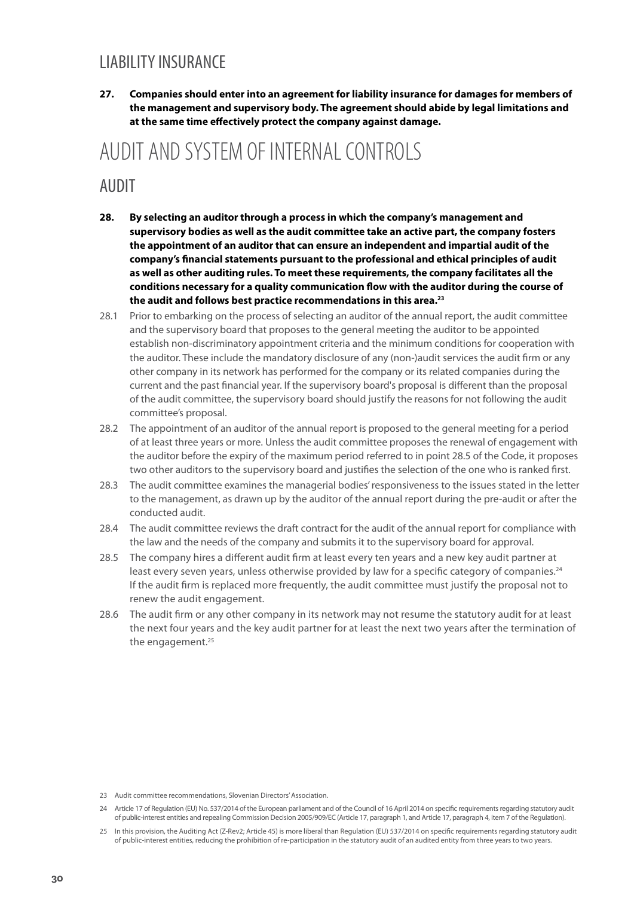## LIABILITY INSURANCE

**27. Companies should enter into an agreement for liability insurance for damages for members of the management and supervisory body. The agreement should abide by legal limitations and at the same time effectively protect the company against damage.**

# AUDIT AND SYSTEM OF INTERNAL CONTROLS

## AUDIT

**28. By selecting an auditor through a process in which the company's management and supervisory bodies as well as the audit committee take an active part, the company fosters the appointment of an auditor that can ensure an independent and impartial audit of the company's financial statements pursuant to the professional and ethical principles of audit as well as other auditing rules. To meet these requirements, the company facilitates all the conditions necessary for a quality communication flow with the auditor during the course of the audit and follows best practice recommendations in this area.[23]**

28.1 Prior to embarking on the process of selecting an auditor of the annual report, the audit committee and the supervisory board that proposes to the general meeting the auditor to be appointed establish non-discriminatory appointment criteria and the minimum conditions for cooperation with the auditor. These include the mandatory disclosure of any (non-)audit services the audit firm or any other company in its network has performed for the company or its related companies during the current and the past financial year. If the supervisory board's proposal is different than the proposal of the audit committee, the supervisory board should justify the reasons for not following the audit committee's proposal.

28.2 The appointment of an auditor of the annual report is proposed to the general meeting for a period of at least three years or more. Unless the audit committee proposes the renewal of engagement with the auditor before the expiry of the maximum period referred to in point 28.5 of the Code, it proposes two other auditors to the supervisory board and justifies the selection of the one who is ranked first.

28.3 The audit committee examines the managerial bodies' responsiveness to the issues stated in the letter to the management, as drawn up by the auditor of the annual report during the pre-audit or after the conducted audit.

28.4 The audit committee reviews the draft contract for the audit of the annual report for compliance with the law and the needs of the company and submits it to the supervisory board for approval.

28.5 The company hires a different audit firm at least every ten years and a new key audit partner at least every seven years, unless otherwise provided by law for a specific category of companies.[24] If the audit firm is replaced more frequently, the audit committee must justify the proposal not to renew the audit engagement.

28.6 The audit firm or any other company in its network may not resume the statutory audit for at least the next four years and the key audit partner for at least the next two years after the termination of the engagement.[25]

23 Audit committee recommendations, Slovenian Directors' Association.

24 Article 17 of Regulation (EU) No. 537/2014 of the European parliament and of the Council of 16 April 2014 on specific requirements regarding statutory audit of public-interest entities and repealing Commission Decision 2005/909/EC (Article 17, paragraph 1, and Article 17, paragraph 4, item 7 of the Regulation).

25 In this provision, the Auditing Act (Z-Rev2; Article 45) is more liberal than Regulation (EU) 537/2014 on specific requirements regarding statutory audit of public-interest entities, reducing the prohibition of re-participation in the statutory audit of an audited entity from three years to two years.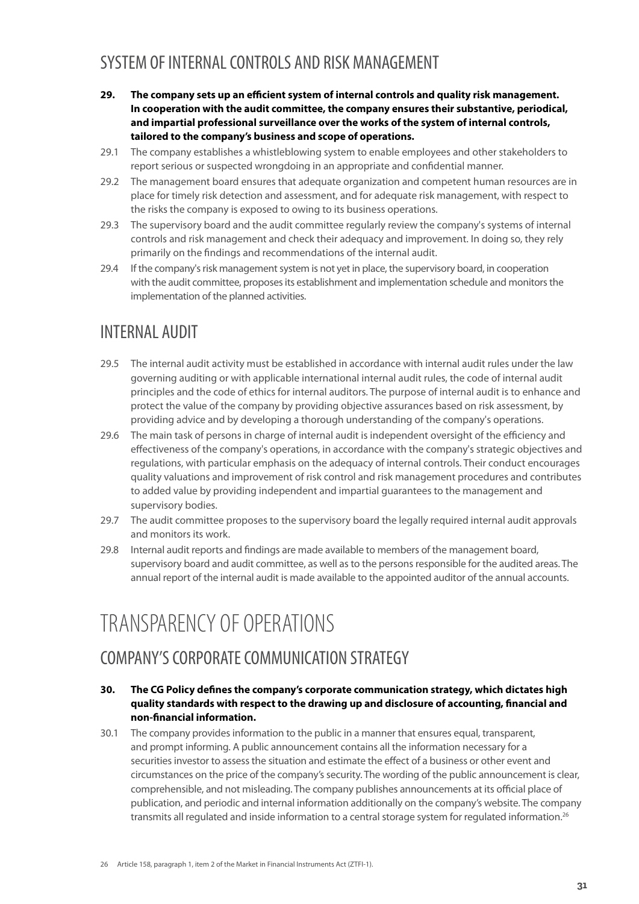## SYSTEM OF INTERNAL CONTROLS AND RISK MANAGEMENT

**29. The company sets up an efficient system of internal controls and quality risk management. In cooperation with the audit committee, the company ensures their substantive, periodical, and impartial professional surveillance over the works of the system of internal controls, tailored to the company's business and scope of operations.**

29.1 The company establishes a whistleblowing system to enable employees and other stakeholders to report serious or suspected wrongdoing in an appropriate and confidential manner.

29.2 The management board ensures that adequate organization and competent human resources are in place for timely risk detection and assessment, and for adequate risk management, with respect to the risks the company is exposed to owing to its business operations.

29.3 The supervisory board and the audit committee regularly review the company's systems of internal controls and risk management and check their adequacy and improvement. In doing so, they rely primarily on the findings and recommendations of the internal audit.

29.4 If the company's risk management system is not yet in place, the supervisory board, in cooperation with the audit committee, proposes its establishment and implementation schedule and monitors the implementation of the planned activities.

## INTERNAL AUDIT

29.5 The internal audit activity must be established in accordance with internal audit rules under the law governing auditing or with applicable international internal audit rules, the code of internal audit principles and the code of ethics for internal auditors. The purpose of internal audit is to enhance and protect the value of the company by providing objective assurances based on risk assessment, by providing advice and by developing a thorough understanding of the company's operations.

29.6 The main task of persons in charge of internal audit is independent oversight of the efficiency and effectiveness of the company's operations, in accordance with the company's strategic objectives and regulations, with particular emphasis on the adequacy of internal controls. Their conduct encourages quality valuations and improvement of risk control and risk management procedures and contributes to added value by providing independent and impartial guarantees to the management and supervisory bodies.

29.7 The audit committee proposes to the supervisory board the legally required internal audit approvals and monitors its work.

29.8 Internal audit reports and findings are made available to members of the management board, supervisory board and audit committee, as well as to the persons responsible for the audited areas. The annual report of the internal audit is made available to the appointed auditor of the annual accounts.

# TRANSPARENCY OF OPERATIONS

## COMPANY'S CORPORATE COMMUNICATION STRATEGY

**30. The CG Policy defines the company's corporate communication strategy, which dictates high quality standards with respect to the drawing up and disclosure of accounting, financial and non-financial information.**

30.1 The company provides information to the public in a manner that ensures equal, transparent, and prompt informing. A public announcement contains all the information necessary for a securities investor to assess the situation and estimate the effect of a business or other event and circumstances on the price of the company's security. The wording of the public announcement is clear, comprehensible, and not misleading. The company publishes announcements at its official place of publication, and periodic and internal information additionally on the company's website. The company transmits all regulated and inside information to a central storage system for regulated information.[26]

[26] Article 158, paragraph 1, item 2 of the Market in Financial Instruments Act (ZTFI-1).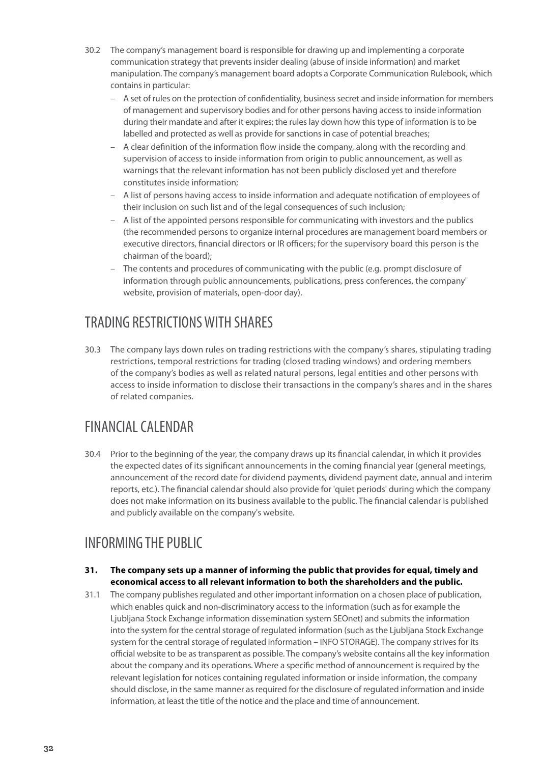30.2 The company's management board is responsible for drawing up and implementing a corporate communication strategy that prevents insider dealing (abuse of inside information) and market manipulation. The company's management board adopts a Corporate Communication Rulebook, which contains in particular:

- A set of rules on the protection of confidentiality, business secret and inside information for members of management and supervisory bodies and for other persons having access to inside information during their mandate and after it expires; the rules lay down how this type of information is to be labelled and protected as well as provide for sanctions in case of potential breaches;
- A clear definition of the information flow inside the company, along with the recording and supervision of access to inside information from origin to public announcement, as well as warnings that the relevant information has not been publicly disclosed yet and therefore constitutes inside information;
- A list of persons having access to inside information and adequate notification of employees of their inclusion on such list and of the legal consequences of such inclusion;
- A list of the appointed persons responsible for communicating with investors and the publics (the recommended persons to organize internal procedures are management board members or executive directors, financial directors or IR officers; for the supervisory board this person is the chairman of the board);
- The contents and procedures of communicating with the public (e.g. prompt disclosure of information through public announcements, publications, press conferences, the company' website, provision of materials, open-door day).

## TRADING RESTRICTIONS WITH SHARES

30.3 The company lays down rules on trading restrictions with the company's shares, stipulating trading restrictions, temporal restrictions for trading (closed trading windows) and ordering members of the company's bodies as well as related natural persons, legal entities and other persons with access to inside information to disclose their transactions in the company's shares and in the shares of related companies.

## FINANCIAL CALENDAR

30.4 Prior to the beginning of the year, the company draws up its financial calendar, in which it provides the expected dates of its significant announcements in the coming financial year (general meetings, announcement of the record date for dividend payments, dividend payment date, annual and interim reports, etc.). The financial calendar should also provide for 'quiet periods' during which the company does not make information on its business available to the public. The financial calendar is published and publicly available on the company's website.

## INFORMING THE PUBLIC

**31. The company sets up a manner of informing the public that provides for equal, timely and economical access to all relevant information to both the shareholders and the public.**

31.1 The company publishes regulated and other important information on a chosen place of publication, which enables quick and non-discriminatory access to the information (such as for example the Ljubljana Stock Exchange information dissemination system SEOnet) and submits the information into the system for the central storage of regulated information (such as the Ljubljana Stock Exchange system for the central storage of regulated information – INFO STORAGE). The company strives for its official website to be as transparent as possible. The company's website contains all the key information about the company and its operations. Where a specific method of announcement is required by the relevant legislation for notices containing regulated information or inside information, the company should disclose, in the same manner as required for the disclosure of regulated information and inside information, at least the title of the notice and the place and time of announcement.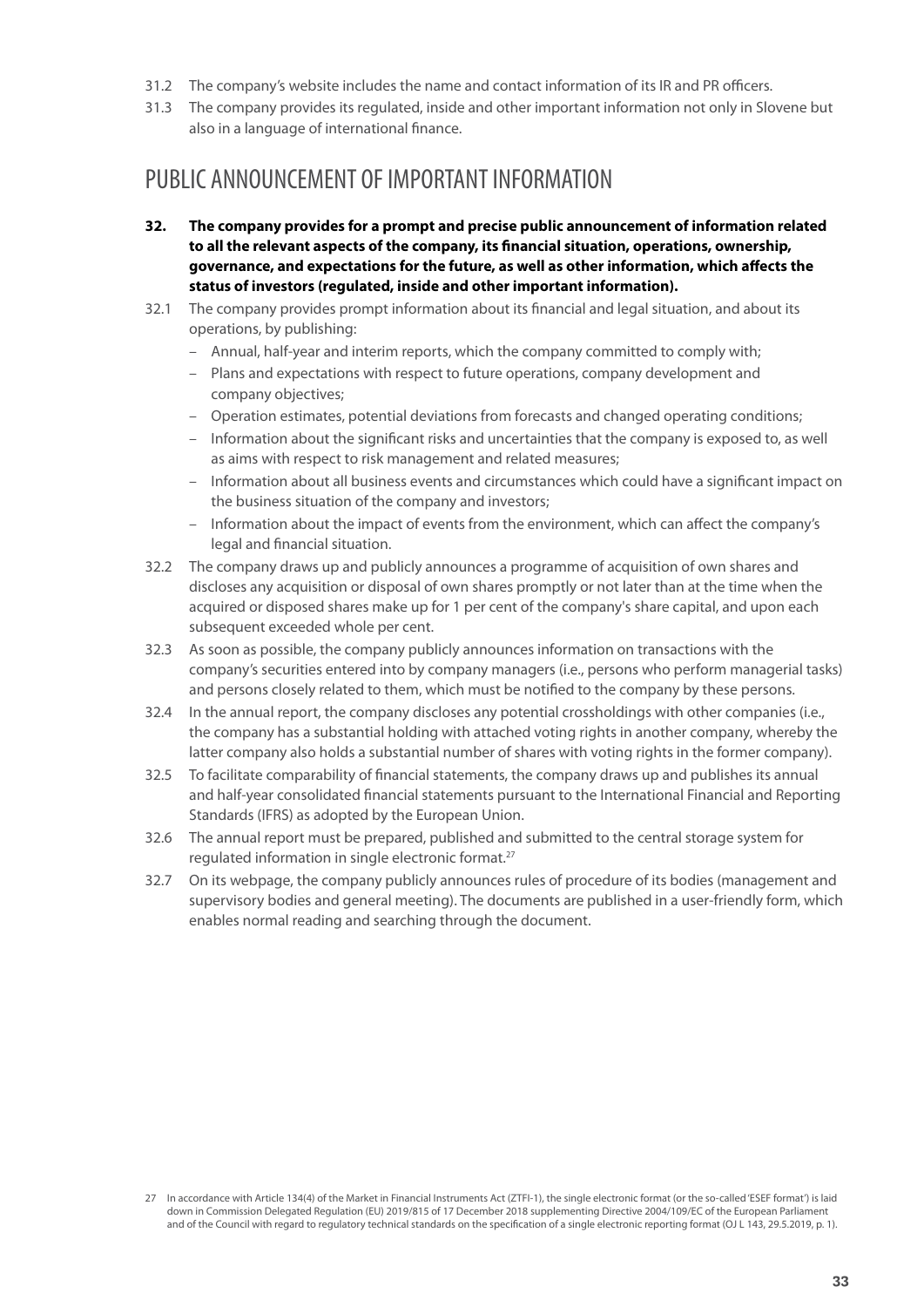31.2 The company's website includes the name and contact information of its IR and PR officers.

31.3 The company provides its regulated, inside and other important information not only in Slovene but also in a language of international finance.

## PUBLIC ANNOUNCEMENT OF IMPORTANT INFORMATION

**32. The company provides for a prompt and precise public announcement of information related to all the relevant aspects of the company, its financial situation, operations, ownership, governance, and expectations for the future, as well as other information, which affects the status of investors (regulated, inside and other important information).**

32.1 The company provides prompt information about its financial and legal situation, and about its operations, by publishing:

- Annual, half-year and interim reports, which the company committed to comply with;
- Plans and expectations with respect to future operations, company development and company objectives;
- Operation estimates, potential deviations from forecasts and changed operating conditions;
- Information about the significant risks and uncertainties that the company is exposed to, as well as aims with respect to risk management and related measures;
- Information about all business events and circumstances which could have a significant impact on the business situation of the company and investors;
- Information about the impact of events from the environment, which can affect the company's legal and financial situation.

32.2 The company draws up and publicly announces a programme of acquisition of own shares and discloses any acquisition or disposal of own shares promptly or not later than at the time when the acquired or disposed shares make up for 1 per cent of the company's share capital, and upon each subsequent exceeded whole per cent.

32.3 As soon as possible, the company publicly announces information on transactions with the company's securities entered into by company managers (i.e., persons who perform managerial tasks) and persons closely related to them, which must be notified to the company by these persons.

32.4 In the annual report, the company discloses any potential crossholdings with other companies (i.e., the company has a substantial holding with attached voting rights in another company, whereby the latter company also holds a substantial number of shares with voting rights in the former company).

32.5 To facilitate comparability of financial statements, the company draws up and publishes its annual and half-year consolidated financial statements pursuant to the International Financial and Reporting Standards (IFRS) as adopted by the European Union.

32.6 The annual report must be prepared, published and submitted to the central storage system for regulated information in single electronic format.[27]

32.7 On its webpage, the company publicly announces rules of procedure of its bodies (management and supervisory bodies and general meeting). The documents are published in a user-friendly form, which enables normal reading and searching through the document.

27 In accordance with Article 134(4) of the Market in Financial Instruments Act (ZTFI-1), the single electronic format (or the so-called 'ESEF format') is laid down in Commission Delegated Regulation (EU) 2019/815 of 17 December 2018 supplementing Directive 2004/109/EC of the European Parliament and of the Council with regard to regulatory technical standards on the specification of a single electronic reporting format (OJ L 143, 29.5.2019, p. 1).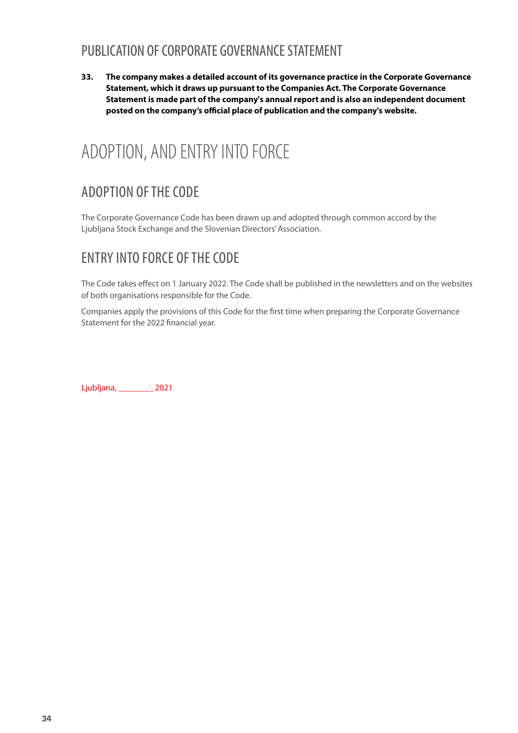## PUBLICATION OF CORPORATE GOVERNANCE STATEMENT

**33. The company makes a detailed account of its governance practice in the Corporate Governance Statement, which it draws up pursuant to the Companies Act. The Corporate Governance Statement is made part of the company's annual report and is also an independent document posted on the company's official place of publication and the company's website.**

# ADOPTION, AND ENTRY INTO FORCE

## ADOPTION OF THE CODE

The Corporate Governance Code has been drawn up and adopted through common accord by the Ljubljana Stock Exchange and the Slovenian Directors' Association.

## ENTRY INTO FORCE OF THE CODE

The Code takes effect on 1 January 2022. The Code shall be published in the newsletters and on the websites of both organisations responsible for the Code.

Companies apply the provisions of this Code for the first time when preparing the Corporate Governance Statement for the 2022 financial year.

Ljubljana, ________ 2021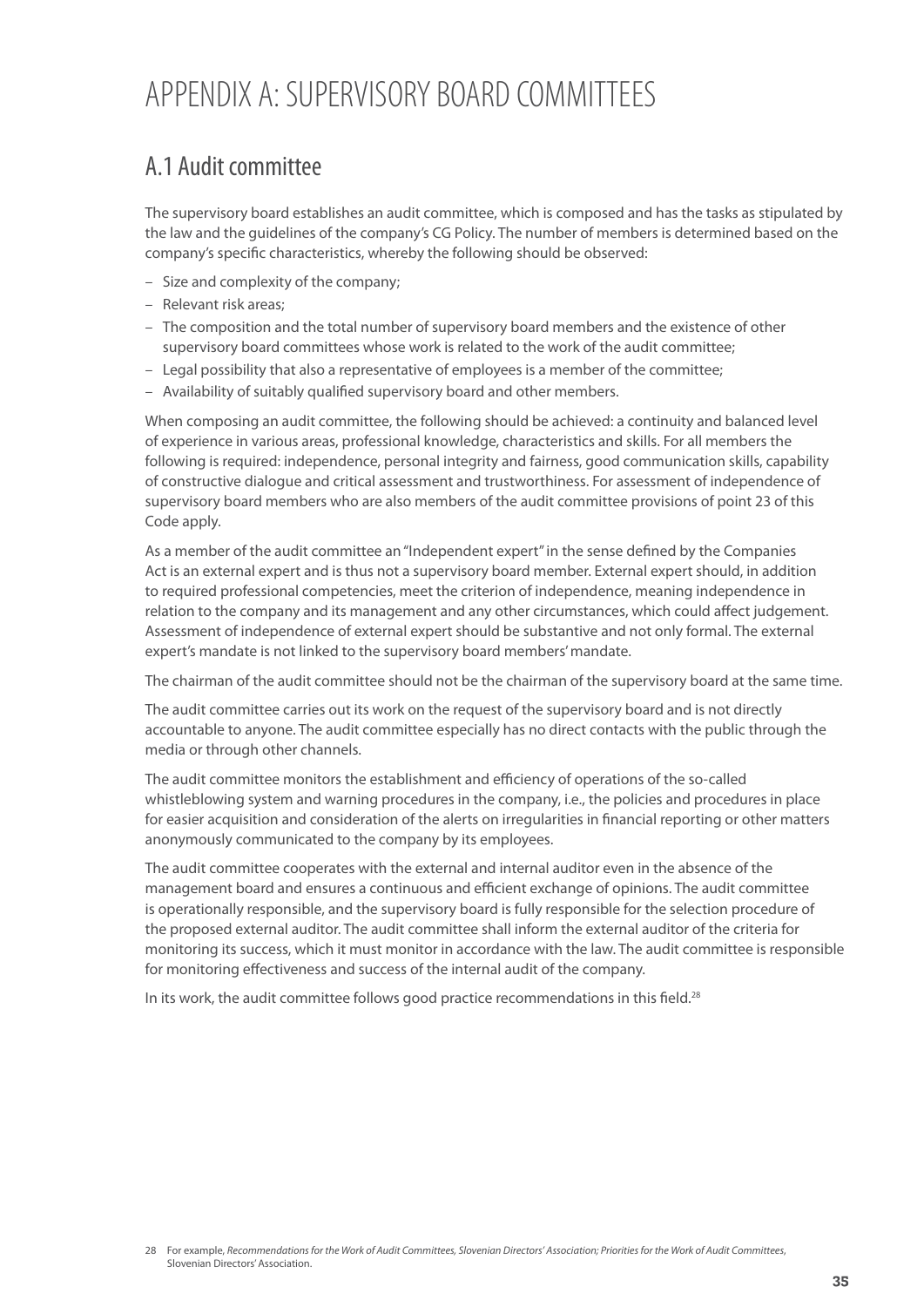# APPENDIX A: SUPERVISORY BOARD COMMITTEES

## A.1 Audit committee

The supervisory board establishes an audit committee, which is composed and has the tasks as stipulated by the law and the guidelines of the company's CG Policy. The number of members is determined based on the company's specific characteristics, whereby the following should be observed:

- Size and complexity of the company;
- Relevant risk areas;
- The composition and the total number of supervisory board members and the existence of other supervisory board committees whose work is related to the work of the audit committee;
- Legal possibility that also a representative of employees is a member of the committee;
- Availability of suitably qualified supervisory board and other members.

When composing an audit committee, the following should be achieved: a continuity and balanced level of experience in various areas, professional knowledge, characteristics and skills. For all members the following is required: independence, personal integrity and fairness, good communication skills, capability of constructive dialogue and critical assessment and trustworthiness. For assessment of independence of supervisory board members who are also members of the audit committee provisions of point 23 of this Code apply.

As a member of the audit committee an "Independent expert" in the sense defined by the Companies Act is an external expert and is thus not a supervisory board member. External expert should, in addition to required professional competencies, meet the criterion of independence, meaning independence in relation to the company and its management and any other circumstances, which could affect judgement. Assessment of independence of external expert should be substantive and not only formal. The external expert's mandate is not linked to the supervisory board members' mandate.

The chairman of the audit committee should not be the chairman of the supervisory board at the same time.

The audit committee carries out its work on the request of the supervisory board and is not directly accountable to anyone. The audit committee especially has no direct contacts with the public through the media or through other channels.

The audit committee monitors the establishment and efficiency of operations of the so-called whistleblowing system and warning procedures in the company, i.e., the policies and procedures in place for easier acquisition and consideration of the alerts on irregularities in financial reporting or other matters anonymously communicated to the company by its employees.

The audit committee cooperates with the external and internal auditor even in the absence of the management board and ensures a continuous and efficient exchange of opinions. The audit committee is operationally responsible, and the supervisory board is fully responsible for the selection procedure of the proposed external auditor. The audit committee shall inform the external auditor of the criteria for monitoring its success, which it must monitor in accordance with the law. The audit committee is responsible for monitoring effectiveness and success of the internal audit of the company.

In its work, the audit committee follows good practice recommendations in this field.[28]

---

28 For example, *Recommendations for the Work of Audit Committees, Slovenian Directors' Association; Priorities for the Work of Audit Committees*, Slovenian Directors' Association.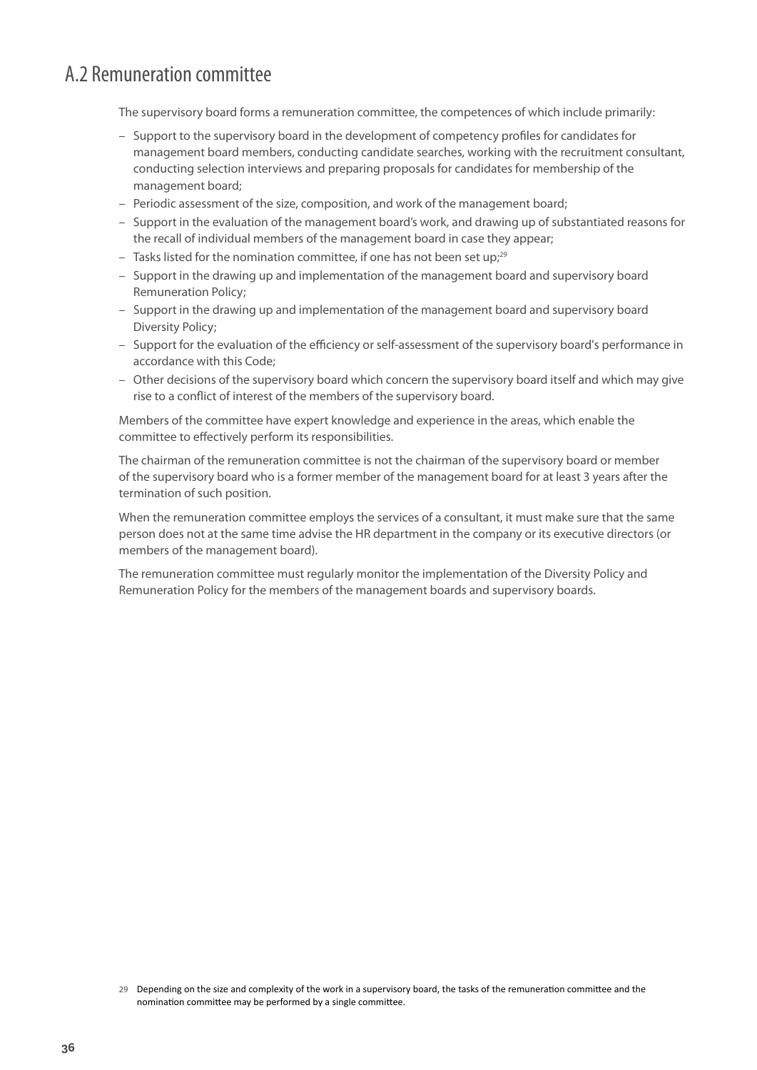## A.2 Remuneration committee

The supervisory board forms a remuneration committee, the competences of which include primarily:

- Support to the supervisory board in the development of competency profiles for candidates for management board members, conducting candidate searches, working with the recruitment consultant, conducting selection interviews and preparing proposals for candidates for membership of the management board;
- Periodic assessment of the size, composition, and work of the management board;
- Support in the evaluation of the management board's work, and drawing up of substantiated reasons for the recall of individual members of the management board in case they appear;
- Tasks listed for the nomination committee, if one has not been set up;[29]
- Support in the drawing up and implementation of the management board and supervisory board Remuneration Policy;
- Support in the drawing up and implementation of the management board and supervisory board Diversity Policy;
- Support for the evaluation of the efficiency or self-assessment of the supervisory board's performance in accordance with this Code;
- Other decisions of the supervisory board which concern the supervisory board itself and which may give rise to a conflict of interest of the members of the supervisory board.

Members of the committee have expert knowledge and experience in the areas, which enable the committee to effectively perform its responsibilities.

The chairman of the remuneration committee is not the chairman of the supervisory board or member of the supervisory board who is a former member of the management board for at least 3 years after the termination of such position.

When the remuneration committee employs the services of a consultant, it must make sure that the same person does not at the same time advise the HR department in the company or its executive directors (or members of the management board).

The remuneration committee must regularly monitor the implementation of the Diversity Policy and Remuneration Policy for the members of the management boards and supervisory boards.

29 Depending on the size and complexity of the work in a supervisory board, the tasks of the remuneration committee and the nomination committee may be performed by a single committee.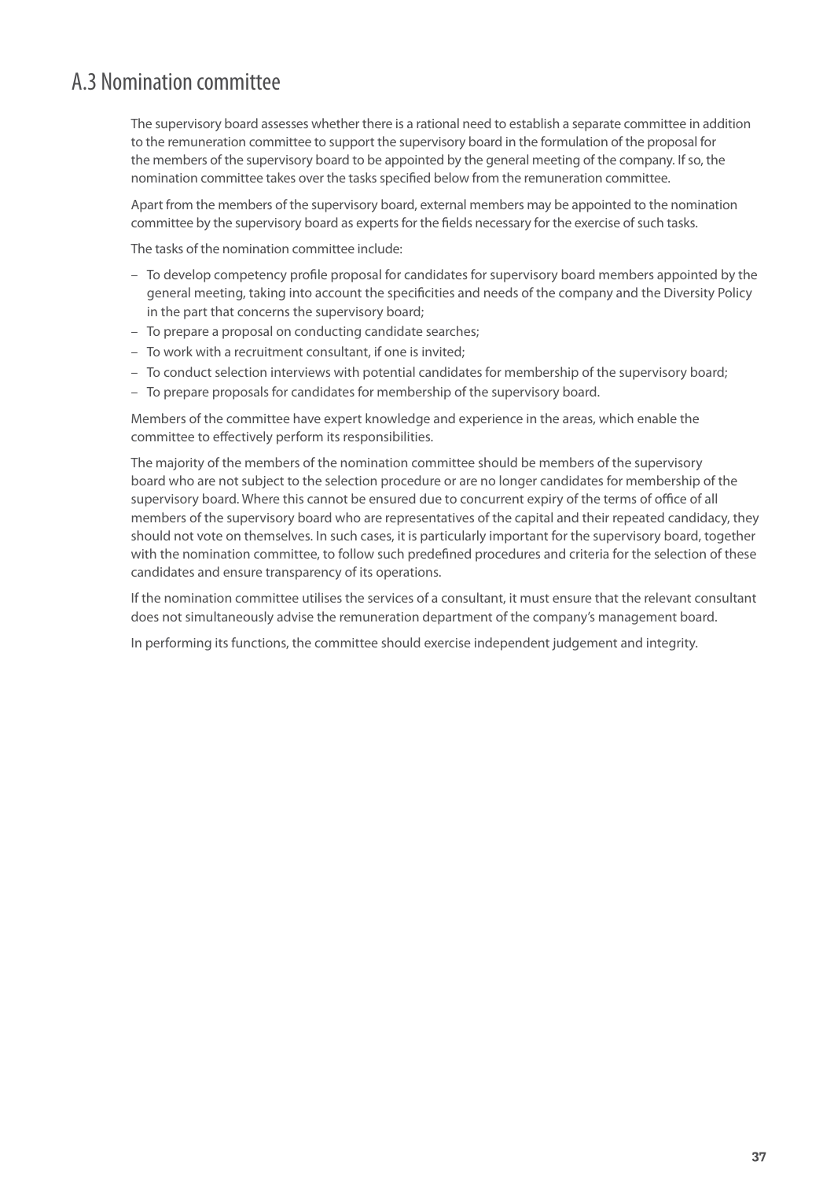## A.3 Nomination committee

The supervisory board assesses whether there is a rational need to establish a separate committee in addition to the remuneration committee to support the supervisory board in the formulation of the proposal for the members of the supervisory board to be appointed by the general meeting of the company. If so, the nomination committee takes over the tasks specified below from the remuneration committee.

Apart from the members of the supervisory board, external members may be appointed to the nomination committee by the supervisory board as experts for the fields necessary for the exercise of such tasks.

The tasks of the nomination committee include:

- To develop competency profile proposal for candidates for supervisory board members appointed by the general meeting, taking into account the specificities and needs of the company and the Diversity Policy in the part that concerns the supervisory board;
- To prepare a proposal on conducting candidate searches;
- To work with a recruitment consultant, if one is invited;
- To conduct selection interviews with potential candidates for membership of the supervisory board;
- To prepare proposals for candidates for membership of the supervisory board.

Members of the committee have expert knowledge and experience in the areas, which enable the committee to effectively perform its responsibilities.

The majority of the members of the nomination committee should be members of the supervisory board who are not subject to the selection procedure or are no longer candidates for membership of the supervisory board. Where this cannot be ensured due to concurrent expiry of the terms of office of all members of the supervisory board who are representatives of the capital and their repeated candidacy, they should not vote on themselves. In such cases, it is particularly important for the supervisory board, together with the nomination committee, to follow such predefined procedures and criteria for the selection of these candidates and ensure transparency of its operations.

If the nomination committee utilises the services of a consultant, it must ensure that the relevant consultant does not simultaneously advise the remuneration department of the company's management board.

In performing its functions, the committee should exercise independent judgement and integrity.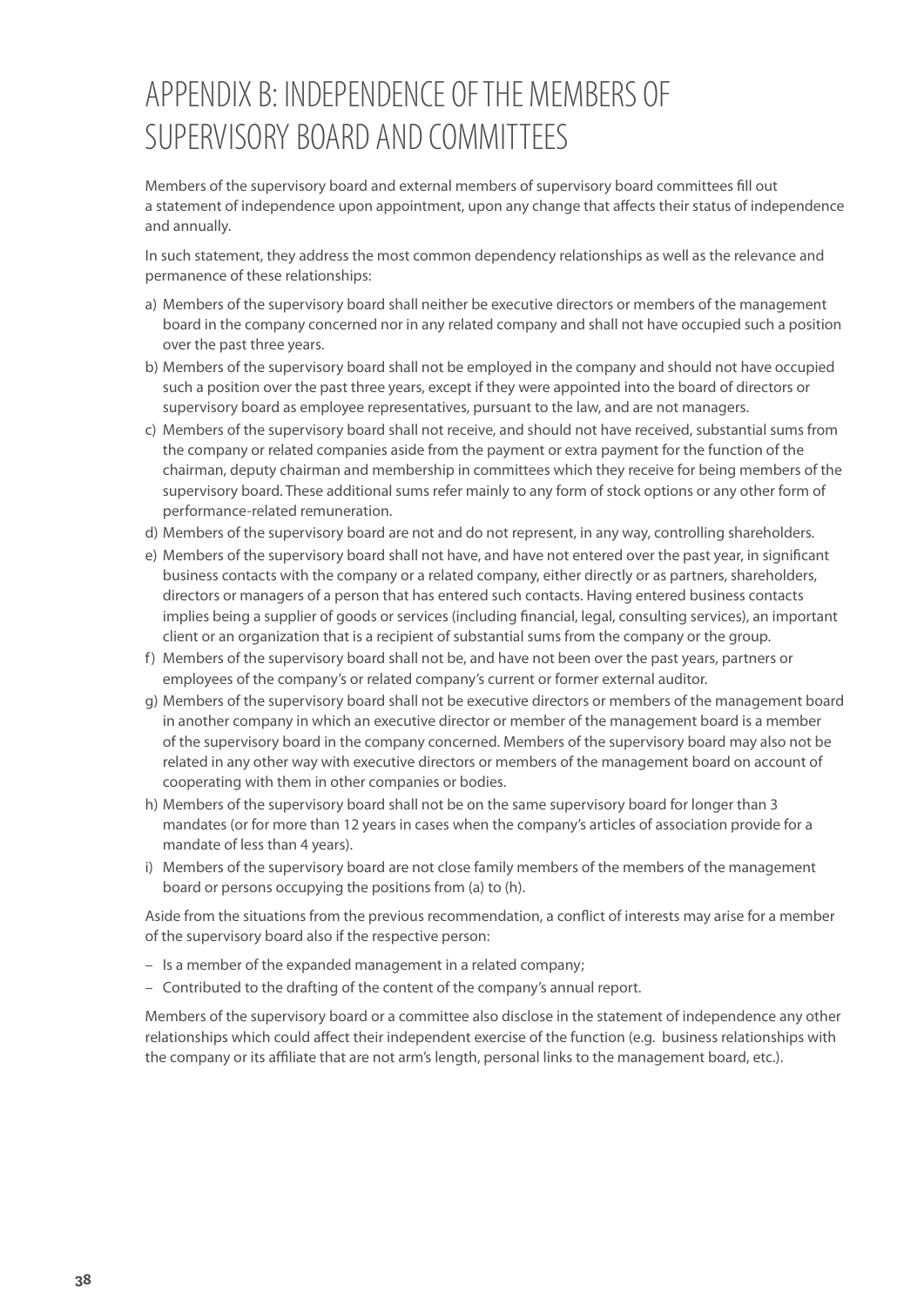# APPENDIX B: INDEPENDENCE OF THE MEMBERS OF SUPERVISORY BOARD AND COMMITTEES

Members of the supervisory board and external members of supervisory board committees fill out a statement of independence upon appointment, upon any change that affects their status of independence and annually.

In such statement, they address the most common dependency relationships as well as the relevance and permanence of these relationships:

a) Members of the supervisory board shall neither be executive directors or members of the management board in the company concerned nor in any related company and shall not have occupied such a position over the past three years.
b) Members of the supervisory board shall not be employed in the company and should not have occupied such a position over the past three years, except if they were appointed into the board of directors or supervisory board as employee representatives, pursuant to the law, and are not managers.
c) Members of the supervisory board shall not receive, and should not have received, substantial sums from the company or related companies aside from the payment or extra payment for the function of the chairman, deputy chairman and membership in committees which they receive for being members of the supervisory board. These additional sums refer mainly to any form of stock options or any other form of performance-related remuneration.
d) Members of the supervisory board are not and do not represent, in any way, controlling shareholders.
e) Members of the supervisory board shall not have, and have not entered over the past year, in significant business contacts with the company or a related company, either directly or as partners, shareholders, directors or managers of a person that has entered such contacts. Having entered business contacts implies being a supplier of goods or services (including financial, legal, consulting services), an important client or an organization that is a recipient of substantial sums from the company or the group.
f) Members of the supervisory board shall not be, and have not been over the past years, partners or employees of the company's or related company's current or former external auditor.
g) Members of the supervisory board shall not be executive directors or members of the management board in another company in which an executive director or member of the management board is a member of the supervisory board in the company concerned. Members of the supervisory board may also not be related in any other way with executive directors or members of the management board on account of cooperating with them in other companies or bodies.
h) Members of the supervisory board shall not be on the same supervisory board for longer than 3 mandates (or for more than 12 years in cases when the company's articles of association provide for a mandate of less than 4 years).
i) Members of the supervisory board are not close family members of the members of the management board or persons occupying the positions from (a) to (h).

Aside from the situations from the previous recommendation, a conflict of interests may arise for a member of the supervisory board also if the respective person:

- Is a member of the expanded management in a related company;
- Contributed to the drafting of the content of the company's annual report.

Members of the supervisory board or a committee also disclose in the statement of independence any other relationships which could affect their independent exercise of the function (e.g. business relationships with the company or its affiliate that are not arm's length, personal links to the management board, etc.).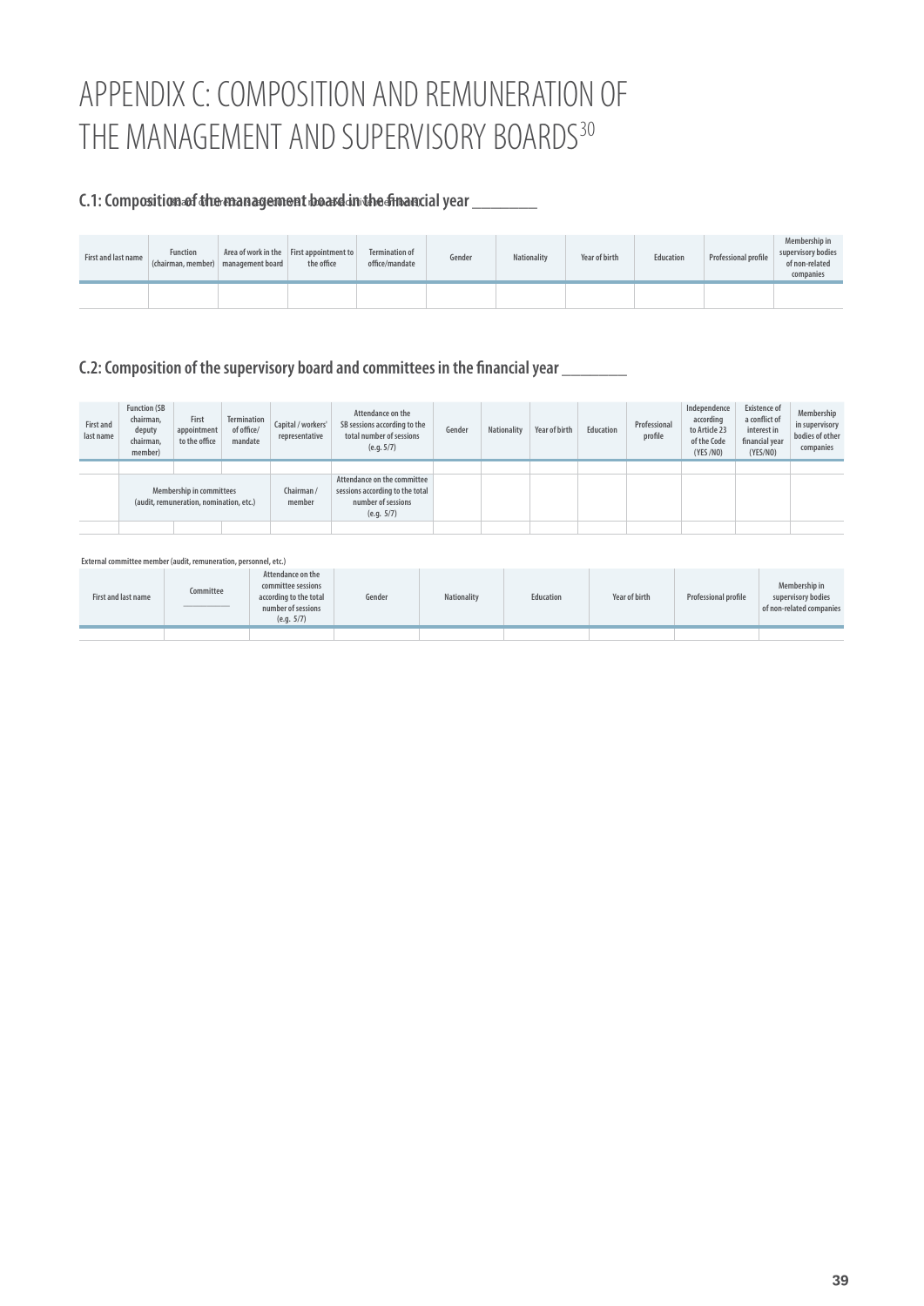# APPENDIX C: COMPOSITION AND REMUNERATION OF THE MANAGEMENT AND SUPERVISORY BOARDS[30]

## C.1: Composition of the management board in the financial year ________

| First and last name | Function (chairman, member) | Area of work in the management board | First appointment to the office | Termination of office/mandate | Gender | Nationality | Year of birth | Education | Professional profile | Membership in supervisory bodies of non-related companies |
|---|---|---|---|---|---|---|---|---|---|---|
| | | | | | | | | | | |

## C.2: Composition of the supervisory board and committees in the financial year ________

| First and last name | Function (SB chairman, deputy chairman, member) | First appointment to the office | Termination of office/ mandate | Capital / workers' representative | Attendance on the SB sessions according to the total number of sessions (e.g. 5/7) | Gender | Nationality | Year of birth | Education | Professional profile | Independence according to Article 23 of the Code (YES /NO) | Existence of a conflict of interest in financial year (YES/NO) | Membership in supervisory bodies of other companies |
|---|---|---|---|---|---|---|---|---|---|---|---|---|---|
| | | | | | | | | | | | | | |
| | Membership in committees (audit, remuneration, nomination, etc.) | | | Chairman / member | Attendance on the committee sessions according to the total number of sessions (e.g. 5/7) | | | | | | | | |
| | | | | | | | | | | | | | |

External committee member (audit, remuneration, personnel, etc.)

| First and last name | Committee | Attendance on the committee sessions according to the total number of sessions (e.g. 5/7) | Gender | Nationality | Education | Year of birth | Professional profile | Membership in supervisory bodies of non-related companies |
|---|---|---|---|---|---|---|---|---|
| | | | | | | | | |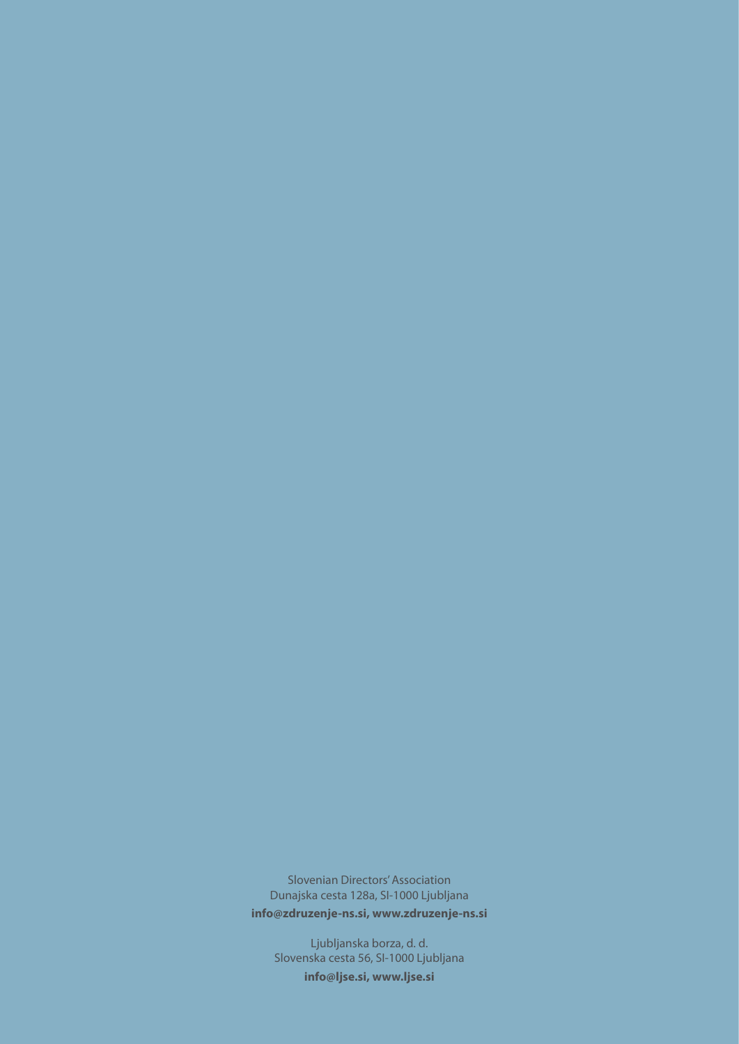Slovenian Directors' Association
Dunajska cesta 128a, SI-1000 Ljubljana
**info@zdruzenje-ns.si, www.zdruzenje-ns.si**

Ljubljanska borza, d. d.
Slovenska cesta 56, SI-1000 Ljubljana
**info@ljse.si, www.ljse.si**